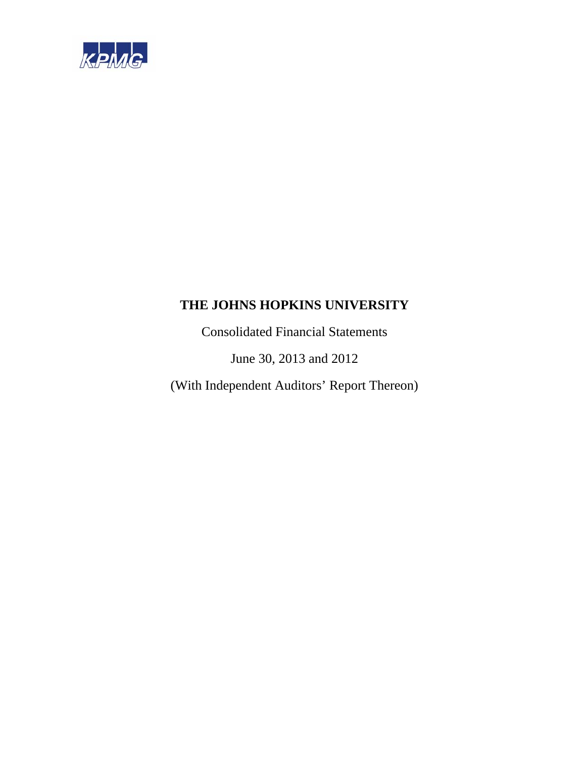KPMG

# THE JOHNS HOPKINS UNIVERSITY

Consolidated Financial Statements

June 30, 2013 and 2012

(With Independent Auditors’ Report Thereon)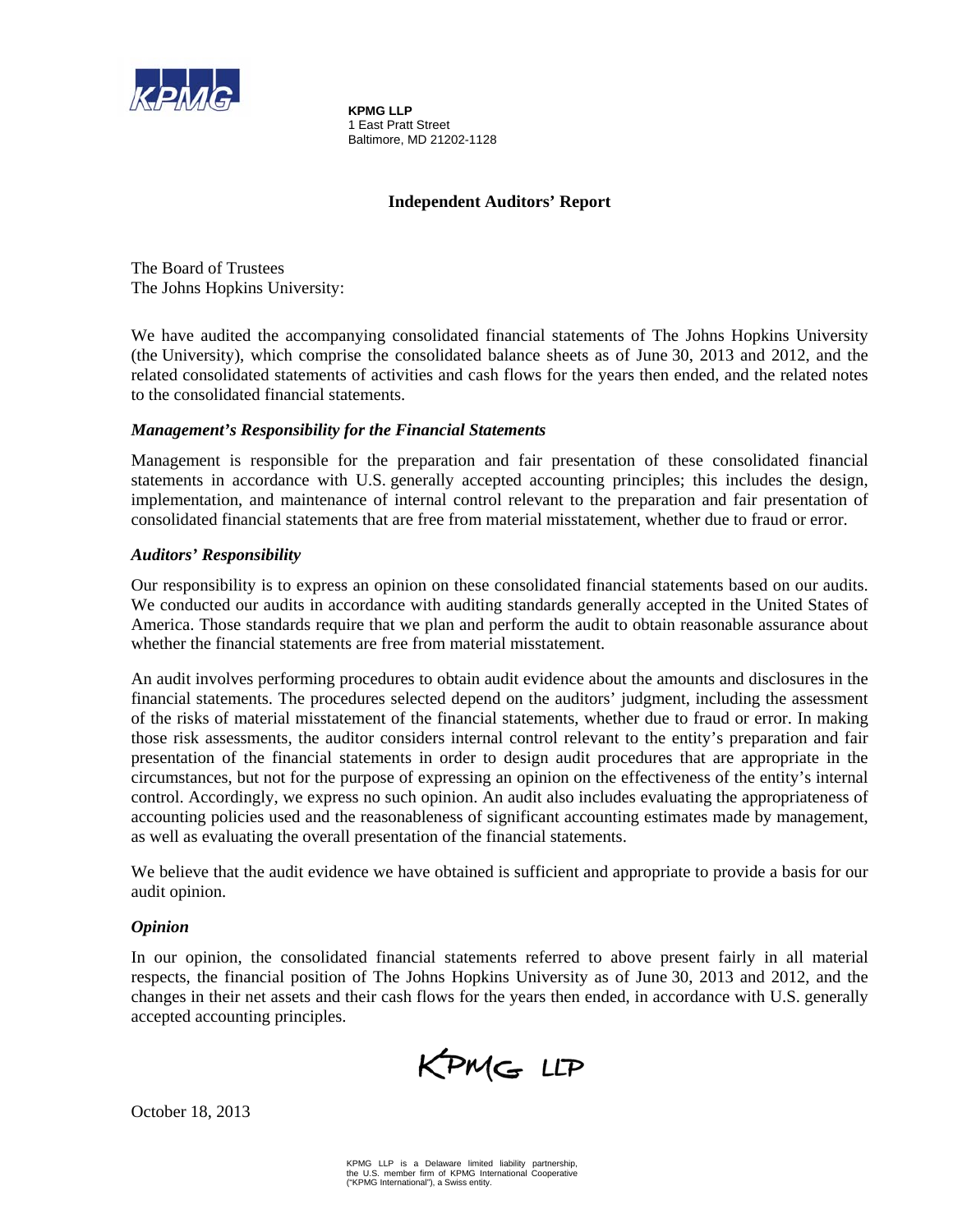**KPMG LLP**
1 East Pratt Street
Baltimore, MD 21202-1128

## Independent Auditors' Report

The Board of Trustees
The Johns Hopkins University:

We have audited the accompanying consolidated financial statements of The Johns Hopkins University (the University), which comprise the consolidated balance sheets as of June 30, 2013 and 2012, and the related consolidated statements of activities and cash flows for the years then ended, and the related notes to the consolidated financial statements.

### *Management's Responsibility for the Financial Statements*

Management is responsible for the preparation and fair presentation of these consolidated financial statements in accordance with U.S. generally accepted accounting principles; this includes the design, implementation, and maintenance of internal control relevant to the preparation and fair presentation of consolidated financial statements that are free from material misstatement, whether due to fraud or error.

### *Auditors' Responsibility*

Our responsibility is to express an opinion on these consolidated financial statements based on our audits. We conducted our audits in accordance with auditing standards generally accepted in the United States of America. Those standards require that we plan and perform the audit to obtain reasonable assurance about whether the financial statements are free from material misstatement.

An audit involves performing procedures to obtain audit evidence about the amounts and disclosures in the financial statements. The procedures selected depend on the auditors' judgment, including the assessment of the risks of material misstatement of the financial statements, whether due to fraud or error. In making those risk assessments, the auditor considers internal control relevant to the entity's preparation and fair presentation of the financial statements in order to design audit procedures that are appropriate in the circumstances, but not for the purpose of expressing an opinion on the effectiveness of the entity's internal control. Accordingly, we express no such opinion. An audit also includes evaluating the appropriateness of accounting policies used and the reasonableness of significant accounting estimates made by management, as well as evaluating the overall presentation of the financial statements.

We believe that the audit evidence we have obtained is sufficient and appropriate to provide a basis for our audit opinion.

### *Opinion*

In our opinion, the consolidated financial statements referred to above present fairly in all material respects, the financial position of The Johns Hopkins University as of June 30, 2013 and 2012, and the changes in their net assets and their cash flows for the years then ended, in accordance with U.S. generally accepted accounting principles.

KPMG LLP

October 18, 2013

KPMG LLP is a Delaware limited liability partnership, the U.S. member firm of KPMG International Cooperative ("KPMG International"), a Swiss entity.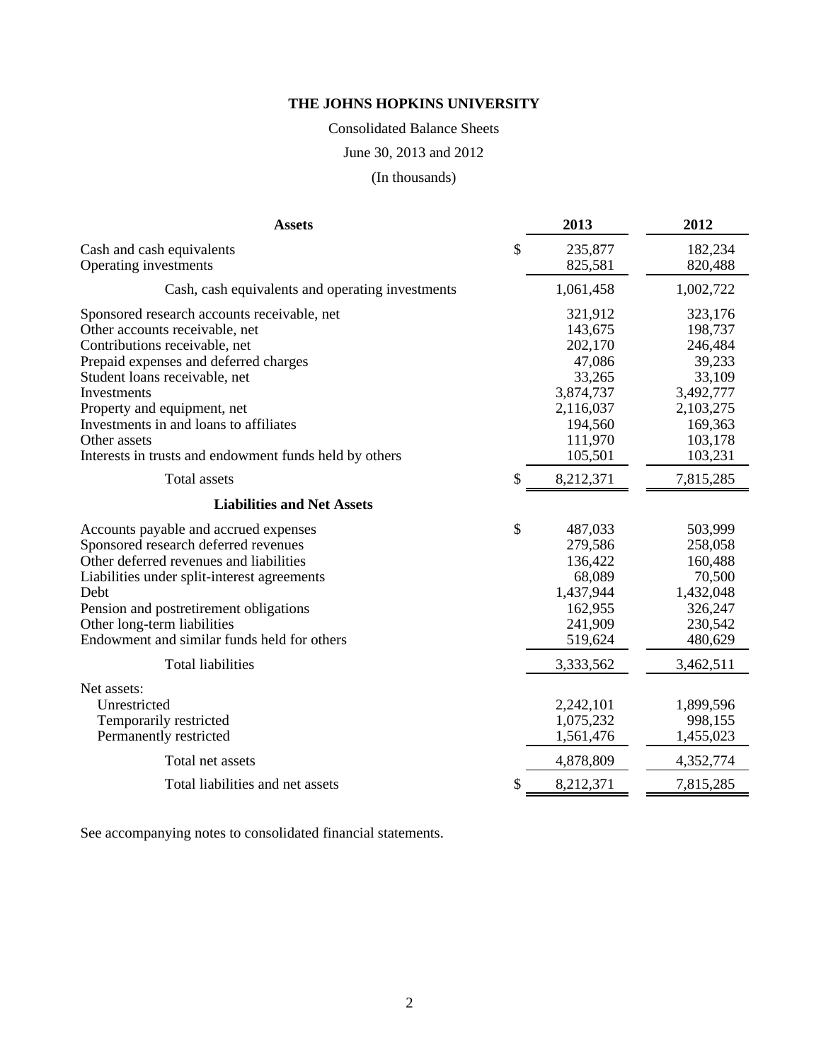# THE JOHNS HOPKINS UNIVERSITY

Consolidated Balance Sheets

June 30, 2013 and 2012

(In thousands)

| **Assets** | | **2013** | **2012** |
|---|---|---|---|
| Cash and cash equivalents | $ | 235,877 | 182,234 |
| Operating investments | | 825,581 | 820,488 |
| Cash, cash equivalents and operating investments | | 1,061,458 | 1,002,722 |
| Sponsored research accounts receivable, net | | 321,912 | 323,176 |
| Other accounts receivable, net | | 143,675 | 198,737 |
| Contributions receivable, net | | 202,170 | 246,484 |
| Prepaid expenses and deferred charges | | 47,086 | 39,233 |
| Student loans receivable, net | | 33,265 | 33,109 |
| Investments | | 3,874,737 | 3,492,777 |
| Property and equipment, net | | 2,116,037 | 2,103,275 |
| Investments in and loans to affiliates | | 194,560 | 169,363 |
| Other assets | | 111,970 | 103,178 |
| Interests in trusts and endowment funds held by others | | 105,501 | 103,231 |
| Total assets | $ | 8,212,371 | 7,815,285 |
| **Liabilities and Net Assets** | | | |
| Accounts payable and accrued expenses | $ | 487,033 | 503,999 |
| Sponsored research deferred revenues | | 279,586 | 258,058 |
| Other deferred revenues and liabilities | | 136,422 | 160,488 |
| Liabilities under split-interest agreements | | 68,089 | 70,500 |
| Debt | | 1,437,944 | 1,432,048 |
| Pension and postretirement obligations | | 162,955 | 326,247 |
| Other long-term liabilities | | 241,909 | 230,542 |
| Endowment and similar funds held for others | | 519,624 | 480,629 |
| Total liabilities | | 3,333,562 | 3,462,511 |
| Net assets: | | | |
| Unrestricted | | 2,242,101 | 1,899,596 |
| Temporarily restricted | | 1,075,232 | 998,155 |
| Permanently restricted | | 1,561,476 | 1,455,023 |
| Total net assets | | 4,878,809 | 4,352,774 |
| Total liabilities and net assets | $ | 8,212,371 | 7,815,285 |

See accompanying notes to consolidated financial statements.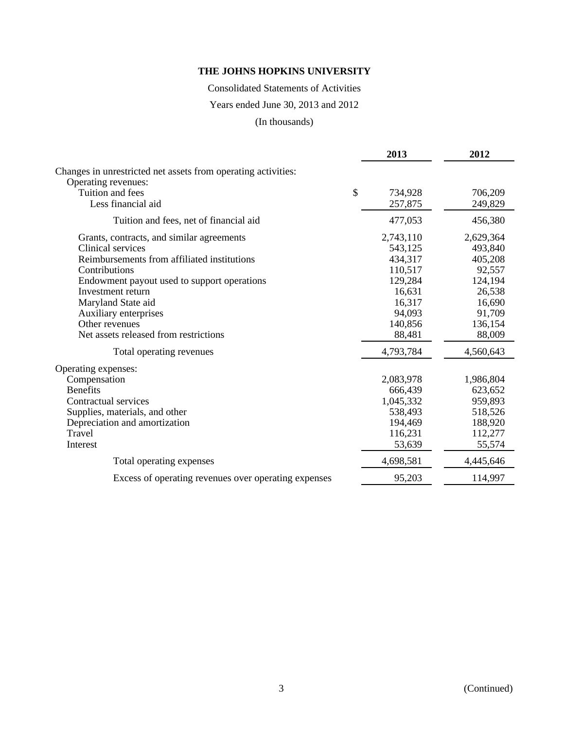# THE JOHNS HOPKINS UNIVERSITY

Consolidated Statements of Activities

Years ended June 30, 2013 and 2012

(In thousands)

| | 2013 | 2012 |
|---|---|---|
| Changes in unrestricted net assets from operating activities: | | |
| Operating revenues: | | |
| Tuition and fees | $ 734,928 | 706,209 |
| Less financial aid | 257,875 | 249,829 |
| Tuition and fees, net of financial aid | 477,053 | 456,380 |
| Grants, contracts, and similar agreements | 2,743,110 | 2,629,364 |
| Clinical services | 543,125 | 493,840 |
| Reimbursements from affiliated institutions | 434,317 | 405,208 |
| Contributions | 110,517 | 92,557 |
| Endowment payout used to support operations | 129,284 | 124,194 |
| Investment return | 16,631 | 26,538 |
| Maryland State aid | 16,317 | 16,690 |
| Auxiliary enterprises | 94,093 | 91,709 |
| Other revenues | 140,856 | 136,154 |
| Net assets released from restrictions | 88,481 | 88,009 |
| Total operating revenues | 4,793,784 | 4,560,643 |
| Operating expenses: | | |
| Compensation | 2,083,978 | 1,986,804 |
| Benefits | 666,439 | 623,652 |
| Contractual services | 1,045,332 | 959,893 |
| Supplies, materials, and other | 538,493 | 518,526 |
| Depreciation and amortization | 194,469 | 188,920 |
| Travel | 116,231 | 112,277 |
| Interest | 53,639 | 55,574 |
| Total operating expenses | 4,698,581 | 4,445,646 |
| Excess of operating revenues over operating expenses | 95,203 | 114,997 |

(Continued)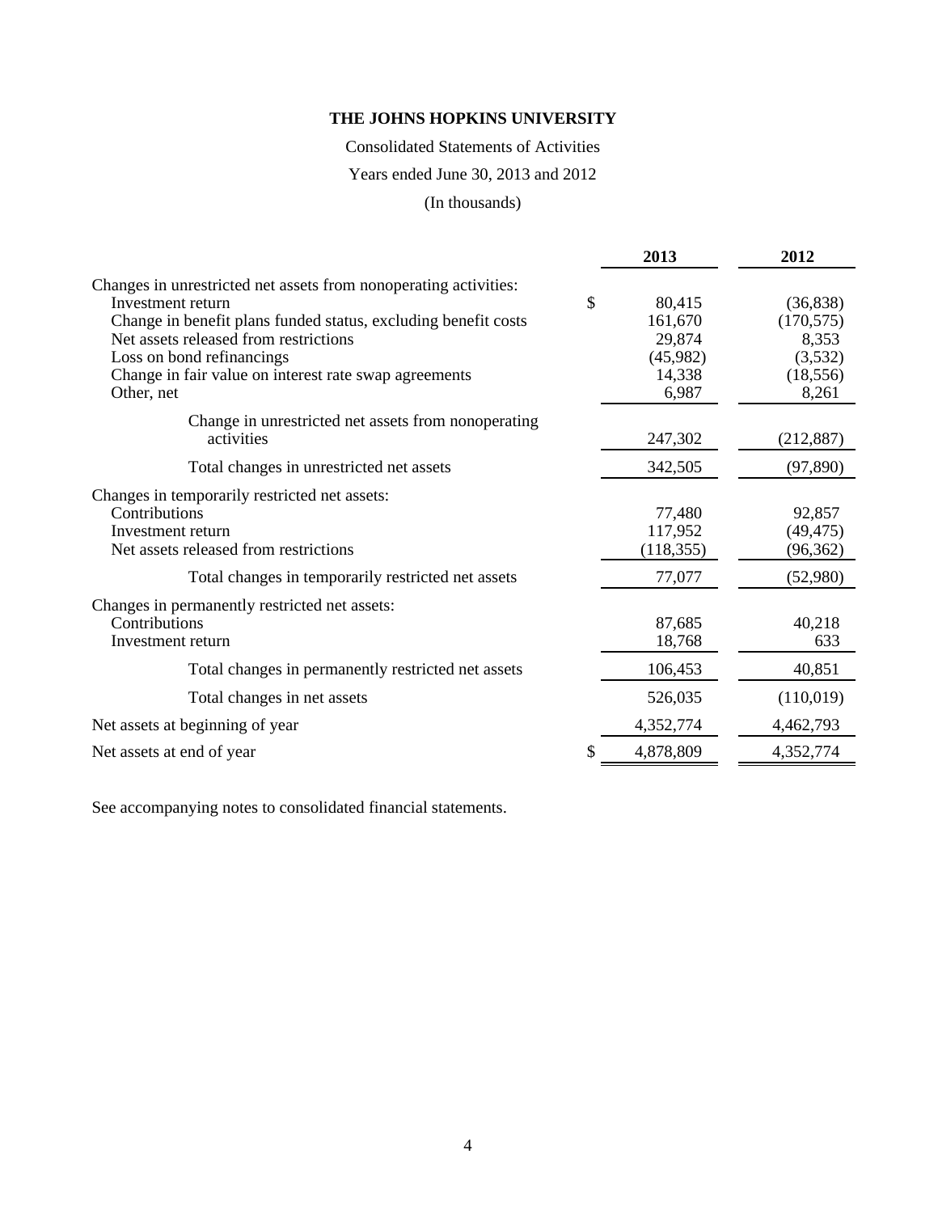**THE JOHNS HOPKINS UNIVERSITY**

Consolidated Statements of Activities

Years ended June 30, 2013 and 2012

(In thousands)

| | 2013 | 2012 |
|---|---|---|
| Changes in unrestricted net assets from nonoperating activities: | | |
| Investment return | $ 80,415 | (36,838) |
| Change in benefit plans funded status, excluding benefit costs | 161,670 | (170,575) |
| Net assets released from restrictions | 29,874 | 8,353 |
| Loss on bond refinancings | (45,982) | (3,532) |
| Change in fair value on interest rate swap agreements | 14,338 | (18,556) |
| Other, net | 6,987 | 8,261 |
| Change in unrestricted net assets from nonoperating activities | 247,302 | (212,887) |
| Total changes in unrestricted net assets | 342,505 | (97,890) |
| Changes in temporarily restricted net assets: | | |
| Contributions | 77,480 | 92,857 |
| Investment return | 117,952 | (49,475) |
| Net assets released from restrictions | (118,355) | (96,362) |
| Total changes in temporarily restricted net assets | 77,077 | (52,980) |
| Changes in permanently restricted net assets: | | |
| Contributions | 87,685 | 40,218 |
| Investment return | 18,768 | 633 |
| Total changes in permanently restricted net assets | 106,453 | 40,851 |
| Total changes in net assets | 526,035 | (110,019) |
| Net assets at beginning of year | 4,352,774 | 4,462,793 |
| Net assets at end of year | $ 4,878,809 | 4,352,774 |

See accompanying notes to consolidated financial statements.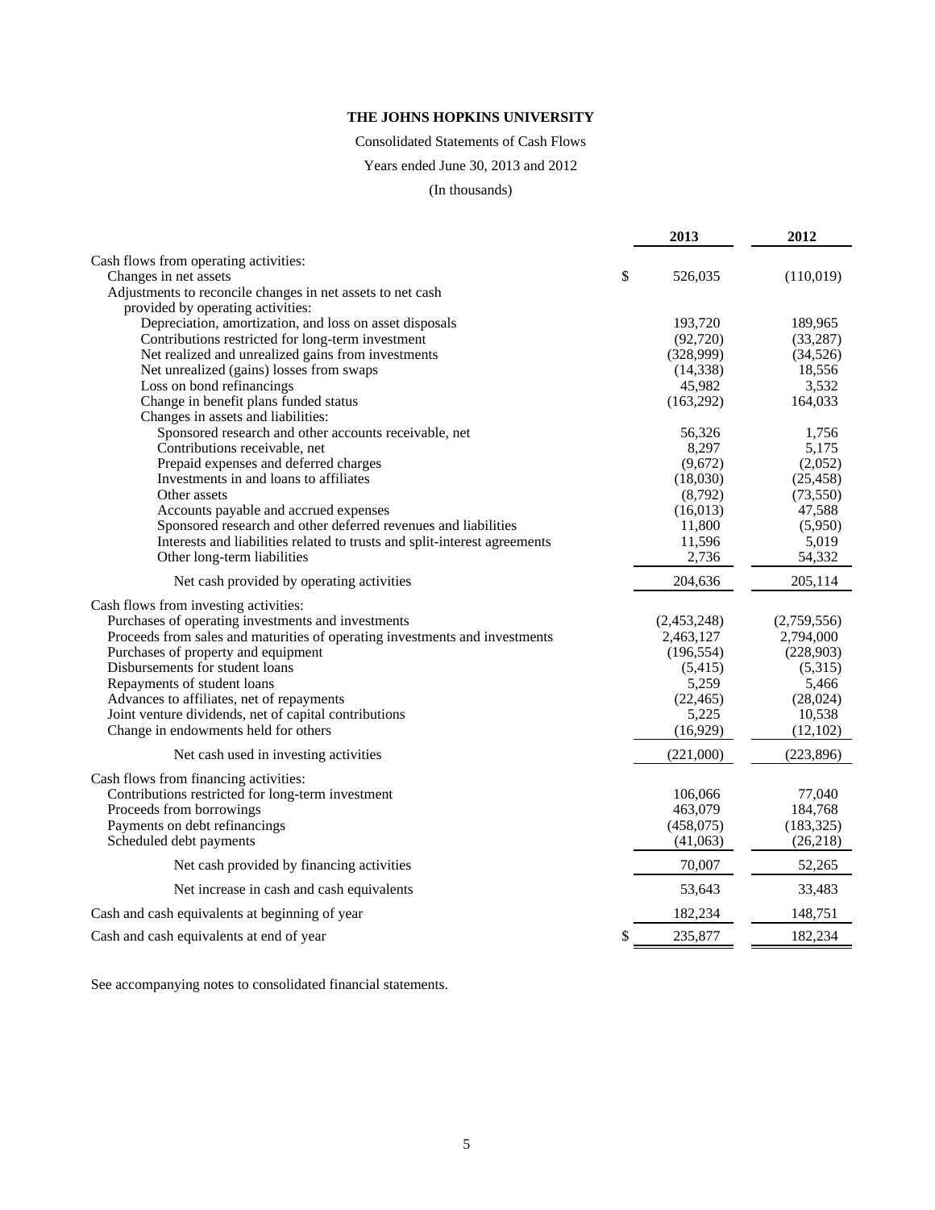**THE JOHNS HOPKINS UNIVERSITY**

Consolidated Statements of Cash Flows

Years ended June 30, 2013 and 2012

(In thousands)

| | 2013 | 2012 |
|---|---|---|
| Cash flows from operating activities: | | |
| Changes in net assets | $ 526,035 | (110,019) |
| Adjustments to reconcile changes in net assets to net cash provided by operating activities: | | |
| Depreciation, amortization, and loss on asset disposals | 193,720 | 189,965 |
| Contributions restricted for long-term investment | (92,720) | (33,287) |
| Net realized and unrealized gains from investments | (328,999) | (34,526) |
| Net unrealized (gains) losses from swaps | (14,338) | 18,556 |
| Loss on bond refinancings | 45,982 | 3,532 |
| Change in benefit plans funded status | (163,292) | 164,033 |
| Changes in assets and liabilities: | | |
| Sponsored research and other accounts receivable, net | 56,326 | 1,756 |
| Contributions receivable, net | 8,297 | 5,175 |
| Prepaid expenses and deferred charges | (9,672) | (2,052) |
| Investments in and loans to affiliates | (18,030) | (25,458) |
| Other assets | (8,792) | (73,550) |
| Accounts payable and accrued expenses | (16,013) | 47,588 |
| Sponsored research and other deferred revenues and liabilities | 11,800 | (5,950) |
| Interests and liabilities related to trusts and split-interest agreements | 11,596 | 5,019 |
| Other long-term liabilities | 2,736 | 54,332 |
| Net cash provided by operating activities | 204,636 | 205,114 |
| Cash flows from investing activities: | | |
| Purchases of operating investments and investments | (2,453,248) | (2,759,556) |
| Proceeds from sales and maturities of operating investments and investments | 2,463,127 | 2,794,000 |
| Purchases of property and equipment | (196,554) | (228,903) |
| Disbursements for student loans | (5,415) | (5,315) |
| Repayments of student loans | 5,259 | 5,466 |
| Advances to affiliates, net of repayments | (22,465) | (28,024) |
| Joint venture dividends, net of capital contributions | 5,225 | 10,538 |
| Change in endowments held for others | (16,929) | (12,102) |
| Net cash used in investing activities | (221,000) | (223,896) |
| Cash flows from financing activities: | | |
| Contributions restricted for long-term investment | 106,066 | 77,040 |
| Proceeds from borrowings | 463,079 | 184,768 |
| Payments on debt refinancings | (458,075) | (183,325) |
| Scheduled debt payments | (41,063) | (26,218) |
| Net cash provided by financing activities | 70,007 | 52,265 |
| Net increase in cash and cash equivalents | 53,643 | 33,483 |
| Cash and cash equivalents at beginning of year | 182,234 | 148,751 |
| Cash and cash equivalents at end of year | $ 235,877 | 182,234 |

See accompanying notes to consolidated financial statements.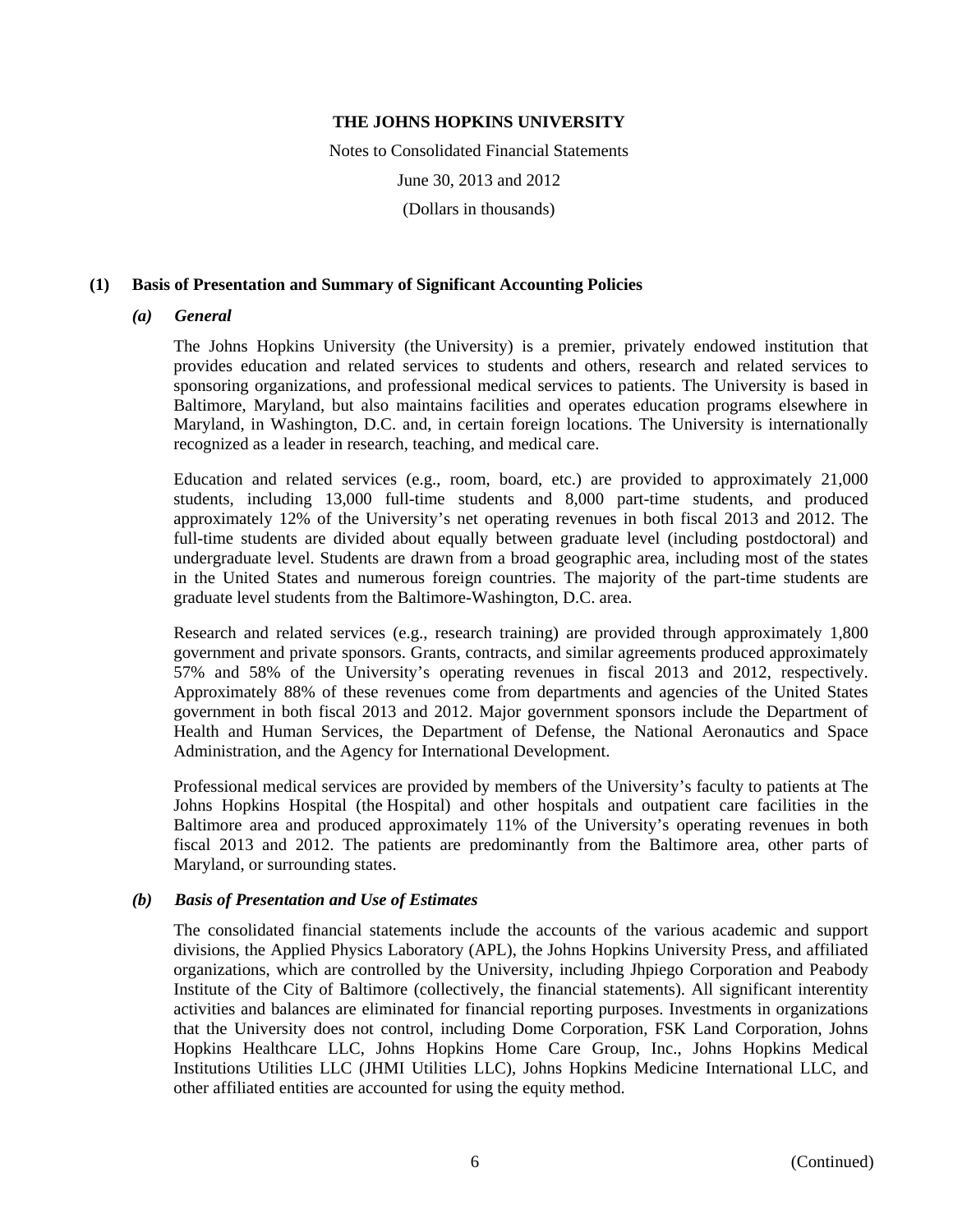# THE JOHNS HOPKINS UNIVERSITY

Notes to Consolidated Financial Statements

June 30, 2013 and 2012

(Dollars in thousands)

## (1) Basis of Presentation and Summary of Significant Accounting Policies

### *(a) General*

The Johns Hopkins University (the University) is a premier, privately endowed institution that provides education and related services to students and others, research and related services to sponsoring organizations, and professional medical services to patients. The University is based in Baltimore, Maryland, but also maintains facilities and operates education programs elsewhere in Maryland, in Washington, D.C. and, in certain foreign locations. The University is internationally recognized as a leader in research, teaching, and medical care.

Education and related services (e.g., room, board, etc.) are provided to approximately 21,000 students, including 13,000 full-time students and 8,000 part-time students, and produced approximately 12% of the University's net operating revenues in both fiscal 2013 and 2012. The full-time students are divided about equally between graduate level (including postdoctoral) and undergraduate level. Students are drawn from a broad geographic area, including most of the states in the United States and numerous foreign countries. The majority of the part-time students are graduate level students from the Baltimore-Washington, D.C. area.

Research and related services (e.g., research training) are provided through approximately 1,800 government and private sponsors. Grants, contracts, and similar agreements produced approximately 57% and 58% of the University's operating revenues in fiscal 2013 and 2012, respectively. Approximately 88% of these revenues come from departments and agencies of the United States government in both fiscal 2013 and 2012. Major government sponsors include the Department of Health and Human Services, the Department of Defense, the National Aeronautics and Space Administration, and the Agency for International Development.

Professional medical services are provided by members of the University's faculty to patients at The Johns Hopkins Hospital (the Hospital) and other hospitals and outpatient care facilities in the Baltimore area and produced approximately 11% of the University's operating revenues in both fiscal 2013 and 2012. The patients are predominantly from the Baltimore area, other parts of Maryland, or surrounding states.

### *(b) Basis of Presentation and Use of Estimates*

The consolidated financial statements include the accounts of the various academic and support divisions, the Applied Physics Laboratory (APL), the Johns Hopkins University Press, and affiliated organizations, which are controlled by the University, including Jhpiego Corporation and Peabody Institute of the City of Baltimore (collectively, the financial statements). All significant interentity activities and balances are eliminated for financial reporting purposes. Investments in organizations that the University does not control, including Dome Corporation, FSK Land Corporation, Johns Hopkins Healthcare LLC, Johns Hopkins Home Care Group, Inc., Johns Hopkins Medical Institutions Utilities LLC (JHMI Utilities LLC), Johns Hopkins Medicine International LLC, and other affiliated entities are accounted for using the equity method.

(Continued)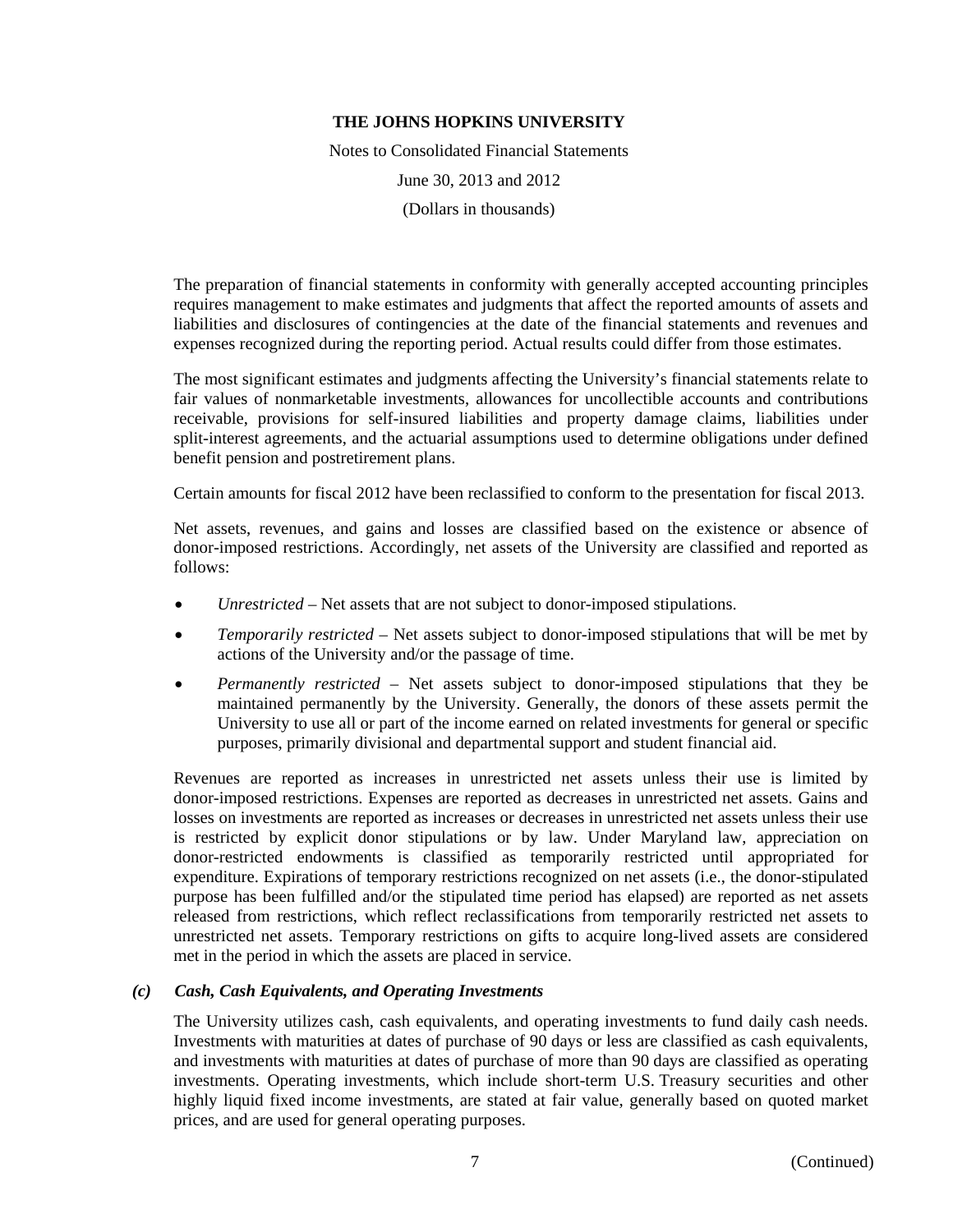The preparation of financial statements in conformity with generally accepted accounting principles requires management to make estimates and judgments that affect the reported amounts of assets and liabilities and disclosures of contingencies at the date of the financial statements and revenues and expenses recognized during the reporting period. Actual results could differ from those estimates.

The most significant estimates and judgments affecting the University's financial statements relate to fair values of nonmarketable investments, allowances for uncollectible accounts and contributions receivable, provisions for self-insured liabilities and property damage claims, liabilities under split-interest agreements, and the actuarial assumptions used to determine obligations under defined benefit pension and postretirement plans.

Certain amounts for fiscal 2012 have been reclassified to conform to the presentation for fiscal 2013.

Net assets, revenues, and gains and losses are classified based on the existence or absence of donor-imposed restrictions. Accordingly, net assets of the University are classified and reported as follows:

- *Unrestricted* – Net assets that are not subject to donor-imposed stipulations.
- *Temporarily restricted* – Net assets subject to donor-imposed stipulations that will be met by actions of the University and/or the passage of time.
- *Permanently restricted* – Net assets subject to donor-imposed stipulations that they be maintained permanently by the University. Generally, the donors of these assets permit the University to use all or part of the income earned on related investments for general or specific purposes, primarily divisional and departmental support and student financial aid.

Revenues are reported as increases in unrestricted net assets unless their use is limited by donor-imposed restrictions. Expenses are reported as decreases in unrestricted net assets. Gains and losses on investments are reported as increases or decreases in unrestricted net assets unless their use is restricted by explicit donor stipulations or by law. Under Maryland law, appreciation on donor-restricted endowments is classified as temporarily restricted until appropriated for expenditure. Expirations of temporary restrictions recognized on net assets (i.e., the donor-stipulated purpose has been fulfilled and/or the stipulated time period has elapsed) are reported as net assets released from restrictions, which reflect reclassifications from temporarily restricted net assets to unrestricted net assets. Temporary restrictions on gifts to acquire long-lived assets are considered met in the period in which the assets are placed in service.

### *(c) Cash, Cash Equivalents, and Operating Investments*

The University utilizes cash, cash equivalents, and operating investments to fund daily cash needs. Investments with maturities at dates of purchase of 90 days or less are classified as cash equivalents, and investments with maturities at dates of purchase of more than 90 days are classified as operating investments. Operating investments, which include short-term U.S. Treasury securities and other highly liquid fixed income investments, are stated at fair value, generally based on quoted market prices, and are used for general operating purposes.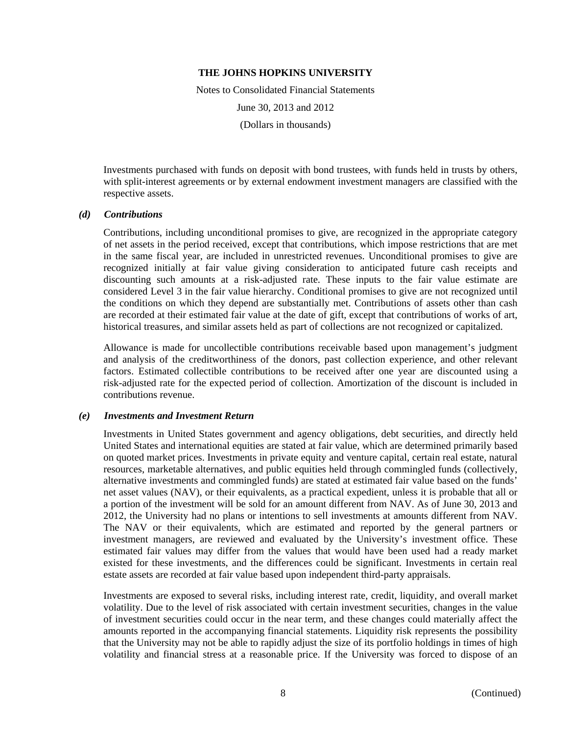Investments purchased with funds on deposit with bond trustees, with funds held in trusts by others, with split-interest agreements or by external endowment investment managers are classified with the respective assets.

### *(d) Contributions*

Contributions, including unconditional promises to give, are recognized in the appropriate category of net assets in the period received, except that contributions, which impose restrictions that are met in the same fiscal year, are included in unrestricted revenues. Unconditional promises to give are recognized initially at fair value giving consideration to anticipated future cash receipts and discounting such amounts at a risk-adjusted rate. These inputs to the fair value estimate are considered Level 3 in the fair value hierarchy. Conditional promises to give are not recognized until the conditions on which they depend are substantially met. Contributions of assets other than cash are recorded at their estimated fair value at the date of gift, except that contributions of works of art, historical treasures, and similar assets held as part of collections are not recognized or capitalized.

Allowance is made for uncollectible contributions receivable based upon management's judgment and analysis of the creditworthiness of the donors, past collection experience, and other relevant factors. Estimated collectible contributions to be received after one year are discounted using a risk-adjusted rate for the expected period of collection. Amortization of the discount is included in contributions revenue.

### *(e) Investments and Investment Return*

Investments in United States government and agency obligations, debt securities, and directly held United States and international equities are stated at fair value, which are determined primarily based on quoted market prices. Investments in private equity and venture capital, certain real estate, natural resources, marketable alternatives, and public equities held through commingled funds (collectively, alternative investments and commingled funds) are stated at estimated fair value based on the funds' net asset values (NAV), or their equivalents, as a practical expedient, unless it is probable that all or a portion of the investment will be sold for an amount different from NAV. As of June 30, 2013 and 2012, the University had no plans or intentions to sell investments at amounts different from NAV. The NAV or their equivalents, which are estimated and reported by the general partners or investment managers, are reviewed and evaluated by the University's investment office. These estimated fair values may differ from the values that would have been used had a ready market existed for these investments, and the differences could be significant. Investments in certain real estate assets are recorded at fair value based upon independent third-party appraisals.

Investments are exposed to several risks, including interest rate, credit, liquidity, and overall market volatility. Due to the level of risk associated with certain investment securities, changes in the value of investment securities could occur in the near term, and these changes could materially affect the amounts reported in the accompanying financial statements. Liquidity risk represents the possibility that the University may not be able to rapidly adjust the size of its portfolio holdings in times of high volatility and financial stress at a reasonable price. If the University was forced to dispose of an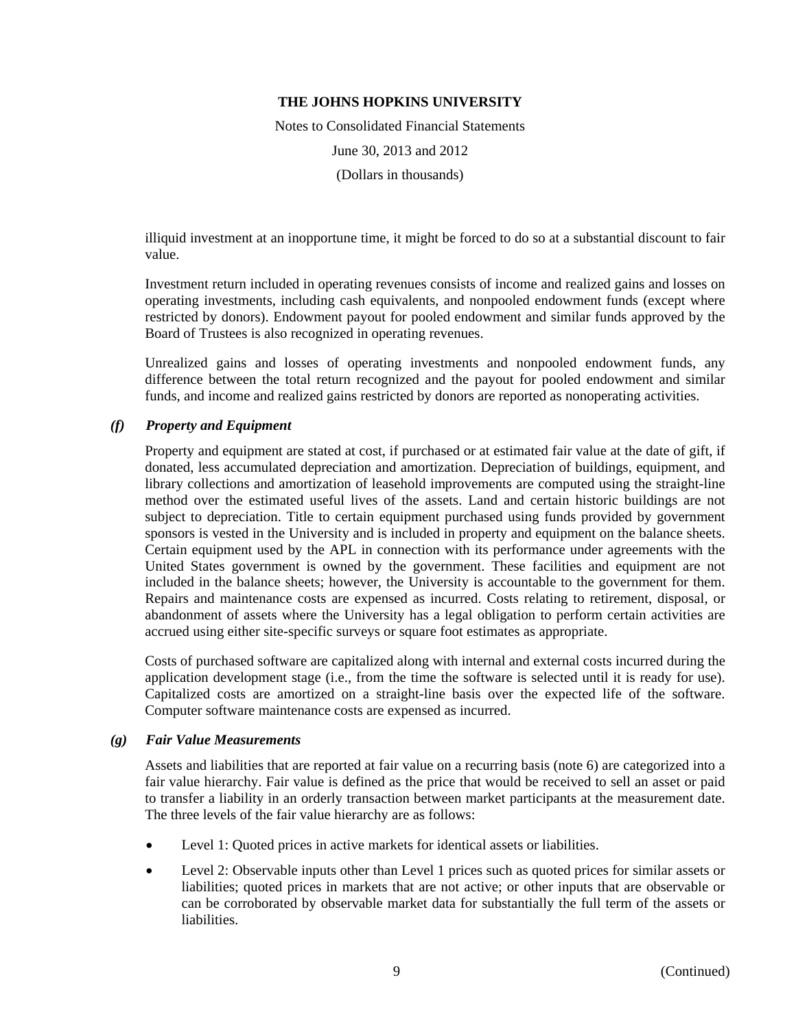illiquid investment at an inopportune time, it might be forced to do so at a substantial discount to fair value.

Investment return included in operating revenues consists of income and realized gains and losses on operating investments, including cash equivalents, and nonpooled endowment funds (except where restricted by donors). Endowment payout for pooled endowment and similar funds approved by the Board of Trustees is also recognized in operating revenues.

Unrealized gains and losses of operating investments and nonpooled endowment funds, any difference between the total return recognized and the payout for pooled endowment and similar funds, and income and realized gains restricted by donors are reported as nonoperating activities.

### *(f) Property and Equipment*

Property and equipment are stated at cost, if purchased or at estimated fair value at the date of gift, if donated, less accumulated depreciation and amortization. Depreciation of buildings, equipment, and library collections and amortization of leasehold improvements are computed using the straight-line method over the estimated useful lives of the assets. Land and certain historic buildings are not subject to depreciation. Title to certain equipment purchased using funds provided by government sponsors is vested in the University and is included in property and equipment on the balance sheets. Certain equipment used by the APL in connection with its performance under agreements with the United States government is owned by the government. These facilities and equipment are not included in the balance sheets; however, the University is accountable to the government for them. Repairs and maintenance costs are expensed as incurred. Costs relating to retirement, disposal, or abandonment of assets where the University has a legal obligation to perform certain activities are accrued using either site-specific surveys or square foot estimates as appropriate.

Costs of purchased software are capitalized along with internal and external costs incurred during the application development stage (i.e., from the time the software is selected until it is ready for use). Capitalized costs are amortized on a straight-line basis over the expected life of the software. Computer software maintenance costs are expensed as incurred.

### *(g) Fair Value Measurements*

Assets and liabilities that are reported at fair value on a recurring basis (note 6) are categorized into a fair value hierarchy. Fair value is defined as the price that would be received to sell an asset or paid to transfer a liability in an orderly transaction between market participants at the measurement date. The three levels of the fair value hierarchy are as follows:

- Level 1: Quoted prices in active markets for identical assets or liabilities.
- Level 2: Observable inputs other than Level 1 prices such as quoted prices for similar assets or liabilities; quoted prices in markets that are not active; or other inputs that are observable or can be corroborated by observable market data for substantially the full term of the assets or liabilities.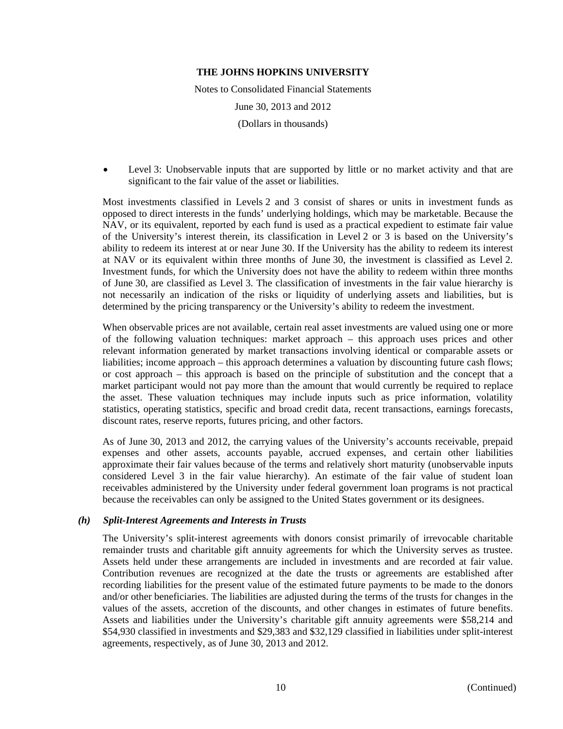- Level 3: Unobservable inputs that are supported by little or no market activity and that are significant to the fair value of the asset or liabilities.

Most investments classified in Levels 2 and 3 consist of shares or units in investment funds as opposed to direct interests in the funds' underlying holdings, which may be marketable. Because the NAV, or its equivalent, reported by each fund is used as a practical expedient to estimate fair value of the University's interest therein, its classification in Level 2 or 3 is based on the University's ability to redeem its interest at or near June 30. If the University has the ability to redeem its interest at NAV or its equivalent within three months of June 30, the investment is classified as Level 2. Investment funds, for which the University does not have the ability to redeem within three months of June 30, are classified as Level 3. The classification of investments in the fair value hierarchy is not necessarily an indication of the risks or liquidity of underlying assets and liabilities, but is determined by the pricing transparency or the University's ability to redeem the investment.

When observable prices are not available, certain real asset investments are valued using one or more of the following valuation techniques: market approach – this approach uses prices and other relevant information generated by market transactions involving identical or comparable assets or liabilities; income approach – this approach determines a valuation by discounting future cash flows; or cost approach – this approach is based on the principle of substitution and the concept that a market participant would not pay more than the amount that would currently be required to replace the asset. These valuation techniques may include inputs such as price information, volatility statistics, operating statistics, specific and broad credit data, recent transactions, earnings forecasts, discount rates, reserve reports, futures pricing, and other factors.

As of June 30, 2013 and 2012, the carrying values of the University's accounts receivable, prepaid expenses and other assets, accounts payable, accrued expenses, and certain other liabilities approximate their fair values because of the terms and relatively short maturity (unobservable inputs considered Level 3 in the fair value hierarchy). An estimate of the fair value of student loan receivables administered by the University under federal government loan programs is not practical because the receivables can only be assigned to the United States government or its designees.

### *(h) Split-Interest Agreements and Interests in Trusts*

The University's split-interest agreements with donors consist primarily of irrevocable charitable remainder trusts and charitable gift annuity agreements for which the University serves as trustee. Assets held under these arrangements are included in investments and are recorded at fair value. Contribution revenues are recognized at the date the trusts or agreements are established after recording liabilities for the present value of the estimated future payments to be made to the donors and/or other beneficiaries. The liabilities are adjusted during the terms of the trusts for changes in the values of the assets, accretion of the discounts, and other changes in estimates of future benefits. Assets and liabilities under the University's charitable gift annuity agreements were $58,214 and $54,930 classified in investments and $29,383 and $32,129 classified in liabilities under split-interest agreements, respectively, as of June 30, 2013 and 2012.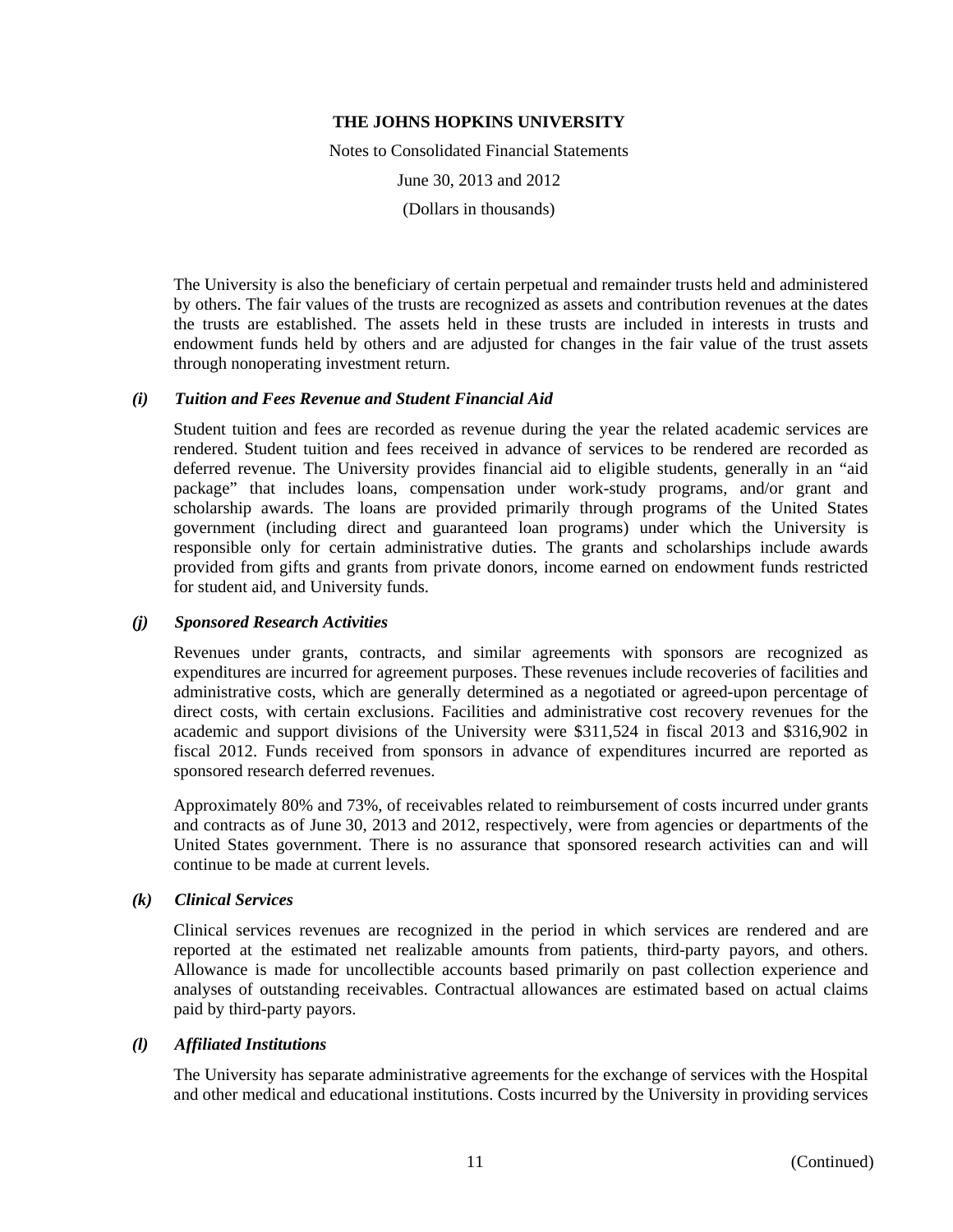The University is also the beneficiary of certain perpetual and remainder trusts held and administered by others. The fair values of the trusts are recognized as assets and contribution revenues at the dates the trusts are established. The assets held in these trusts are included in interests in trusts and endowment funds held by others and are adjusted for changes in the fair value of the trust assets through nonoperating investment return.

### *(i) Tuition and Fees Revenue and Student Financial Aid*

Student tuition and fees are recorded as revenue during the year the related academic services are rendered. Student tuition and fees received in advance of services to be rendered are recorded as deferred revenue. The University provides financial aid to eligible students, generally in an "aid package" that includes loans, compensation under work-study programs, and/or grant and scholarship awards. The loans are provided primarily through programs of the United States government (including direct and guaranteed loan programs) under which the University is responsible only for certain administrative duties. The grants and scholarships include awards provided from gifts and grants from private donors, income earned on endowment funds restricted for student aid, and University funds.

### *(j) Sponsored Research Activities*

Revenues under grants, contracts, and similar agreements with sponsors are recognized as expenditures are incurred for agreement purposes. These revenues include recoveries of facilities and administrative costs, which are generally determined as a negotiated or agreed-upon percentage of direct costs, with certain exclusions. Facilities and administrative cost recovery revenues for the academic and support divisions of the University were $311,524 in fiscal 2013 and $316,902 in fiscal 2012. Funds received from sponsors in advance of expenditures incurred are reported as sponsored research deferred revenues.

Approximately 80% and 73%, of receivables related to reimbursement of costs incurred under grants and contracts as of June 30, 2013 and 2012, respectively, were from agencies or departments of the United States government. There is no assurance that sponsored research activities can and will continue to be made at current levels.

### *(k) Clinical Services*

Clinical services revenues are recognized in the period in which services are rendered and are reported at the estimated net realizable amounts from patients, third-party payors, and others. Allowance is made for uncollectible accounts based primarily on past collection experience and analyses of outstanding receivables. Contractual allowances are estimated based on actual claims paid by third-party payors.

### *(l) Affiliated Institutions*

The University has separate administrative agreements for the exchange of services with the Hospital and other medical and educational institutions. Costs incurred by the University in providing services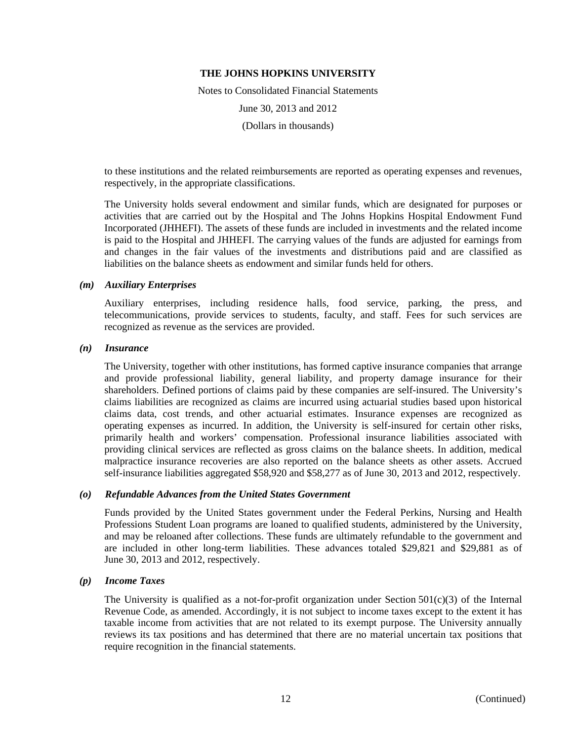to these institutions and the related reimbursements are reported as operating expenses and revenues, respectively, in the appropriate classifications.

The University holds several endowment and similar funds, which are designated for purposes or activities that are carried out by the Hospital and The Johns Hopkins Hospital Endowment Fund Incorporated (JHHEFI). The assets of these funds are included in investments and the related income is paid to the Hospital and JHHEFI. The carrying values of the funds are adjusted for earnings from and changes in the fair values of the investments and distributions paid and are classified as liabilities on the balance sheets as endowment and similar funds held for others.

### *(m) Auxiliary Enterprises*

Auxiliary enterprises, including residence halls, food service, parking, the press, and telecommunications, provide services to students, faculty, and staff. Fees for such services are recognized as revenue as the services are provided.

### *(n) Insurance*

The University, together with other institutions, has formed captive insurance companies that arrange and provide professional liability, general liability, and property damage insurance for their shareholders. Defined portions of claims paid by these companies are self-insured. The University's claims liabilities are recognized as claims are incurred using actuarial studies based upon historical claims data, cost trends, and other actuarial estimates. Insurance expenses are recognized as operating expenses as incurred. In addition, the University is self-insured for certain other risks, primarily health and workers' compensation. Professional insurance liabilities associated with providing clinical services are reflected as gross claims on the balance sheets. In addition, medical malpractice insurance recoveries are also reported on the balance sheets as other assets. Accrued self-insurance liabilities aggregated $58,920 and $58,277 as of June 30, 2013 and 2012, respectively.

### *(o) Refundable Advances from the United States Government*

Funds provided by the United States government under the Federal Perkins, Nursing and Health Professions Student Loan programs are loaned to qualified students, administered by the University, and may be reloaned after collections. These funds are ultimately refundable to the government and are included in other long-term liabilities. These advances totaled $29,821 and $29,881 as of June 30, 2013 and 2012, respectively.

### *(p) Income Taxes*

The University is qualified as a not-for-profit organization under Section 501(c)(3) of the Internal Revenue Code, as amended. Accordingly, it is not subject to income taxes except to the extent it has taxable income from activities that are not related to its exempt purpose. The University annually reviews its tax positions and has determined that there are no material uncertain tax positions that require recognition in the financial statements.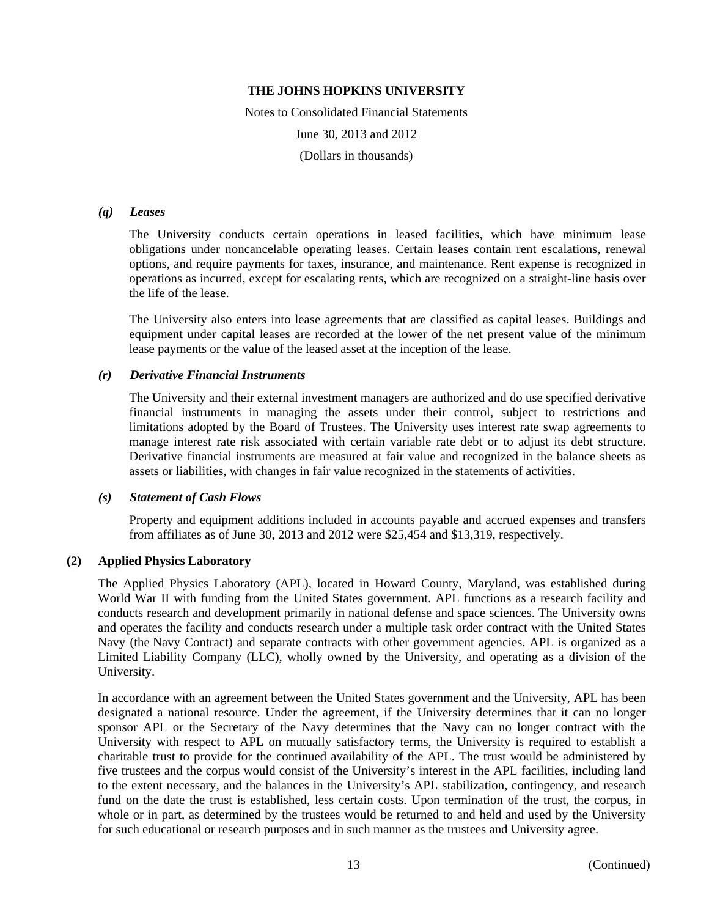### *(q) Leases*

The University conducts certain operations in leased facilities, which have minimum lease obligations under noncancelable operating leases. Certain leases contain rent escalations, renewal options, and require payments for taxes, insurance, and maintenance. Rent expense is recognized in operations as incurred, except for escalating rents, which are recognized on a straight-line basis over the life of the lease.

The University also enters into lease agreements that are classified as capital leases. Buildings and equipment under capital leases are recorded at the lower of the net present value of the minimum lease payments or the value of the leased asset at the inception of the lease.

### *(r) Derivative Financial Instruments*

The University and their external investment managers are authorized and do use specified derivative financial instruments in managing the assets under their control, subject to restrictions and limitations adopted by the Board of Trustees. The University uses interest rate swap agreements to manage interest rate risk associated with certain variable rate debt or to adjust its debt structure. Derivative financial instruments are measured at fair value and recognized in the balance sheets as assets or liabilities, with changes in fair value recognized in the statements of activities.

### *(s) Statement of Cash Flows*

Property and equipment additions included in accounts payable and accrued expenses and transfers from affiliates as of June 30, 2013 and 2012 were $25,454 and $13,319, respectively.

## (2) Applied Physics Laboratory

The Applied Physics Laboratory (APL), located in Howard County, Maryland, was established during World War II with funding from the United States government. APL functions as a research facility and conducts research and development primarily in national defense and space sciences. The University owns and operates the facility and conducts research under a multiple task order contract with the United States Navy (the Navy Contract) and separate contracts with other government agencies. APL is organized as a Limited Liability Company (LLC), wholly owned by the University, and operating as a division of the University.

In accordance with an agreement between the United States government and the University, APL has been designated a national resource. Under the agreement, if the University determines that it can no longer sponsor APL or the Secretary of the Navy determines that the Navy can no longer contract with the University with respect to APL on mutually satisfactory terms, the University is required to establish a charitable trust to provide for the continued availability of the APL. The trust would be administered by five trustees and the corpus would consist of the University's interest in the APL facilities, including land to the extent necessary, and the balances in the University's APL stabilization, contingency, and research fund on the date the trust is established, less certain costs. Upon termination of the trust, the corpus, in whole or in part, as determined by the trustees would be returned to and held and used by the University for such educational or research purposes and in such manner as the trustees and University agree.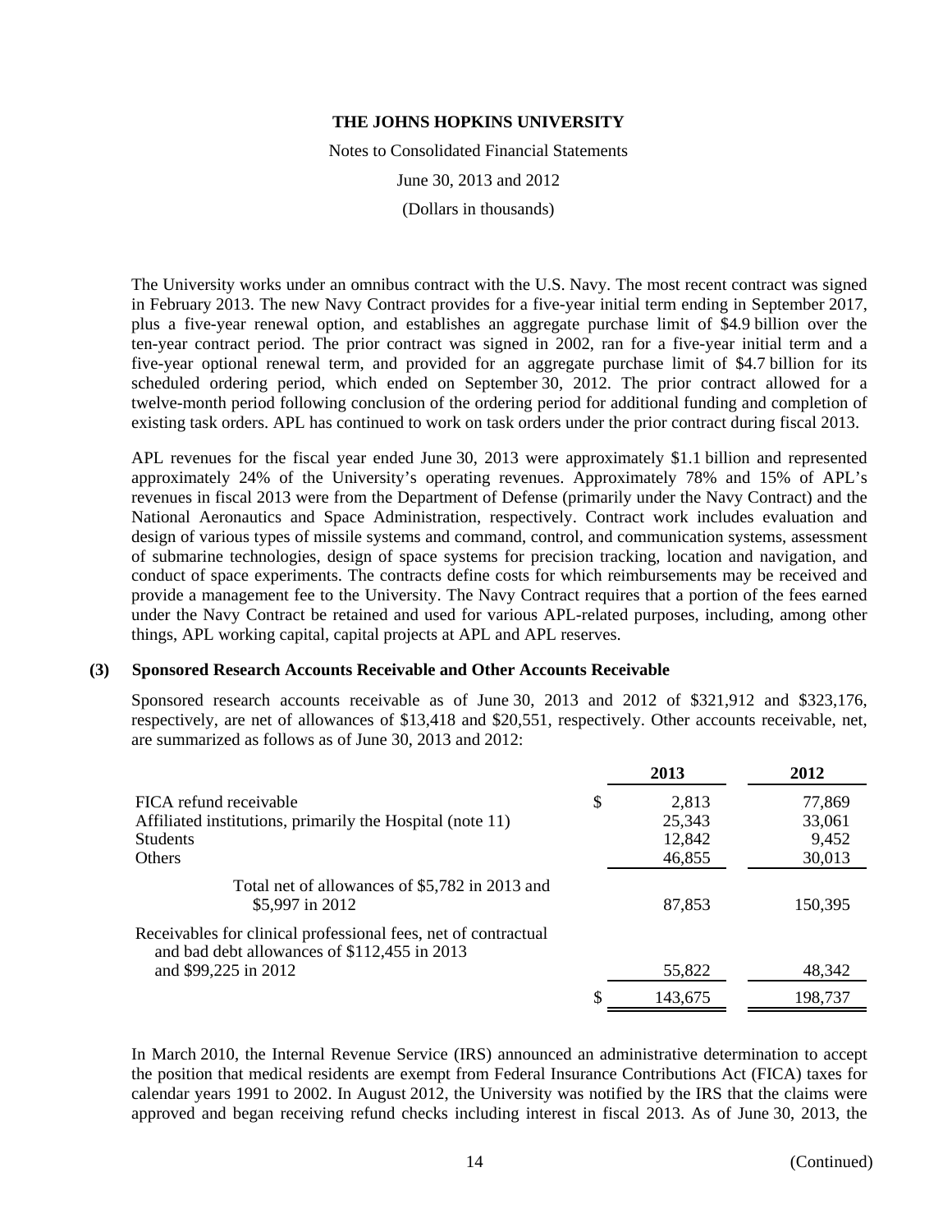The University works under an omnibus contract with the U.S. Navy. The most recent contract was signed in February 2013. The new Navy Contract provides for a five-year initial term ending in September 2017, plus a five-year renewal option, and establishes an aggregate purchase limit of $4.9 billion over the ten-year contract period. The prior contract was signed in 2002, ran for a five-year initial term and a five-year optional renewal term, and provided for an aggregate purchase limit of $4.7 billion for its scheduled ordering period, which ended on September 30, 2012. The prior contract allowed for a twelve-month period following conclusion of the ordering period for additional funding and completion of existing task orders. APL has continued to work on task orders under the prior contract during fiscal 2013.

APL revenues for the fiscal year ended June 30, 2013 were approximately $1.1 billion and represented approximately 24% of the University's operating revenues. Approximately 78% and 15% of APL's revenues in fiscal 2013 were from the Department of Defense (primarily under the Navy Contract) and the National Aeronautics and Space Administration, respectively. Contract work includes evaluation and design of various types of missile systems and command, control, and communication systems, assessment of submarine technologies, design of space systems for precision tracking, location and navigation, and conduct of space experiments. The contracts define costs for which reimbursements may be received and provide a management fee to the University. The Navy Contract requires that a portion of the fees earned under the Navy Contract be retained and used for various APL-related purposes, including, among other things, APL working capital, capital projects at APL and APL reserves.

## (3) Sponsored Research Accounts Receivable and Other Accounts Receivable

Sponsored research accounts receivable as of June 30, 2013 and 2012 of $321,912 and $323,176, respectively, are net of allowances of $13,418 and $20,551, respectively. Other accounts receivable, net, are summarized as follows as of June 30, 2013 and 2012:

| | 2013 | 2012 |
|---|---|---|
| FICA refund receivable | $ 2,813 | 77,869 |
| Affiliated institutions, primarily the Hospital (note 11) | 25,343 | 33,061 |
| Students | 12,842 | 9,452 |
| Others | 46,855 | 30,013 |
| Total net of allowances of $5,782 in 2013 and $5,997 in 2012 | 87,853 | 150,395 |
| Receivables for clinical professional fees, net of contractual and bad debt allowances of $112,455 in 2013 and $99,225 in 2012 | 55,822 | 48,342 |
| | $ 143,675 | 198,737 |

In March 2010, the Internal Revenue Service (IRS) announced an administrative determination to accept the position that medical residents are exempt from Federal Insurance Contributions Act (FICA) taxes for calendar years 1991 to 2002. In August 2012, the University was notified by the IRS that the claims were approved and began receiving refund checks including interest in fiscal 2013. As of June 30, 2013, the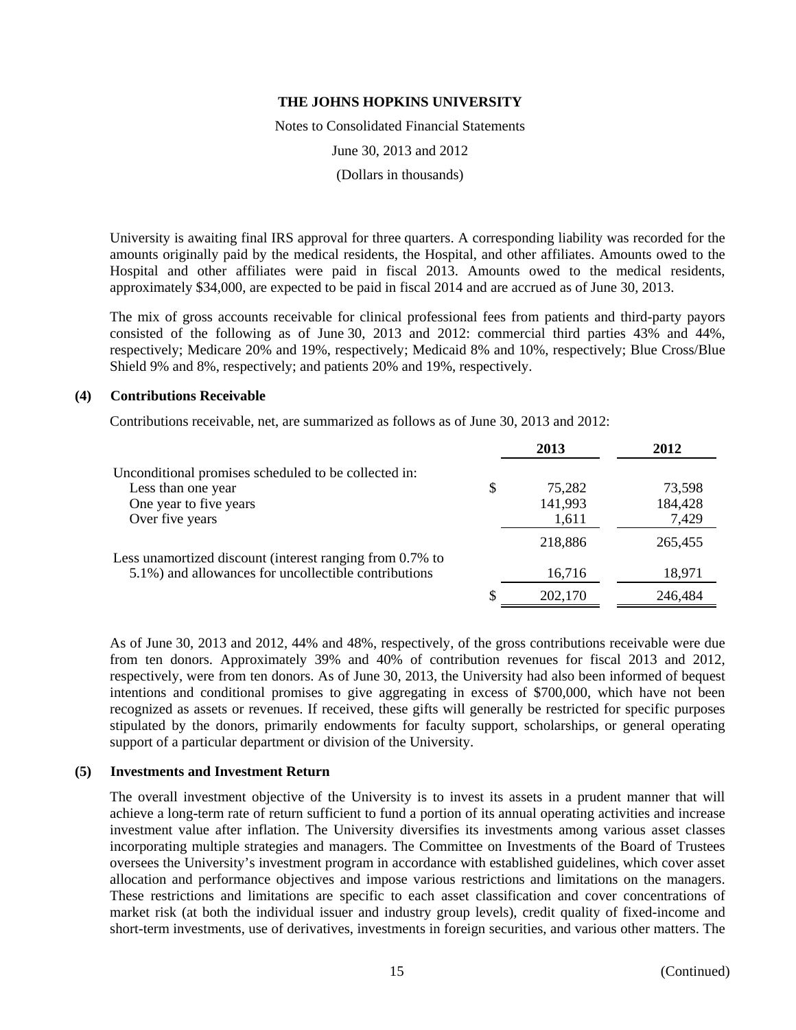University is awaiting final IRS approval for three quarters. A corresponding liability was recorded for the amounts originally paid by the medical residents, the Hospital, and other affiliates. Amounts owed to the Hospital and other affiliates were paid in fiscal 2013. Amounts owed to the medical residents, approximately $34,000, are expected to be paid in fiscal 2014 and are accrued as of June 30, 2013.

The mix of gross accounts receivable for clinical professional fees from patients and third-party payors consisted of the following as of June 30, 2013 and 2012: commercial third parties 43% and 44%, respectively; Medicare 20% and 19%, respectively; Medicaid 8% and 10%, respectively; Blue Cross/Blue Shield 9% and 8%, respectively; and patients 20% and 19%, respectively.

## (4) Contributions Receivable

Contributions receivable, net, are summarized as follows as of June 30, 2013 and 2012:

| | 2013 | 2012 |
|---|---|---|
| Unconditional promises scheduled to be collected in: | | |
| Less than one year | $ 75,282 | 73,598 |
| One year to five years | 141,993 | 184,428 |
| Over five years | 1,611 | 7,429 |
| | 218,886 | 265,455 |
| Less unamortized discount (interest ranging from 0.7% to 5.1%) and allowances for uncollectible contributions | 16,716 | 18,971 |
| | $ 202,170 | 246,484 |

As of June 30, 2013 and 2012, 44% and 48%, respectively, of the gross contributions receivable were due from ten donors. Approximately 39% and 40% of contribution revenues for fiscal 2013 and 2012, respectively, were from ten donors. As of June 30, 2013, the University had also been informed of bequest intentions and conditional promises to give aggregating in excess of $700,000, which have not been recognized as assets or revenues. If received, these gifts will generally be restricted for specific purposes stipulated by the donors, primarily endowments for faculty support, scholarships, or general operating support of a particular department or division of the University.

## (5) Investments and Investment Return

The overall investment objective of the University is to invest its assets in a prudent manner that will achieve a long-term rate of return sufficient to fund a portion of its annual operating activities and increase investment value after inflation. The University diversifies its investments among various asset classes incorporating multiple strategies and managers. The Committee on Investments of the Board of Trustees oversees the University's investment program in accordance with established guidelines, which cover asset allocation and performance objectives and impose various restrictions and limitations on the managers. These restrictions and limitations are specific to each asset classification and cover concentrations of market risk (at both the individual issuer and industry group levels), credit quality of fixed-income and short-term investments, use of derivatives, investments in foreign securities, and various other matters. The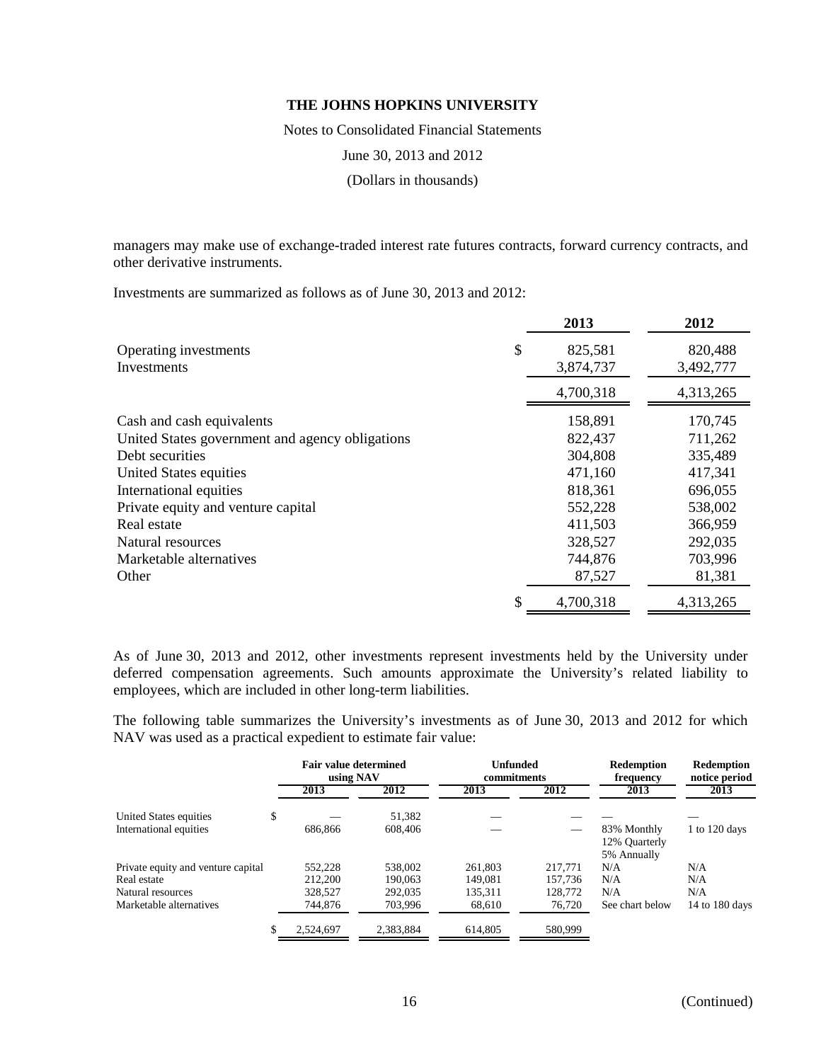managers may make use of exchange-traded interest rate futures contracts, forward currency contracts, and other derivative instruments.

Investments are summarized as follows as of June 30, 2013 and 2012:

| | 2013 | 2012 |
|---|---|---|
| Operating investments | $ 825,581 | 820,488 |
| Investments | 3,874,737 | 3,492,777 |
| | 4,700,318 | 4,313,265 |
| Cash and cash equivalents | 158,891 | 170,745 |
| United States government and agency obligations | 822,437 | 711,262 |
| Debt securities | 304,808 | 335,489 |
| United States equities | 471,160 | 417,341 |
| International equities | 818,361 | 696,055 |
| Private equity and venture capital | 552,228 | 538,002 |
| Real estate | 411,503 | 366,959 |
| Natural resources | 328,527 | 292,035 |
| Marketable alternatives | 744,876 | 703,996 |
| Other | 87,527 | 81,381 |
| | $ 4,700,318 | 4,313,265 |

As of June 30, 2013 and 2012, other investments represent investments held by the University under deferred compensation agreements. Such amounts approximate the University's related liability to employees, which are included in other long-term liabilities.

The following table summarizes the University's investments as of June 30, 2013 and 2012 for which NAV was used as a practical expedient to estimate fair value:

| | Fair value determined using NAV | | Unfunded commitments | | Redemption frequency | Redemption notice period |
|---|---|---|---|---|---|---|
| | 2013 | 2012 | 2013 | 2012 | 2013 | 2013 |
| United States equities | $ — | 51,382 | — | — | — | — |
| International equities | 686,866 | 608,406 | — | — | 83% Monthly<br>12% Quarterly<br>5% Annually | 1 to 120 days |
| Private equity and venture capital | 552,228 | 538,002 | 261,803 | 217,771 | N/A | N/A |
| Real estate | 212,200 | 190,063 | 149,081 | 157,736 | N/A | N/A |
| Natural resources | 328,527 | 292,035 | 135,311 | 128,772 | N/A | N/A |
| Marketable alternatives | 744,876 | 703,996 | 68,610 | 76,720 | See chart below | 14 to 180 days |
| | $ 2,524,697 | 2,383,884 | 614,805 | 580,999 | | |

(Continued)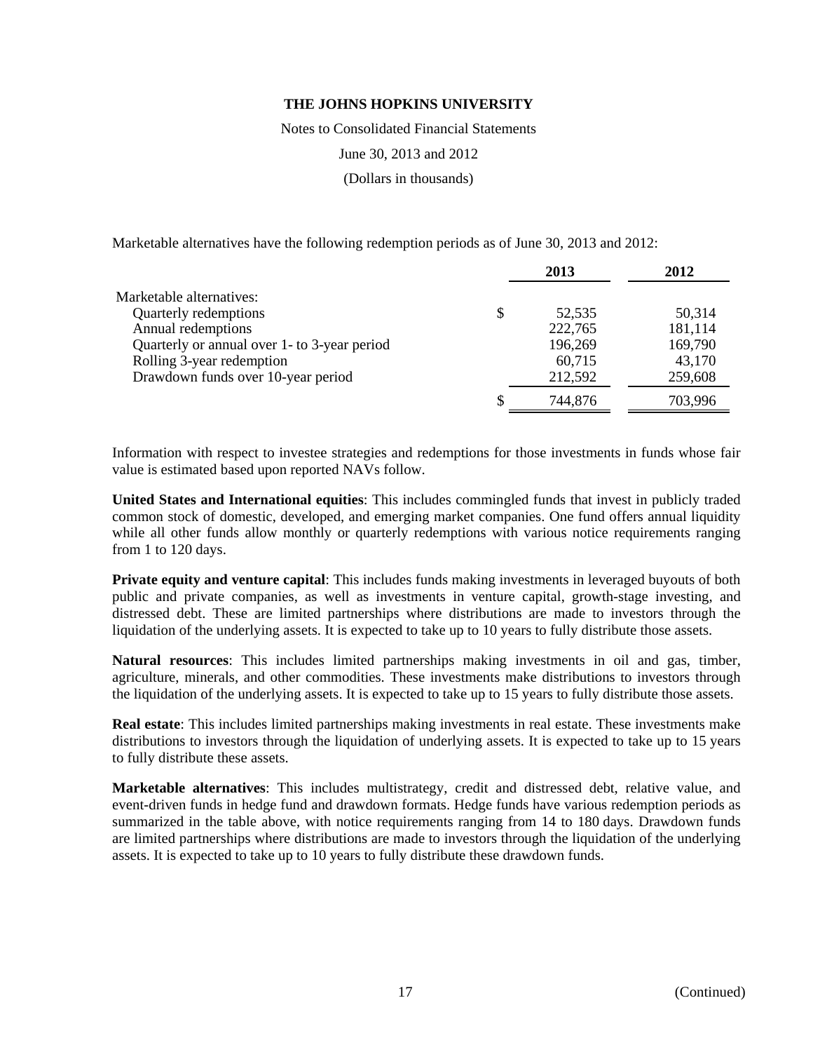Marketable alternatives have the following redemption periods as of June 30, 2013 and 2012:

| | 2013 | 2012 |
|---|---|---|
| Marketable alternatives: | | |
| Quarterly redemptions | $ 52,535 | 50,314 |
| Annual redemptions | 222,765 | 181,114 |
| Quarterly or annual over 1- to 3-year period | 196,269 | 169,790 |
| Rolling 3-year redemption | 60,715 | 43,170 |
| Drawdown funds over 10-year period | 212,592 | 259,608 |
| | $ 744,876 | 703,996 |

Information with respect to investee strategies and redemptions for those investments in funds whose fair value is estimated based upon reported NAVs follow.

**United States and International equities**: This includes commingled funds that invest in publicly traded common stock of domestic, developed, and emerging market companies. One fund offers annual liquidity while all other funds allow monthly or quarterly redemptions with various notice requirements ranging from 1 to 120 days.

**Private equity and venture capital**: This includes funds making investments in leveraged buyouts of both public and private companies, as well as investments in venture capital, growth-stage investing, and distressed debt. These are limited partnerships where distributions are made to investors through the liquidation of the underlying assets. It is expected to take up to 10 years to fully distribute those assets.

**Natural resources**: This includes limited partnerships making investments in oil and gas, timber, agriculture, minerals, and other commodities. These investments make distributions to investors through the liquidation of the underlying assets. It is expected to take up to 15 years to fully distribute those assets.

**Real estate**: This includes limited partnerships making investments in real estate. These investments make distributions to investors through the liquidation of underlying assets. It is expected to take up to 15 years to fully distribute these assets.

**Marketable alternatives**: This includes multistrategy, credit and distressed debt, relative value, and event-driven funds in hedge fund and drawdown formats. Hedge funds have various redemption periods as summarized in the table above, with notice requirements ranging from 14 to 180 days. Drawdown funds are limited partnerships where distributions are made to investors through the liquidation of the underlying assets. It is expected to take up to 10 years to fully distribute these drawdown funds.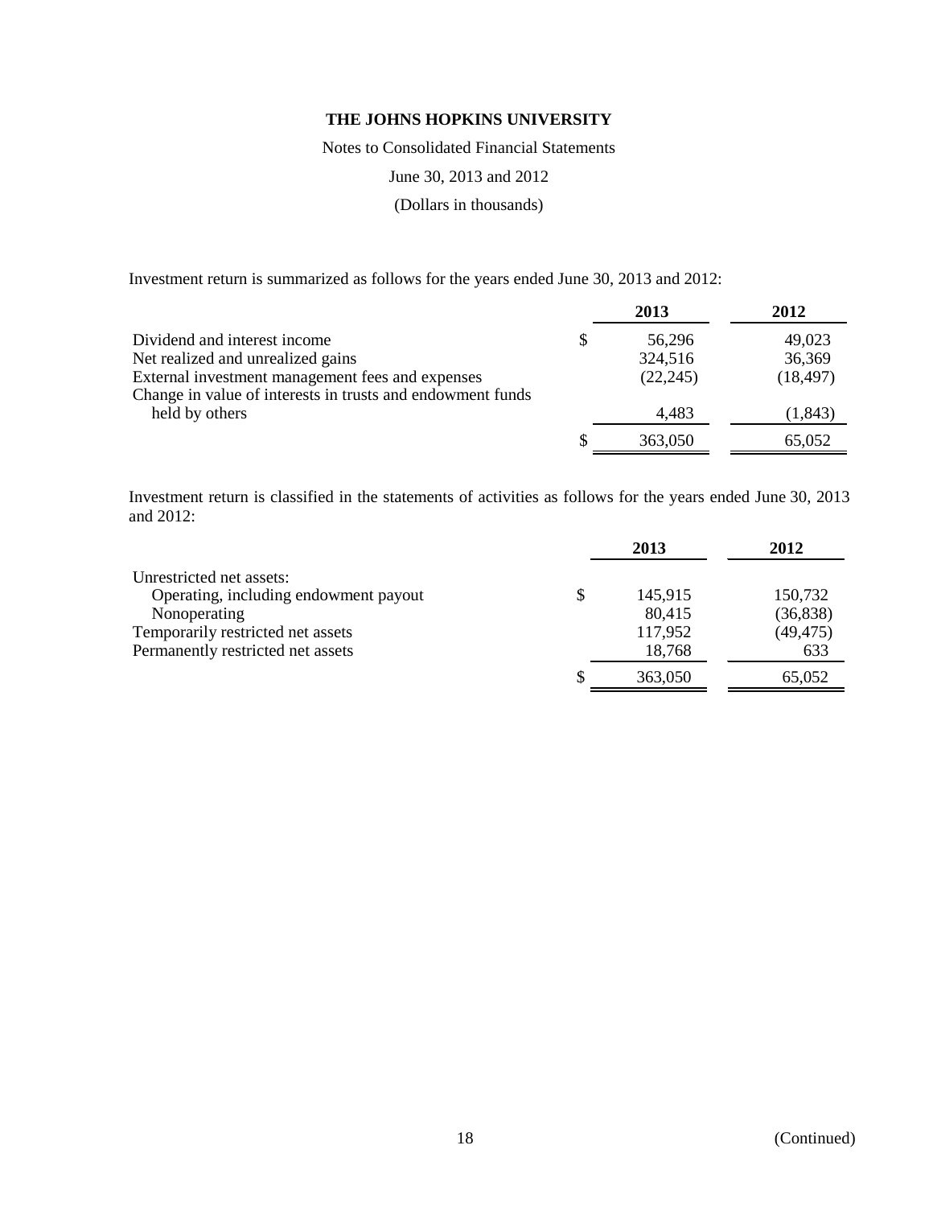**THE JOHNS HOPKINS UNIVERSITY**

Notes to Consolidated Financial Statements

June 30, 2013 and 2012

(Dollars in thousands)

Investment return is summarized as follows for the years ended June 30, 2013 and 2012:

| | 2013 | 2012 |
|---|---|---|
| Dividend and interest income | $ 56,296 | 49,023 |
| Net realized and unrealized gains | 324,516 | 36,369 |
| External investment management fees and expenses | (22,245) | (18,497) |
| Change in value of interests in trusts and endowment funds held by others | 4,483 | (1,843) |
| | $ 363,050 | 65,052 |

Investment return is classified in the statements of activities as follows for the years ended June 30, 2013 and 2012:

| | 2013 | 2012 |
|---|---|---|
| Unrestricted net assets: | | |
| Operating, including endowment payout | $ 145,915 | 150,732 |
| Nonoperating | 80,415 | (36,838) |
| Temporarily restricted net assets | 117,952 | (49,475) |
| Permanently restricted net assets | 18,768 | 633 |
| | $ 363,050 | 65,052 |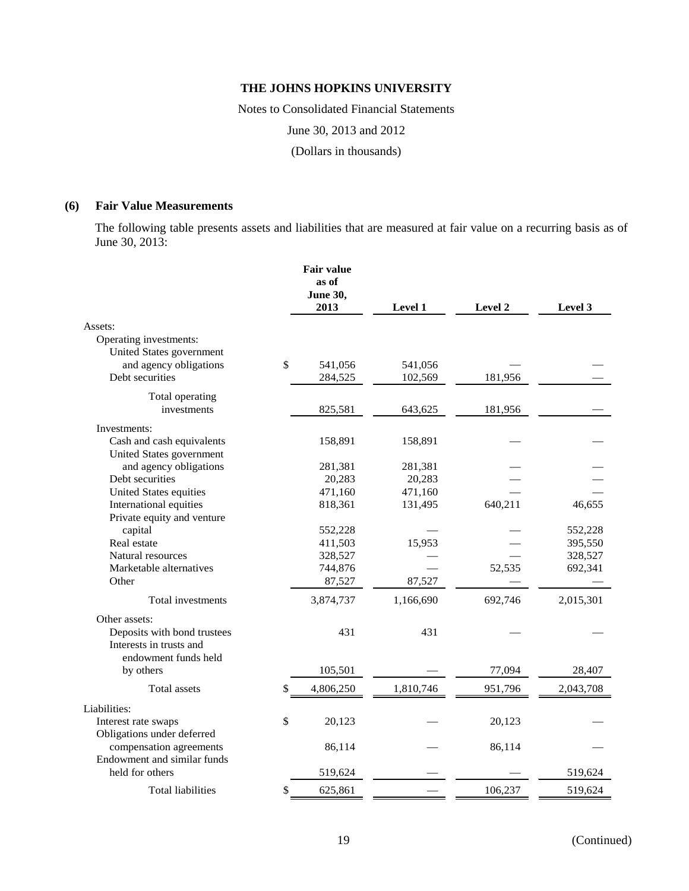# THE JOHNS HOPKINS UNIVERSITY

Notes to Consolidated Financial Statements

June 30, 2013 and 2012

(Dollars in thousands)

## (6) Fair Value Measurements

The following table presents assets and liabilities that are measured at fair value on a recurring basis as of June 30, 2013:

| | Fair value as of June 30, 2013 | Level 1 | Level 2 | Level 3 |
|---|---|---|---|---|
| Assets: | | | | |
| Operating investments: | | | | |
| United States government and agency obligations | $ 541,056 | 541,056 | — | — |
| Debt securities | 284,525 | 102,569 | 181,956 | — |
| Total operating investments | 825,581 | 643,625 | 181,956 | — |
| Investments: | | | | |
| Cash and cash equivalents | 158,891 | 158,891 | — | — |
| United States government and agency obligations | 281,381 | 281,381 | — | — |
| Debt securities | 20,283 | 20,283 | — | — |
| United States equities | 471,160 | 471,160 | — | — |
| International equities | 818,361 | 131,495 | 640,211 | 46,655 |
| Private equity and venture capital | 552,228 | — | — | 552,228 |
| Real estate | 411,503 | 15,953 | — | 395,550 |
| Natural resources | 328,527 | — | — | 328,527 |
| Marketable alternatives | 744,876 | — | 52,535 | 692,341 |
| Other | 87,527 | 87,527 | — | — |
| Total investments | 3,874,737 | 1,166,690 | 692,746 | 2,015,301 |
| Other assets: | | | | |
| Deposits with bond trustees | 431 | 431 | — | — |
| Interests in trusts and endowment funds held by others | 105,501 | — | 77,094 | 28,407 |
| Total assets | $ 4,806,250 | 1,810,746 | 951,796 | 2,043,708 |
| Liabilities: | | | | |
| Interest rate swaps | $ 20,123 | — | 20,123 | — |
| Obligations under deferred compensation agreements | 86,114 | — | 86,114 | — |
| Endowment and similar funds held for others | 519,624 | — | — | 519,624 |
| Total liabilities | $ 625,861 | — | 106,237 | 519,624 |

(Continued)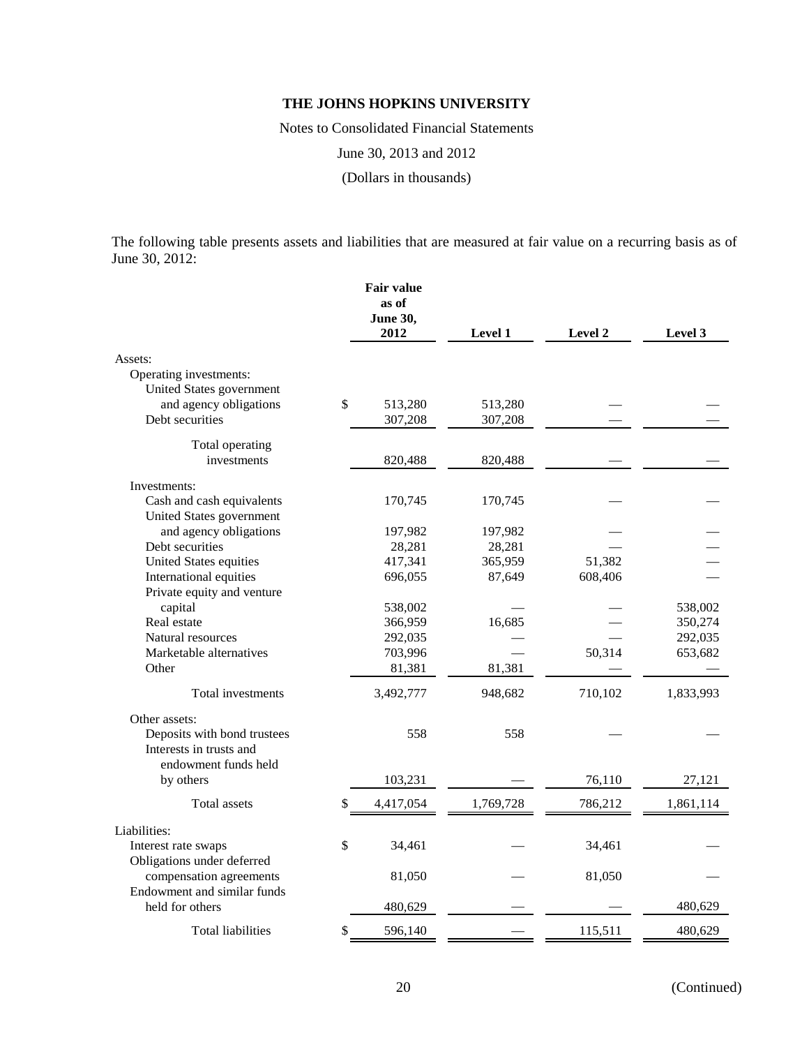**THE JOHNS HOPKINS UNIVERSITY**

Notes to Consolidated Financial Statements

June 30, 2013 and 2012

(Dollars in thousands)

The following table presents assets and liabilities that are measured at fair value on a recurring basis as of June 30, 2012:

| | Fair value as of June 30, 2012 | Level 1 | Level 2 | Level 3 |
|---|---|---|---|---|
| Assets: | | | | |
| Operating investments: | | | | |
| United States government and agency obligations | $ 513,280 | 513,280 | — | — |
| Debt securities | 307,208 | 307,208 | — | — |
| Total operating investments | 820,488 | 820,488 | — | — |
| Investments: | | | | |
| Cash and cash equivalents | 170,745 | 170,745 | — | — |
| United States government and agency obligations | 197,982 | 197,982 | — | — |
| Debt securities | 28,281 | 28,281 | — | — |
| United States equities | 417,341 | 365,959 | 51,382 | — |
| International equities | 696,055 | 87,649 | 608,406 | — |
| Private equity and venture capital | 538,002 | — | — | 538,002 |
| Real estate | 366,959 | 16,685 | — | 350,274 |
| Natural resources | 292,035 | — | — | 292,035 |
| Marketable alternatives | 703,996 | — | 50,314 | 653,682 |
| Other | 81,381 | 81,381 | — | — |
| Total investments | 3,492,777 | 948,682 | 710,102 | 1,833,993 |
| Other assets: | | | | |
| Deposits with bond trustees | 558 | 558 | — | — |
| Interests in trusts and endowment funds held by others | 103,231 | — | 76,110 | 27,121 |
| Total assets | $ 4,417,054 | 1,769,728 | 786,212 | 1,861,114 |
| Liabilities: | | | | |
| Interest rate swaps | $ 34,461 | — | 34,461 | — |
| Obligations under deferred compensation agreements | 81,050 | — | 81,050 | — |
| Endowment and similar funds held for others | 480,629 | — | — | 480,629 |
| Total liabilities | $ 596,140 | — | 115,511 | 480,629 |

(Continued)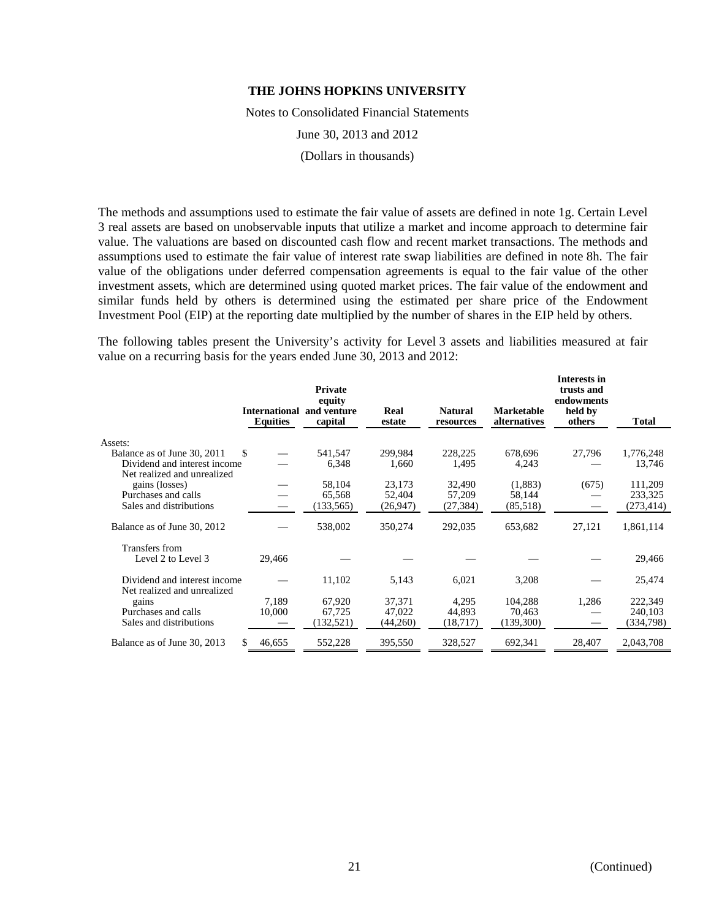The methods and assumptions used to estimate the fair value of assets are defined in note 1g. Certain Level 3 real assets are based on unobservable inputs that utilize a market and income approach to determine fair value. The valuations are based on discounted cash flow and recent market transactions. The methods and assumptions used to estimate the fair value of interest rate swap liabilities are defined in note 8h. The fair value of the obligations under deferred compensation agreements is equal to the fair value of the other investment assets, which are determined using quoted market prices. The fair value of the endowment and similar funds held by others is determined using the estimated per share price of the Endowment Investment Pool (EIP) at the reporting date multiplied by the number of shares in the EIP held by others.

The following tables present the University's activity for Level 3 assets and liabilities measured at fair value on a recurring basis for the years ended June 30, 2013 and 2012:

| | International Equities | Private equity and venture capital | Real estate | Natural resources | Marketable alternatives | Interests in trusts and endowments held by others | Total |
|---|---|---|---|---|---|---|---|
| Assets: | | | | | | | |
| Balance as of June 30, 2011 | $ — | 541,547 | 299,984 | 228,225 | 678,696 | 27,796 | 1,776,248 |
| Dividend and interest income | — | 6,348 | 1,660 | 1,495 | 4,243 | — | 13,746 |
| Net realized and unrealized gains (losses) | — | 58,104 | 23,173 | 32,490 | (1,883) | (675) | 111,209 |
| Purchases and calls | — | 65,568 | 52,404 | 57,209 | 58,144 | — | 233,325 |
| Sales and distributions | — | (133,565) | (26,947) | (27,384) | (85,518) | — | (273,414) |
| Balance as of June 30, 2012 | — | 538,002 | 350,274 | 292,035 | 653,682 | 27,121 | 1,861,114 |
| Transfers from Level 2 to Level 3 | 29,466 | — | — | — | — | — | 29,466 |
| Dividend and interest income | — | 11,102 | 5,143 | 6,021 | 3,208 | — | 25,474 |
| Net realized and unrealized gains | 7,189 | 67,920 | 37,371 | 4,295 | 104,288 | 1,286 | 222,349 |
| Purchases and calls | 10,000 | 67,725 | 47,022 | 44,893 | 70,463 | — | 240,103 |
| Sales and distributions | — | (132,521) | (44,260) | (18,717) | (139,300) | — | (334,798) |
| Balance as of June 30, 2013 | $ 46,655 | 552,228 | 395,550 | 328,527 | 692,341 | 28,407 | 2,043,708 |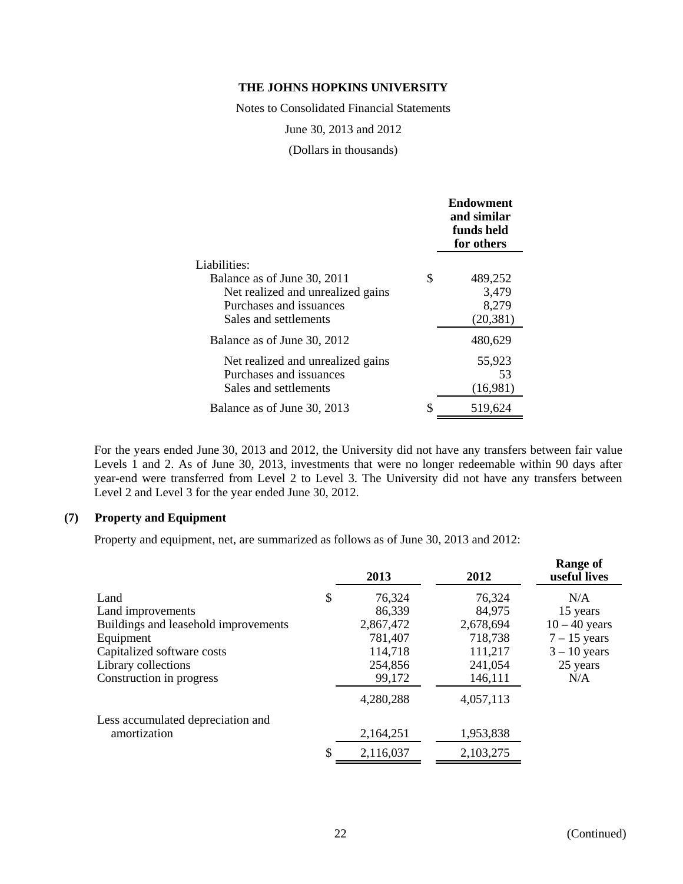| | Endowment and similar funds held for others |
|---|---|
| Liabilities: | |
| Balance as of June 30, 2011 | $ 489,252 |
| Net realized and unrealized gains | 3,479 |
| Purchases and issuances | 8,279 |
| Sales and settlements | (20,381) |
| Balance as of June 30, 2012 | 480,629 |
| Net realized and unrealized gains | 55,923 |
| Purchases and issuances | 53 |
| Sales and settlements | (16,981) |
| Balance as of June 30, 2013 | $ 519,624 |

For the years ended June 30, 2013 and 2012, the University did not have any transfers between fair value Levels 1 and 2. As of June 30, 2013, investments that were no longer redeemable within 90 days after year-end were transferred from Level 2 to Level 3. The University did not have any transfers between Level 2 and Level 3 for the year ended June 30, 2012.

## (7) Property and Equipment

Property and equipment, net, are summarized as follows as of June 30, 2013 and 2012:

| | 2013 | 2012 | Range of useful lives |
|---|---|---|---|
| Land | $ 76,324 | 76,324 | N/A |
| Land improvements | 86,339 | 84,975 | 15 years |
| Buildings and leasehold improvements | 2,867,472 | 2,678,694 | 10 – 40 years |
| Equipment | 781,407 | 718,738 | 7 – 15 years |
| Capitalized software costs | 114,718 | 111,217 | 3 – 10 years |
| Library collections | 254,856 | 241,054 | 25 years |
| Construction in progress | 99,172 | 146,111 | N/A |
| | 4,280,288 | 4,057,113 | |
| Less accumulated depreciation and amortization | 2,164,251 | 1,953,838 | |
| | $ 2,116,037 | 2,103,275 | |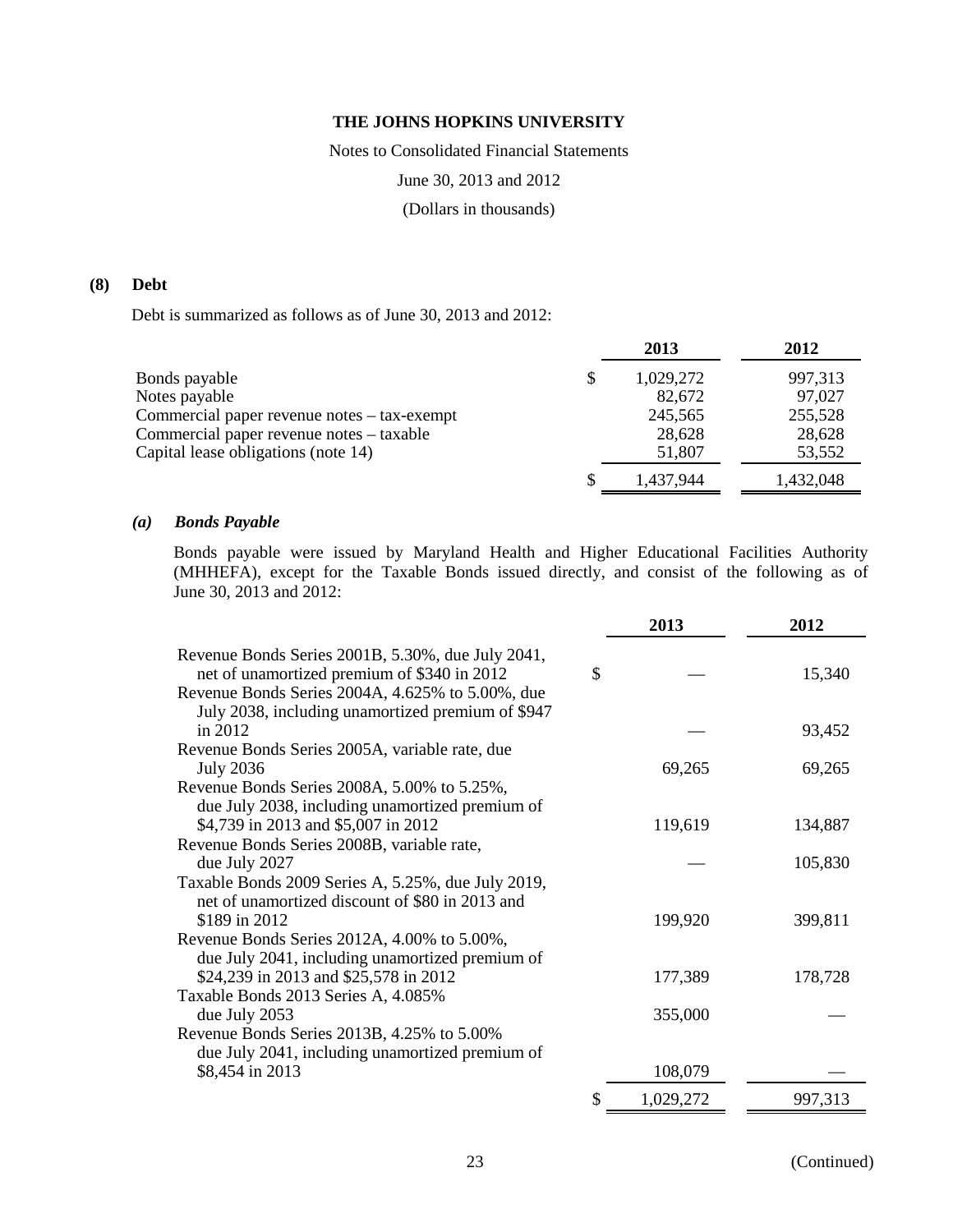**THE JOHNS HOPKINS UNIVERSITY**

Notes to Consolidated Financial Statements

June 30, 2013 and 2012

(Dollars in thousands)

## (8) Debt

Debt is summarized as follows as of June 30, 2013 and 2012:

| | 2013 | 2012 |
|---|---|---|
| Bonds payable | $ 1,029,272 | 997,313 |
| Notes payable | 82,672 | 97,027 |
| Commercial paper revenue notes – tax-exempt | 245,565 | 255,528 |
| Commercial paper revenue notes – taxable | 28,628 | 28,628 |
| Capital lease obligations (note 14) | 51,807 | 53,552 |
| | $ 1,437,944 | 1,432,048 |

### *(a) Bonds Payable*

Bonds payable were issued by Maryland Health and Higher Educational Facilities Authority (MHHEFA), except for the Taxable Bonds issued directly, and consist of the following as of June 30, 2013 and 2012:

| | 2013 | 2012 |
|---|---|---|
| Revenue Bonds Series 2001B, 5.30%, due July 2041, net of unamortized premium of $340 in 2012 | $ — | 15,340 |
| Revenue Bonds Series 2004A, 4.625% to 5.00%, due July 2038, including unamortized premium of $947 in 2012 | — | 93,452 |
| Revenue Bonds Series 2005A, variable rate, due July 2036 | 69,265 | 69,265 |
| Revenue Bonds Series 2008A, 5.00% to 5.25%, due July 2038, including unamortized premium of $4,739 in 2013 and $5,007 in 2012 | 119,619 | 134,887 |
| Revenue Bonds Series 2008B, variable rate, due July 2027 | — | 105,830 |
| Taxable Bonds 2009 Series A, 5.25%, due July 2019, net of unamortized discount of $80 in 2013 and $189 in 2012 | 199,920 | 399,811 |
| Revenue Bonds Series 2012A, 4.00% to 5.00%, due July 2041, including unamortized premium of $24,239 in 2013 and $25,578 in 2012 | 177,389 | 178,728 |
| Taxable Bonds 2013 Series A, 4.085% due July 2053 | 355,000 | — |
| Revenue Bonds Series 2013B, 4.25% to 5.00% due July 2041, including unamortized premium of $8,454 in 2013 | 108,079 | — |
| | $ 1,029,272 | 997,313 |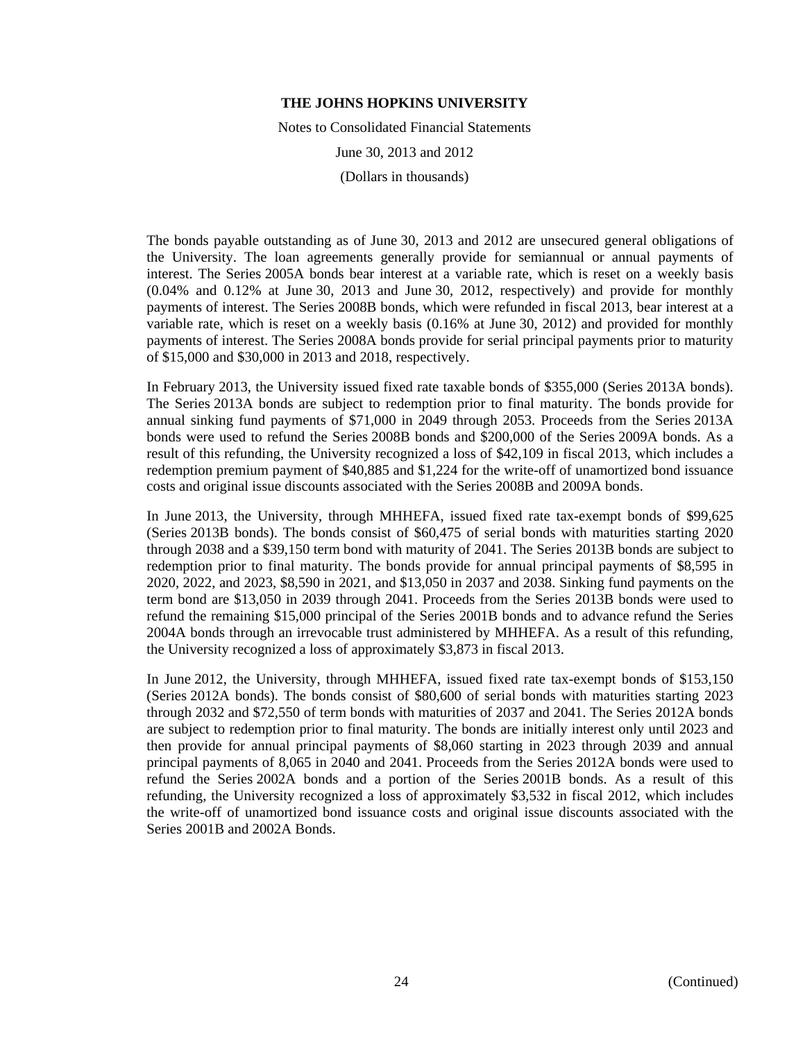The bonds payable outstanding as of June 30, 2013 and 2012 are unsecured general obligations of the University. The loan agreements generally provide for semiannual or annual payments of interest. The Series 2005A bonds bear interest at a variable rate, which is reset on a weekly basis (0.04% and 0.12% at June 30, 2013 and June 30, 2012, respectively) and provide for monthly payments of interest. The Series 2008B bonds, which were refunded in fiscal 2013, bear interest at a variable rate, which is reset on a weekly basis (0.16% at June 30, 2012) and provided for monthly payments of interest. The Series 2008A bonds provide for serial principal payments prior to maturity of \$15,000 and \$30,000 in 2013 and 2018, respectively.

In February 2013, the University issued fixed rate taxable bonds of \$355,000 (Series 2013A bonds). The Series 2013A bonds are subject to redemption prior to final maturity. The bonds provide for annual sinking fund payments of \$71,000 in 2049 through 2053. Proceeds from the Series 2013A bonds were used to refund the Series 2008B bonds and \$200,000 of the Series 2009A bonds. As a result of this refunding, the University recognized a loss of \$42,109 in fiscal 2013, which includes a redemption premium payment of \$40,885 and \$1,224 for the write-off of unamortized bond issuance costs and original issue discounts associated with the Series 2008B and 2009A bonds.

In June 2013, the University, through MHHEFA, issued fixed rate tax-exempt bonds of \$99,625 (Series 2013B bonds). The bonds consist of \$60,475 of serial bonds with maturities starting 2020 through 2038 and a \$39,150 term bond with maturity of 2041. The Series 2013B bonds are subject to redemption prior to final maturity. The bonds provide for annual principal payments of \$8,595 in 2020, 2022, and 2023, \$8,590 in 2021, and \$13,050 in 2037 and 2038. Sinking fund payments on the term bond are \$13,050 in 2039 through 2041. Proceeds from the Series 2013B bonds were used to refund the remaining \$15,000 principal of the Series 2001B bonds and to advance refund the Series 2004A bonds through an irrevocable trust administered by MHHEFA. As a result of this refunding, the University recognized a loss of approximately \$3,873 in fiscal 2013.

In June 2012, the University, through MHHEFA, issued fixed rate tax-exempt bonds of \$153,150 (Series 2012A bonds). The bonds consist of \$80,600 of serial bonds with maturities starting 2023 through 2032 and \$72,550 of term bonds with maturities of 2037 and 2041. The Series 2012A bonds are subject to redemption prior to final maturity. The bonds are initially interest only until 2023 and then provide for annual principal payments of \$8,060 starting in 2023 through 2039 and annual principal payments of 8,065 in 2040 and 2041. Proceeds from the Series 2012A bonds were used to refund the Series 2002A bonds and a portion of the Series 2001B bonds. As a result of this refunding, the University recognized a loss of approximately \$3,532 in fiscal 2012, which includes the write-off of unamortized bond issuance costs and original issue discounts associated with the Series 2001B and 2002A Bonds.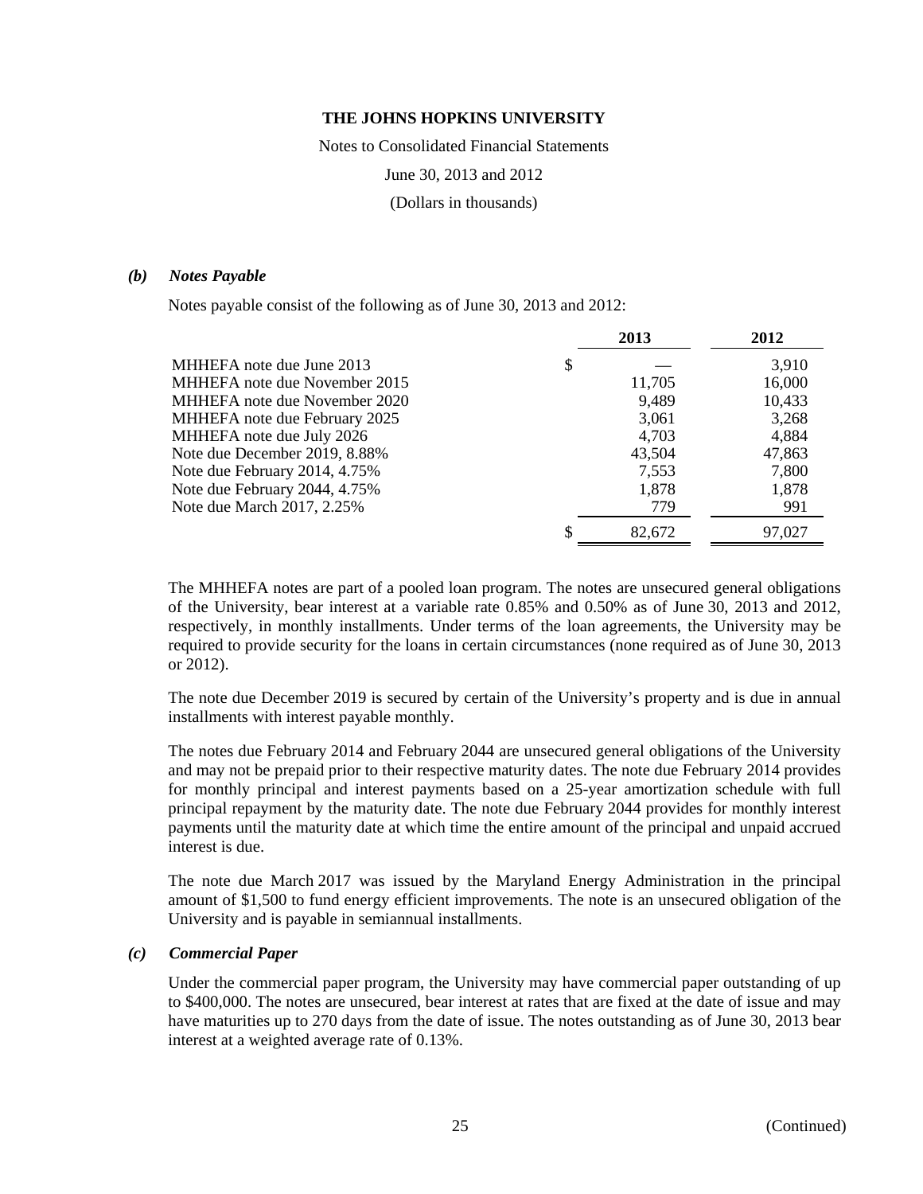THE JOHNS HOPKINS UNIVERSITY

Notes to Consolidated Financial Statements

June 30, 2013 and 2012

(Dollars in thousands)

### *(b) Notes Payable*

Notes payable consist of the following as of June 30, 2013 and 2012:

| | 2013 | 2012 |
|---|---|---|
| MHHEFA note due June 2013 | $ — | 3,910 |
| MHHEFA note due November 2015 | 11,705 | 16,000 |
| MHHEFA note due November 2020 | 9,489 | 10,433 |
| MHHEFA note due February 2025 | 3,061 | 3,268 |
| MHHEFA note due July 2026 | 4,703 | 4,884 |
| Note due December 2019, 8.88% | 43,504 | 47,863 |
| Note due February 2014, 4.75% | 7,553 | 7,800 |
| Note due February 2044, 4.75% | 1,878 | 1,878 |
| Note due March 2017, 2.25% | 779 | 991 |
| | $ 82,672 | 97,027 |

The MHHEFA notes are part of a pooled loan program. The notes are unsecured general obligations of the University, bear interest at a variable rate 0.85% and 0.50% as of June 30, 2013 and 2012, respectively, in monthly installments. Under terms of the loan agreements, the University may be required to provide security for the loans in certain circumstances (none required as of June 30, 2013 or 2012).

The note due December 2019 is secured by certain of the University's property and is due in annual installments with interest payable monthly.

The notes due February 2014 and February 2044 are unsecured general obligations of the University and may not be prepaid prior to their respective maturity dates. The note due February 2014 provides for monthly principal and interest payments based on a 25-year amortization schedule with full principal repayment by the maturity date. The note due February 2044 provides for monthly interest payments until the maturity date at which time the entire amount of the principal and unpaid accrued interest is due.

The note due March 2017 was issued by the Maryland Energy Administration in the principal amount of $1,500 to fund energy efficient improvements. The note is an unsecured obligation of the University and is payable in semiannual installments.

### *(c) Commercial Paper*

Under the commercial paper program, the University may have commercial paper outstanding of up to $400,000. The notes are unsecured, bear interest at rates that are fixed at the date of issue and may have maturities up to 270 days from the date of issue. The notes outstanding as of June 30, 2013 bear interest at a weighted average rate of 0.13%.

(Continued)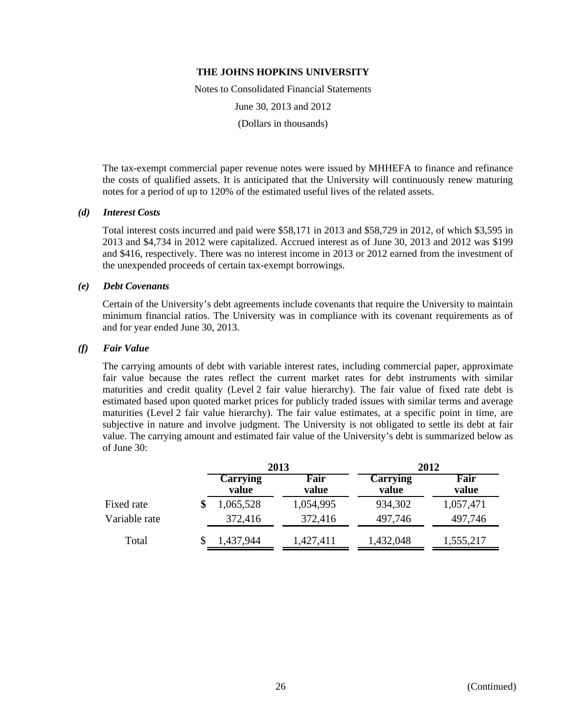The tax-exempt commercial paper revenue notes were issued by MHHEFA to finance and refinance the costs of qualified assets. It is anticipated that the University will continuously renew maturing notes for a period of up to 120% of the estimated useful lives of the related assets.

### *(d) Interest Costs*

Total interest costs incurred and paid were $58,171 in 2013 and $58,729 in 2012, of which $3,595 in 2013 and $4,734 in 2012 were capitalized. Accrued interest as of June 30, 2013 and 2012 was $199 and $416, respectively. There was no interest income in 2013 or 2012 earned from the investment of the unexpended proceeds of certain tax-exempt borrowings.

### *(e) Debt Covenants*

Certain of the University's debt agreements include covenants that require the University to maintain minimum financial ratios. The University was in compliance with its covenant requirements as of and for year ended June 30, 2013.

### *(f) Fair Value*

The carrying amounts of debt with variable interest rates, including commercial paper, approximate fair value because the rates reflect the current market rates for debt instruments with similar maturities and credit quality (Level 2 fair value hierarchy). The fair value of fixed rate debt is estimated based upon quoted market prices for publicly traded issues with similar terms and average maturities (Level 2 fair value hierarchy). The fair value estimates, at a specific point in time, are subjective in nature and involve judgment. The University is not obligated to settle its debt at fair value. The carrying amount and estimated fair value of the University's debt is summarized below as of June 30:

| | 2013 | | 2012 | |
|---|---|---|---|---|
| | **Carrying value** | **Fair value** | **Carrying value** | **Fair value** |
| Fixed rate | $ 1,065,528 | 1,054,995 | 934,302 | 1,057,471 |
| Variable rate | 372,416 | 372,416 | 497,746 | 497,746 |
| Total | $ 1,437,944 | 1,427,411 | 1,432,048 | 1,555,217 |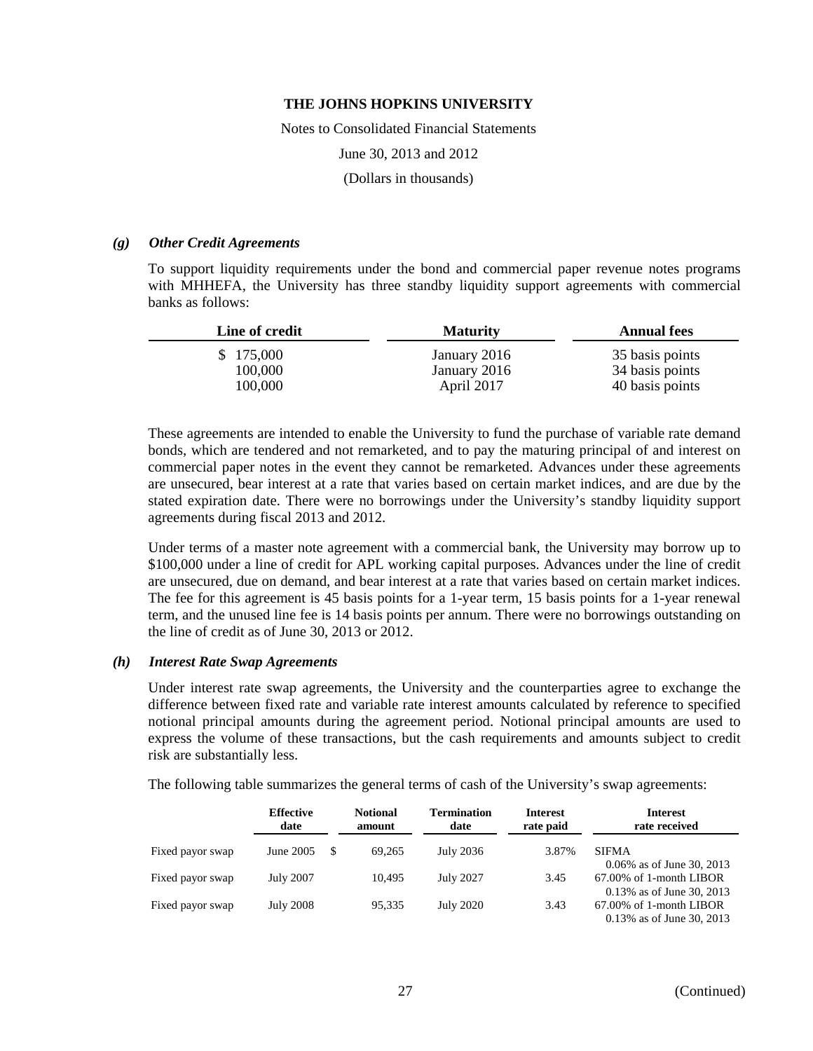**THE JOHNS HOPKINS UNIVERSITY**

Notes to Consolidated Financial Statements

June 30, 2013 and 2012

(Dollars in thousands)

### *(g) Other Credit Agreements*

To support liquidity requirements under the bond and commercial paper revenue notes programs with MHHEFA, the University has three standby liquidity support agreements with commercial banks as follows:

| Line of credit | Maturity | Annual fees |
|---|---|---|
| $ 175,000 | January 2016 | 35 basis points |
| 100,000 | January 2016 | 34 basis points |
| 100,000 | April 2017 | 40 basis points |

These agreements are intended to enable the University to fund the purchase of variable rate demand bonds, which are tendered and not remarketed, and to pay the maturing principal of and interest on commercial paper notes in the event they cannot be remarketed. Advances under these agreements are unsecured, bear interest at a rate that varies based on certain market indices, and are due by the stated expiration date. There were no borrowings under the University's standby liquidity support agreements during fiscal 2013 and 2012.

Under terms of a master note agreement with a commercial bank, the University may borrow up to $100,000 under a line of credit for APL working capital purposes. Advances under the line of credit are unsecured, due on demand, and bear interest at a rate that varies based on certain market indices. The fee for this agreement is 45 basis points for a 1-year term, 15 basis points for a 1-year renewal term, and the unused line fee is 14 basis points per annum. There were no borrowings outstanding on the line of credit as of June 30, 2013 or 2012.

### *(h) Interest Rate Swap Agreements*

Under interest rate swap agreements, the University and the counterparties agree to exchange the difference between fixed rate and variable rate interest amounts calculated by reference to specified notional principal amounts during the agreement period. Notional principal amounts are used to express the volume of these transactions, but the cash requirements and amounts subject to credit risk are substantially less.

The following table summarizes the general terms of cash of the University's swap agreements:

| | Effective date | Notional amount | Termination date | Interest rate paid | Interest rate received |
|---|---|---|---|---|---|
| Fixed payor swap | June 2005 | $ 69,265 | July 2036 | 3.87% | SIFMA 0.06% as of June 30, 2013 |
| Fixed payor swap | July 2007 | 10,495 | July 2027 | 3.45 | 67.00% of 1-month LIBOR 0.13% as of June 30, 2013 |
| Fixed payor swap | July 2008 | 95,335 | July 2020 | 3.43 | 67.00% of 1-month LIBOR 0.13% as of June 30, 2013 |

(Continued)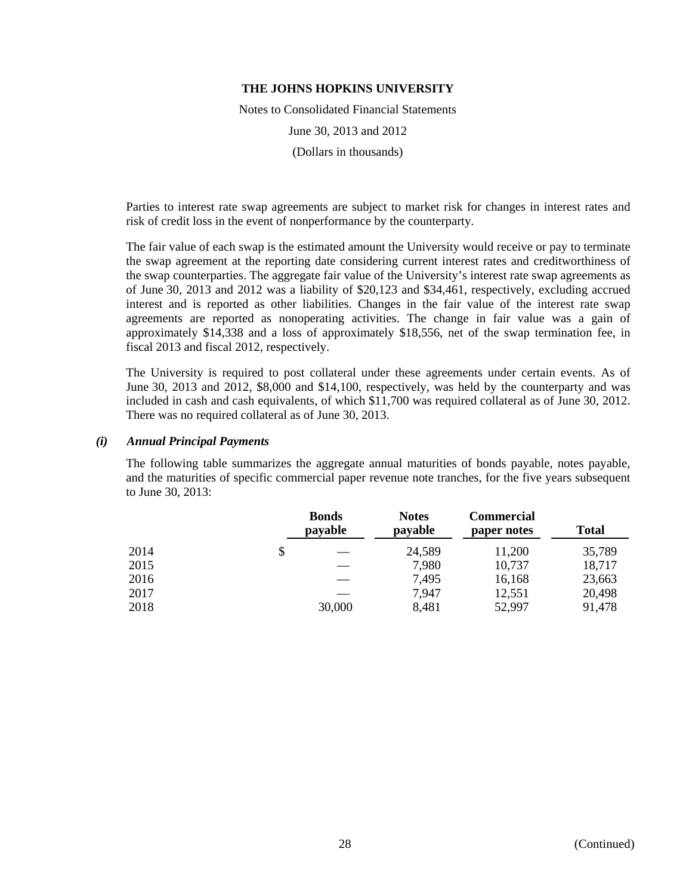Parties to interest rate swap agreements are subject to market risk for changes in interest rates and risk of credit loss in the event of nonperformance by the counterparty.

The fair value of each swap is the estimated amount the University would receive or pay to terminate the swap agreement at the reporting date considering current interest rates and creditworthiness of the swap counterparties. The aggregate fair value of the University's interest rate swap agreements as of June 30, 2013 and 2012 was a liability of $20,123 and $34,461, respectively, excluding accrued interest and is reported as other liabilities. Changes in the fair value of the interest rate swap agreements are reported as nonoperating activities. The change in fair value was a gain of approximately $14,338 and a loss of approximately $18,556, net of the swap termination fee, in fiscal 2013 and fiscal 2012, respectively.

The University is required to post collateral under these agreements under certain events. As of June 30, 2013 and 2012, $8,000 and $14,100, respectively, was held by the counterparty and was included in cash and cash equivalents, of which $11,700 was required collateral as of June 30, 2012. There was no required collateral as of June 30, 2013.

### *(i) Annual Principal Payments*

The following table summarizes the aggregate annual maturities of bonds payable, notes payable, and the maturities of specific commercial paper revenue note tranches, for the five years subsequent to June 30, 2013:

| | Bonds payable | Notes payable | Commercial paper notes | Total |
|---|---|---|---|---|
| 2014 | $ — | 24,589 | 11,200 | 35,789 |
| 2015 | — | 7,980 | 10,737 | 18,717 |
| 2016 | — | 7,495 | 16,168 | 23,663 |
| 2017 | — | 7,947 | 12,551 | 20,498 |
| 2018 | 30,000 | 8,481 | 52,997 | 91,478 |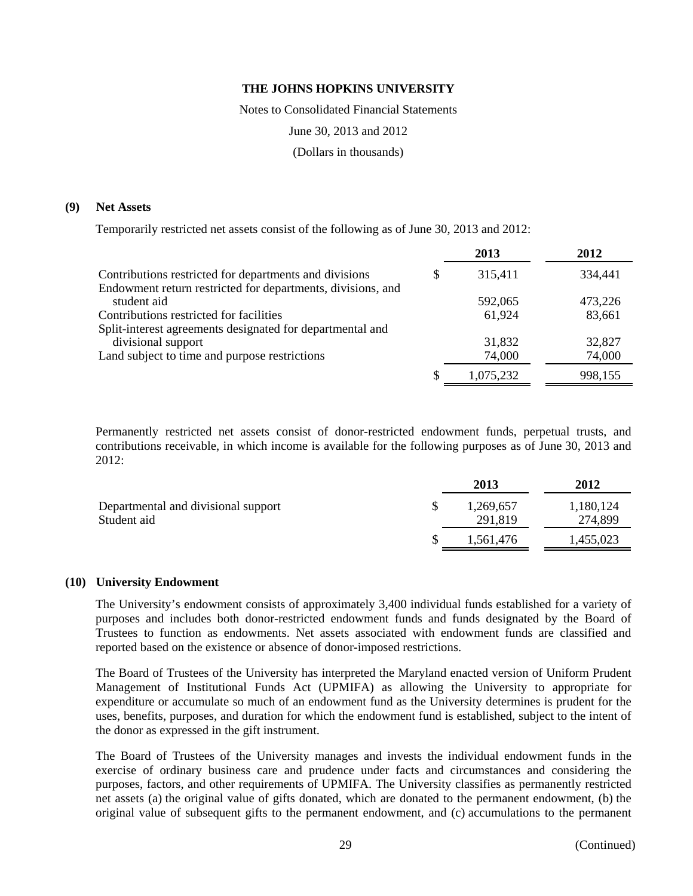**THE JOHNS HOPKINS UNIVERSITY**

Notes to Consolidated Financial Statements

June 30, 2013 and 2012

(Dollars in thousands)

## (9) Net Assets

Temporarily restricted net assets consist of the following as of June 30, 2013 and 2012:

| | 2013 | 2012 |
|---|---|---|
| Contributions restricted for departments and divisions | $ 315,411 | 334,441 |
| Endowment return restricted for departments, divisions, and student aid | 592,065 | 473,226 |
| Contributions restricted for facilities | 61,924 | 83,661 |
| Split-interest agreements designated for departmental and divisional support | 31,832 | 32,827 |
| Land subject to time and purpose restrictions | 74,000 | 74,000 |
| | $ 1,075,232 | 998,155 |

Permanently restricted net assets consist of donor-restricted endowment funds, perpetual trusts, and contributions receivable, in which income is available for the following purposes as of June 30, 2013 and 2012:

| | 2013 | 2012 |
|---|---|---|
| Departmental and divisional support | $ 1,269,657 | 1,180,124 |
| Student aid | 291,819 | 274,899 |
| | $ 1,561,476 | 1,455,023 |

## (10) University Endowment

The University's endowment consists of approximately 3,400 individual funds established for a variety of purposes and includes both donor-restricted endowment funds and funds designated by the Board of Trustees to function as endowments. Net assets associated with endowment funds are classified and reported based on the existence or absence of donor-imposed restrictions.

The Board of Trustees of the University has interpreted the Maryland enacted version of Uniform Prudent Management of Institutional Funds Act (UPMIFA) as allowing the University to appropriate for expenditure or accumulate so much of an endowment fund as the University determines is prudent for the uses, benefits, purposes, and duration for which the endowment fund is established, subject to the intent of the donor as expressed in the gift instrument.

The Board of Trustees of the University manages and invests the individual endowment funds in the exercise of ordinary business care and prudence under facts and circumstances and considering the purposes, factors, and other requirements of UPMIFA. The University classifies as permanently restricted net assets (a) the original value of gifts donated, which are donated to the permanent endowment, (b) the original value of subsequent gifts to the permanent endowment, and (c) accumulations to the permanent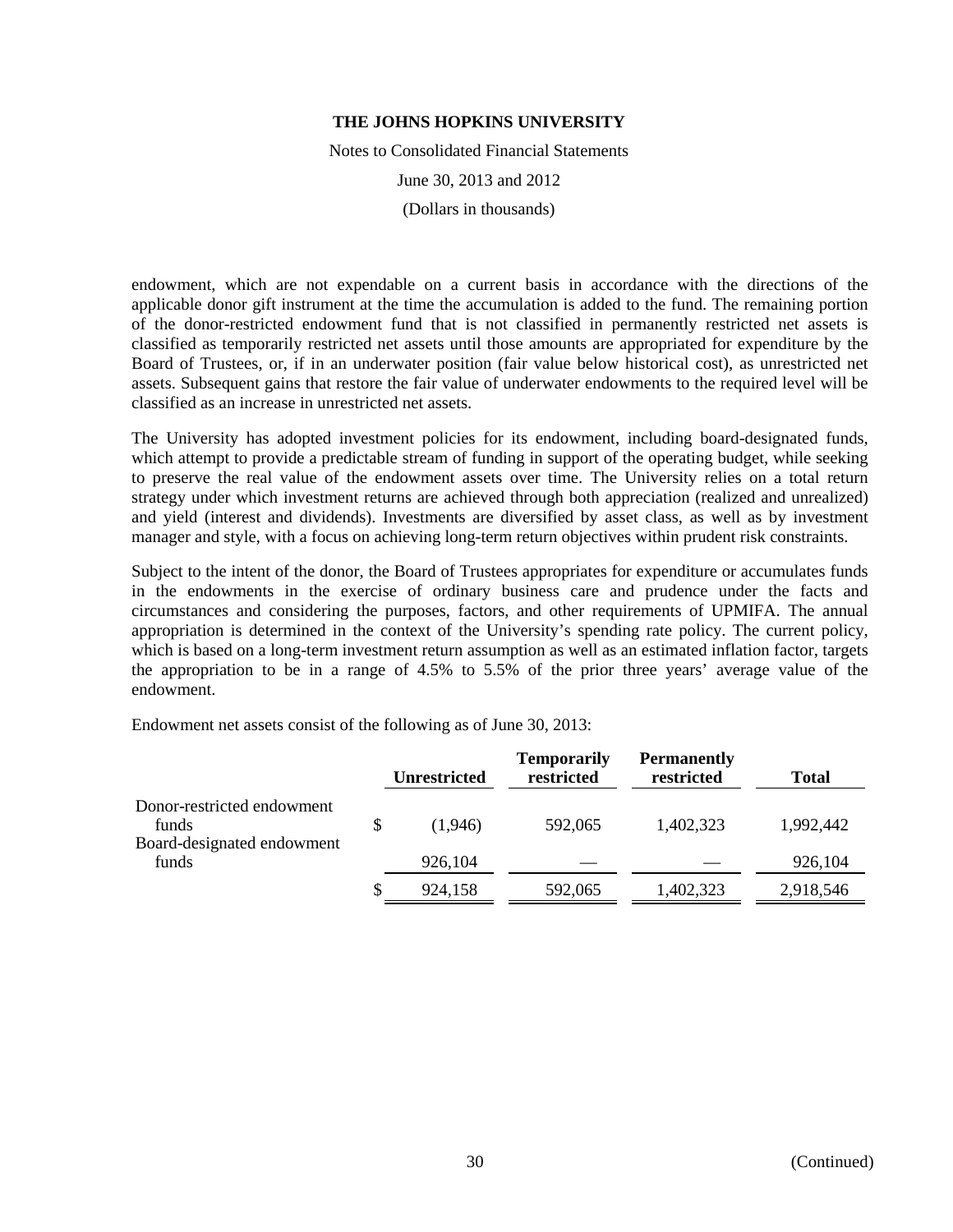endowment, which are not expendable on a current basis in accordance with the directions of the applicable donor gift instrument at the time the accumulation is added to the fund. The remaining portion of the donor-restricted endowment fund that is not classified in permanently restricted net assets is classified as temporarily restricted net assets until those amounts are appropriated for expenditure by the Board of Trustees, or, if in an underwater position (fair value below historical cost), as unrestricted net assets. Subsequent gains that restore the fair value of underwater endowments to the required level will be classified as an increase in unrestricted net assets.

The University has adopted investment policies for its endowment, including board-designated funds, which attempt to provide a predictable stream of funding in support of the operating budget, while seeking to preserve the real value of the endowment assets over time. The University relies on a total return strategy under which investment returns are achieved through both appreciation (realized and unrealized) and yield (interest and dividends). Investments are diversified by asset class, as well as by investment manager and style, with a focus on achieving long-term return objectives within prudent risk constraints.

Subject to the intent of the donor, the Board of Trustees appropriates for expenditure or accumulates funds in the endowments in the exercise of ordinary business care and prudence under the facts and circumstances and considering the purposes, factors, and other requirements of UPMIFA. The annual appropriation is determined in the context of the University's spending rate policy. The current policy, which is based on a long-term investment return assumption as well as an estimated inflation factor, targets the appropriation to be in a range of 4.5% to 5.5% of the prior three years' average value of the endowment.

Endowment net assets consist of the following as of June 30, 2013:

| | Unrestricted | Temporarily restricted | Permanently restricted | Total |
|---|---|---|---|---|
| Donor-restricted endowment funds | $ (1,946) | 592,065 | 1,402,323 | 1,992,442 |
| Board-designated endowment funds | 926,104 | — | — | 926,104 |
| | $ 924,158 | 592,065 | 1,402,323 | 2,918,546 |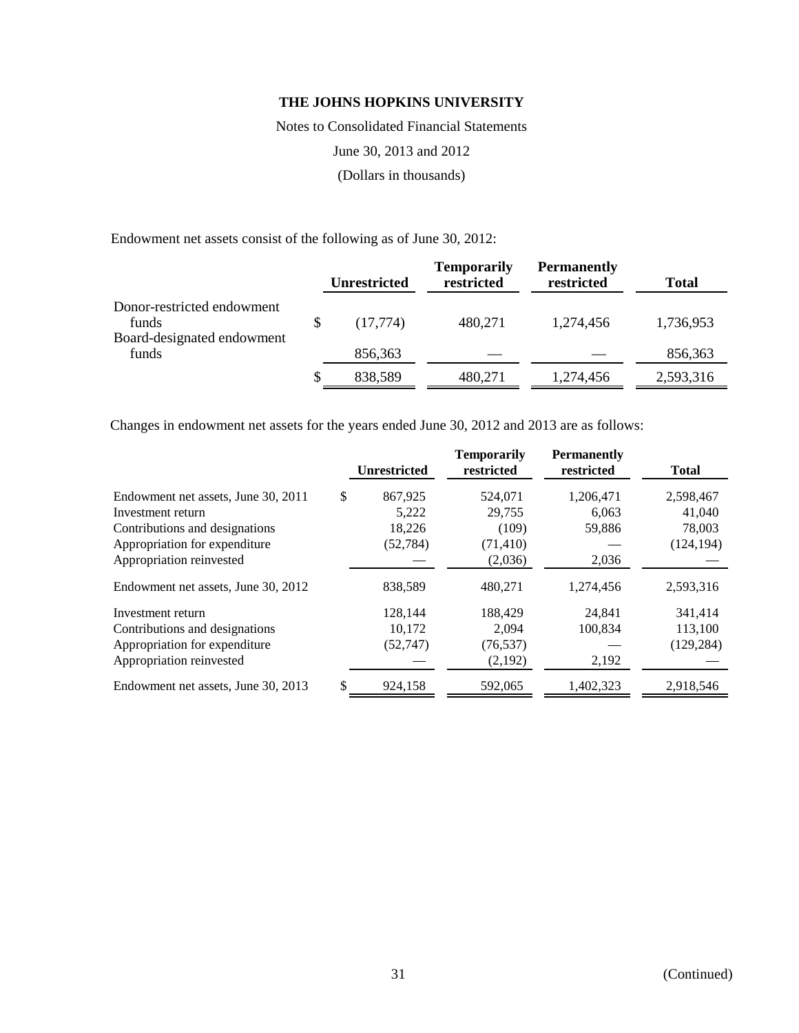**THE JOHNS HOPKINS UNIVERSITY**

Notes to Consolidated Financial Statements

June 30, 2013 and 2012

(Dollars in thousands)

Endowment net assets consist of the following as of June 30, 2012:

| | Unrestricted | Temporarily restricted | Permanently restricted | Total |
|---|---|---|---|---|
| Donor-restricted endowment funds | $ (17,774) | 480,271 | 1,274,456 | 1,736,953 |
| Board-designated endowment funds | 856,363 | — | — | 856,363 |
| | $ 838,589 | 480,271 | 1,274,456 | 2,593,316 |

Changes in endowment net assets for the years ended June 30, 2012 and 2013 are as follows:

| | Unrestricted | Temporarily restricted | Permanently restricted | Total |
|---|---|---|---|---|
| Endowment net assets, June 30, 2011 | $ 867,925 | 524,071 | 1,206,471 | 2,598,467 |
| Investment return | 5,222 | 29,755 | 6,063 | 41,040 |
| Contributions and designations | 18,226 | (109) | 59,886 | 78,003 |
| Appropriation for expenditure | (52,784) | (71,410) | — | (124,194) |
| Appropriation reinvested | — | (2,036) | 2,036 | — |
| Endowment net assets, June 30, 2012 | 838,589 | 480,271 | 1,274,456 | 2,593,316 |
| Investment return | 128,144 | 188,429 | 24,841 | 341,414 |
| Contributions and designations | 10,172 | 2,094 | 100,834 | 113,100 |
| Appropriation for expenditure | (52,747) | (76,537) | — | (129,284) |
| Appropriation reinvested | — | (2,192) | 2,192 | — |
| Endowment net assets, June 30, 2013 | $ 924,158 | 592,065 | 1,402,323 | 2,918,546 |

(Continued)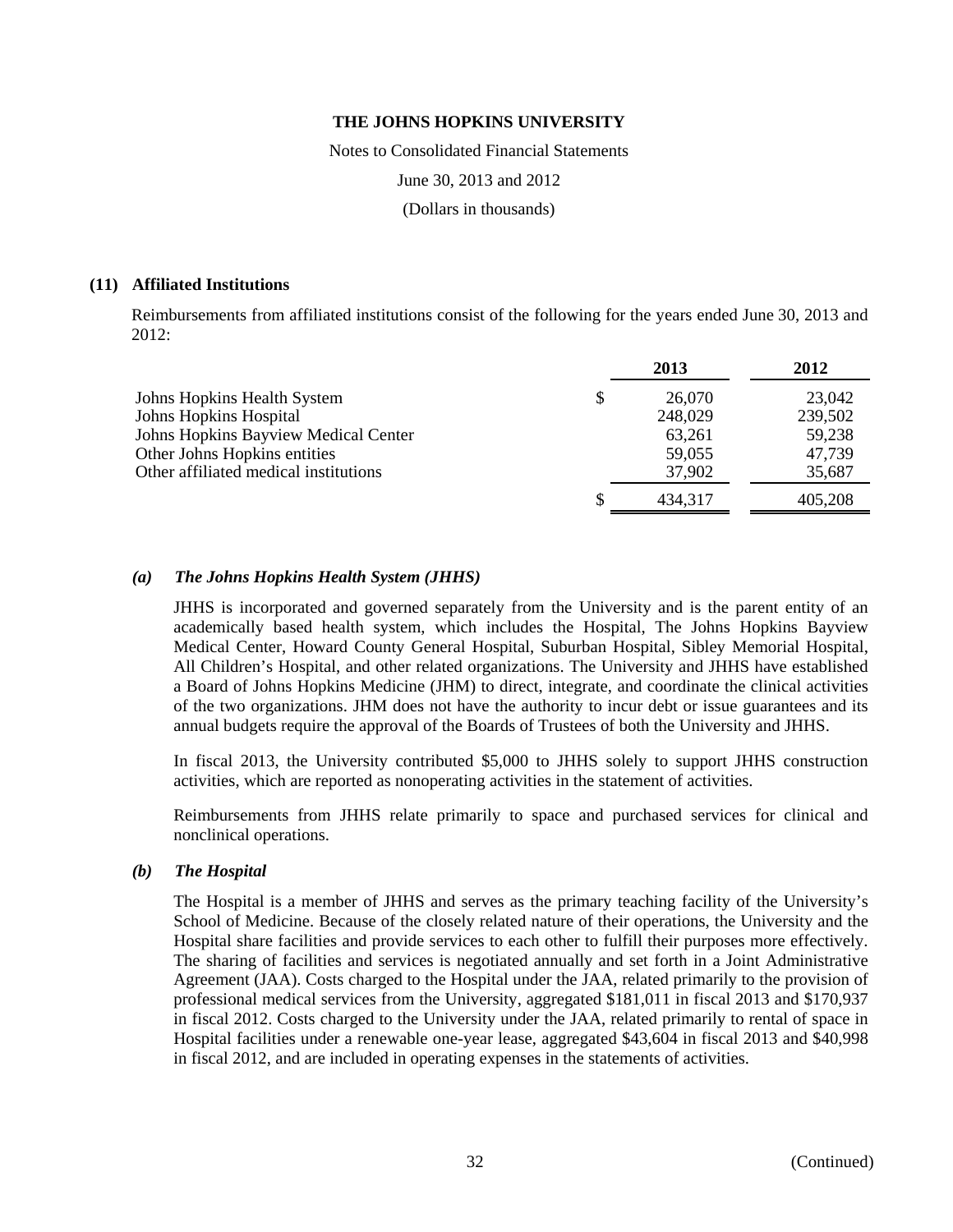**THE JOHNS HOPKINS UNIVERSITY**

Notes to Consolidated Financial Statements

June 30, 2013 and 2012

(Dollars in thousands)

## (11) Affiliated Institutions

Reimbursements from affiliated institutions consist of the following for the years ended June 30, 2013 and 2012:

| | 2013 | 2012 |
|---|---|---|
| Johns Hopkins Health System | $ 26,070 | 23,042 |
| Johns Hopkins Hospital | 248,029 | 239,502 |
| Johns Hopkins Bayview Medical Center | 63,261 | 59,238 |
| Other Johns Hopkins entities | 59,055 | 47,739 |
| Other affiliated medical institutions | 37,902 | 35,687 |
| | $ 434,317 | 405,208 |

### *(a) The Johns Hopkins Health System (JHHS)*

JHHS is incorporated and governed separately from the University and is the parent entity of an academically based health system, which includes the Hospital, The Johns Hopkins Bayview Medical Center, Howard County General Hospital, Suburban Hospital, Sibley Memorial Hospital, All Children's Hospital, and other related organizations. The University and JHHS have established a Board of Johns Hopkins Medicine (JHM) to direct, integrate, and coordinate the clinical activities of the two organizations. JHM does not have the authority to incur debt or issue guarantees and its annual budgets require the approval of the Boards of Trustees of both the University and JHHS.

In fiscal 2013, the University contributed $5,000 to JHHS solely to support JHHS construction activities, which are reported as nonoperating activities in the statement of activities.

Reimbursements from JHHS relate primarily to space and purchased services for clinical and nonclinical operations.

### *(b) The Hospital*

The Hospital is a member of JHHS and serves as the primary teaching facility of the University's School of Medicine. Because of the closely related nature of their operations, the University and the Hospital share facilities and provide services to each other to fulfill their purposes more effectively. The sharing of facilities and services is negotiated annually and set forth in a Joint Administrative Agreement (JAA). Costs charged to the Hospital under the JAA, related primarily to the provision of professional medical services from the University, aggregated $181,011 in fiscal 2013 and $170,937 in fiscal 2012. Costs charged to the University under the JAA, related primarily to rental of space in Hospital facilities under a renewable one-year lease, aggregated $43,604 in fiscal 2013 and $40,998 in fiscal 2012, and are included in operating expenses in the statements of activities.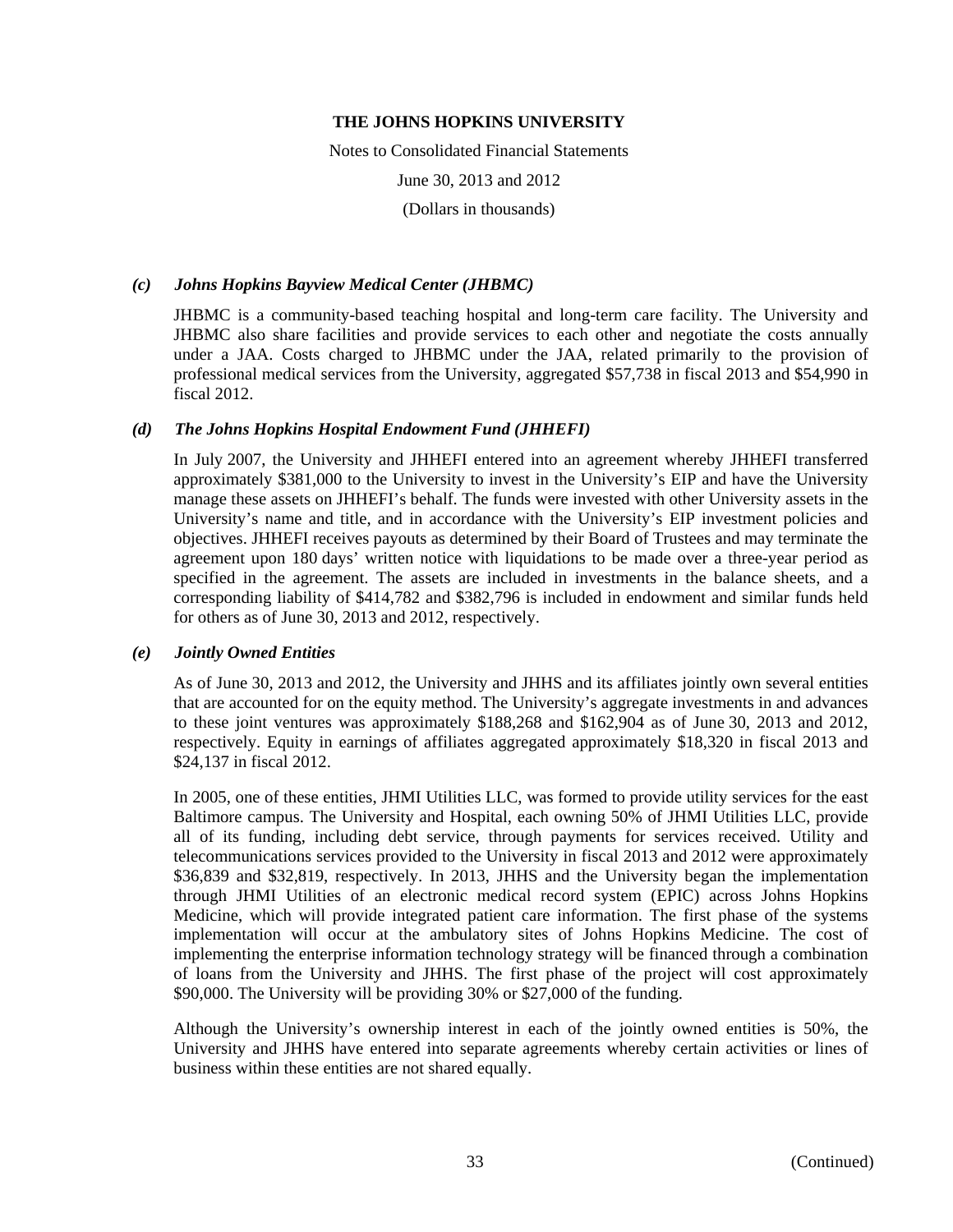### *(c) Johns Hopkins Bayview Medical Center (JHBMC)*

JHBMC is a community-based teaching hospital and long-term care facility. The University and JHBMC also share facilities and provide services to each other and negotiate the costs annually under a JAA. Costs charged to JHBMC under the JAA, related primarily to the provision of professional medical services from the University, aggregated $57,738 in fiscal 2013 and $54,990 in fiscal 2012.

### *(d) The Johns Hopkins Hospital Endowment Fund (JHHEFI)*

In July 2007, the University and JHHEFI entered into an agreement whereby JHHEFI transferred approximately $381,000 to the University to invest in the University's EIP and have the University manage these assets on JHHEFI's behalf. The funds were invested with other University assets in the University's name and title, and in accordance with the University's EIP investment policies and objectives. JHHEFI receives payouts as determined by their Board of Trustees and may terminate the agreement upon 180 days' written notice with liquidations to be made over a three-year period as specified in the agreement. The assets are included in investments in the balance sheets, and a corresponding liability of $414,782 and $382,796 is included in endowment and similar funds held for others as of June 30, 2013 and 2012, respectively.

### *(e) Jointly Owned Entities*

As of June 30, 2013 and 2012, the University and JHHS and its affiliates jointly own several entities that are accounted for on the equity method. The University's aggregate investments in and advances to these joint ventures was approximately $188,268 and $162,904 as of June 30, 2013 and 2012, respectively. Equity in earnings of affiliates aggregated approximately $18,320 in fiscal 2013 and $24,137 in fiscal 2012.

In 2005, one of these entities, JHMI Utilities LLC, was formed to provide utility services for the east Baltimore campus. The University and Hospital, each owning 50% of JHMI Utilities LLC, provide all of its funding, including debt service, through payments for services received. Utility and telecommunications services provided to the University in fiscal 2013 and 2012 were approximately $36,839 and $32,819, respectively. In 2013, JHHS and the University began the implementation through JHMI Utilities of an electronic medical record system (EPIC) across Johns Hopkins Medicine, which will provide integrated patient care information. The first phase of the systems implementation will occur at the ambulatory sites of Johns Hopkins Medicine. The cost of implementing the enterprise information technology strategy will be financed through a combination of loans from the University and JHHS. The first phase of the project will cost approximately $90,000. The University will be providing 30% or $27,000 of the funding.

Although the University's ownership interest in each of the jointly owned entities is 50%, the University and JHHS have entered into separate agreements whereby certain activities or lines of business within these entities are not shared equally.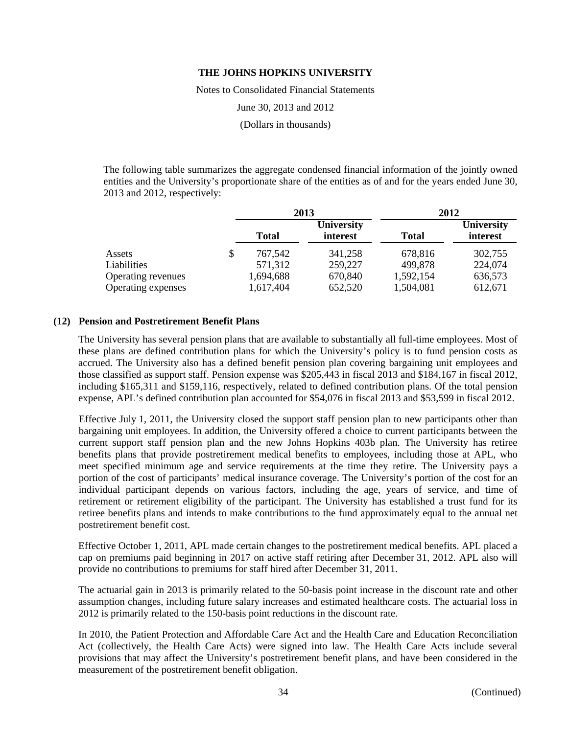The following table summarizes the aggregate condensed financial information of the jointly owned entities and the University's proportionate share of the entities as of and for the years ended June 30, 2013 and 2012, respectively:

| | 2013 | | 2012 | |
|---|---|---|---|---|
| | Total | University interest | Total | University interest |
| Assets | $ 767,542 | 341,258 | 678,816 | 302,755 |
| Liabilities | 571,312 | 259,227 | 499,878 | 224,074 |
| Operating revenues | 1,694,688 | 670,840 | 1,592,154 | 636,573 |
| Operating expenses | 1,617,404 | 652,520 | 1,504,081 | 612,671 |

## (12) Pension and Postretirement Benefit Plans

The University has several pension plans that are available to substantially all full-time employees. Most of these plans are defined contribution plans for which the University's policy is to fund pension costs as accrued. The University also has a defined benefit pension plan covering bargaining unit employees and those classified as support staff. Pension expense was $205,443 in fiscal 2013 and $184,167 in fiscal 2012, including $165,311 and $159,116, respectively, related to defined contribution plans. Of the total pension expense, APL's defined contribution plan accounted for $54,076 in fiscal 2013 and $53,599 in fiscal 2012.

Effective July 1, 2011, the University closed the support staff pension plan to new participants other than bargaining unit employees. In addition, the University offered a choice to current participants between the current support staff pension plan and the new Johns Hopkins 403b plan. The University has retiree benefits plans that provide postretirement medical benefits to employees, including those at APL, who meet specified minimum age and service requirements at the time they retire. The University pays a portion of the cost of participants' medical insurance coverage. The University's portion of the cost for an individual participant depends on various factors, including the age, years of service, and time of retirement or retirement eligibility of the participant. The University has established a trust fund for its retiree benefits plans and intends to make contributions to the fund approximately equal to the annual net postretirement benefit cost.

Effective October 1, 2011, APL made certain changes to the postretirement medical benefits. APL placed a cap on premiums paid beginning in 2017 on active staff retiring after December 31, 2012. APL also will provide no contributions to premiums for staff hired after December 31, 2011.

The actuarial gain in 2013 is primarily related to the 50-basis point increase in the discount rate and other assumption changes, including future salary increases and estimated healthcare costs. The actuarial loss in 2012 is primarily related to the 150-basis point reductions in the discount rate.

In 2010, the Patient Protection and Affordable Care Act and the Health Care and Education Reconciliation Act (collectively, the Health Care Acts) were signed into law. The Health Care Acts include several provisions that may affect the University's postretirement benefit plans, and have been considered in the measurement of the postretirement benefit obligation.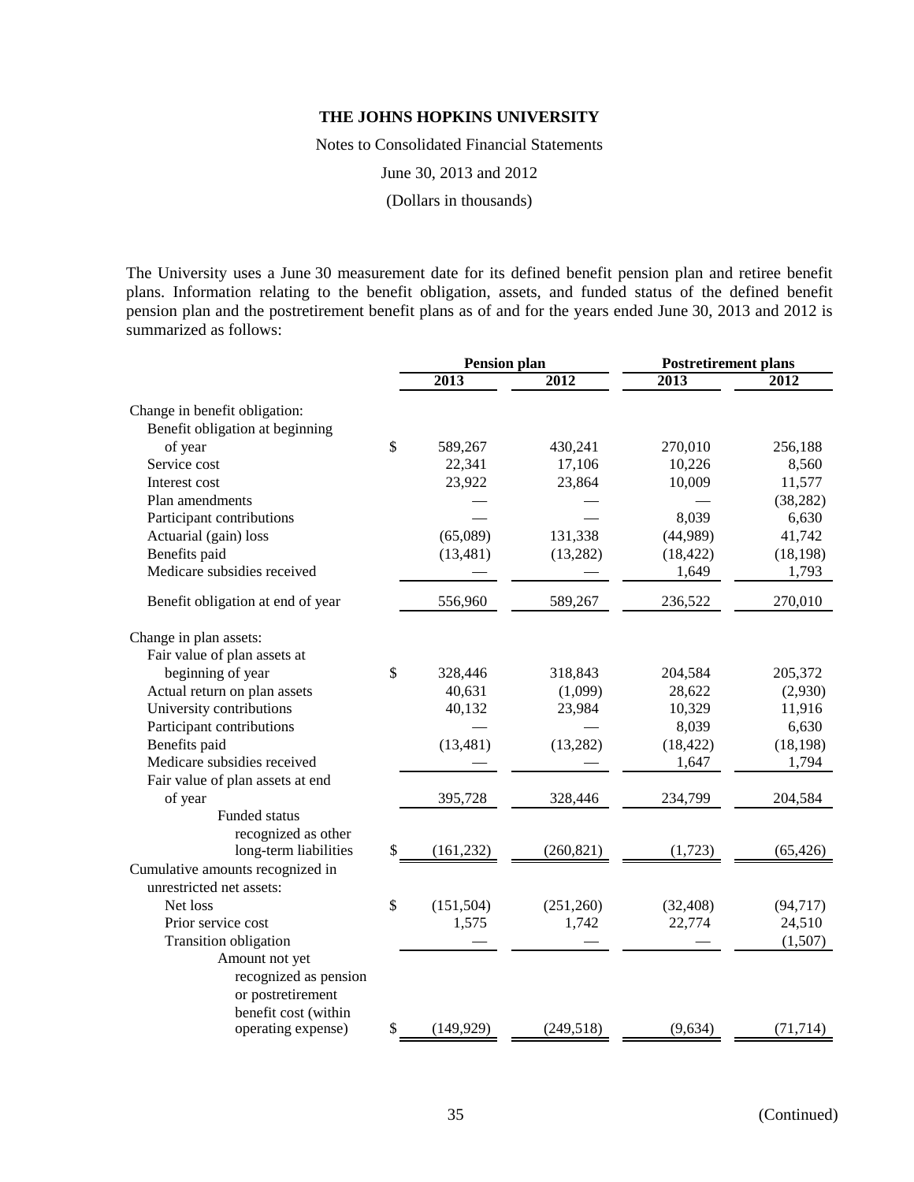**THE JOHNS HOPKINS UNIVERSITY**

Notes to Consolidated Financial Statements

June 30, 2013 and 2012

(Dollars in thousands)

The University uses a June 30 measurement date for its defined benefit pension plan and retiree benefit plans. Information relating to the benefit obligation, assets, and funded status of the defined benefit pension plan and the postretirement benefit plans as of and for the years ended June 30, 2013 and 2012 is summarized as follows:

| | Pension plan | | Postretirement plans | |
|---|---|---|---|---|
| | 2013 | 2012 | 2013 | 2012 |
| Change in benefit obligation: | | | | |
| Benefit obligation at beginning of year | $ 589,267 | 430,241 | 270,010 | 256,188 |
| Service cost | 22,341 | 17,106 | 10,226 | 8,560 |
| Interest cost | 23,922 | 23,864 | 10,009 | 11,577 |
| Plan amendments | — | — | — | (38,282) |
| Participant contributions | — | — | 8,039 | 6,630 |
| Actuarial (gain) loss | (65,089) | 131,338 | (44,989) | 41,742 |
| Benefits paid | (13,481) | (13,282) | (18,422) | (18,198) |
| Medicare subsidies received | — | — | 1,649 | 1,793 |
| Benefit obligation at end of year | 556,960 | 589,267 | 236,522 | 270,010 |
| Change in plan assets: | | | | |
| Fair value of plan assets at beginning of year | $ 328,446 | 318,843 | 204,584 | 205,372 |
| Actual return on plan assets | 40,631 | (1,099) | 28,622 | (2,930) |
| University contributions | 40,132 | 23,984 | 10,329 | 11,916 |
| Participant contributions | — | — | 8,039 | 6,630 |
| Benefits paid | (13,481) | (13,282) | (18,422) | (18,198) |
| Medicare subsidies received | — | — | 1,647 | 1,794 |
| Fair value of plan assets at end of year | 395,728 | 328,446 | 234,799 | 204,584 |
| Funded status recognized as other long-term liabilities | $ (161,232) | (260,821) | (1,723) | (65,426) |
| Cumulative amounts recognized in unrestricted net assets: | | | | |
| Net loss | $ (151,504) | (251,260) | (32,408) | (94,717) |
| Prior service cost | 1,575 | 1,742 | 22,774 | 24,510 |
| Transition obligation | — | — | — | (1,507) |
| Amount not yet recognized as pension or postretirement benefit cost (within operating expense) | $ (149,929) | (249,518) | (9,634) | (71,714) |

(Continued)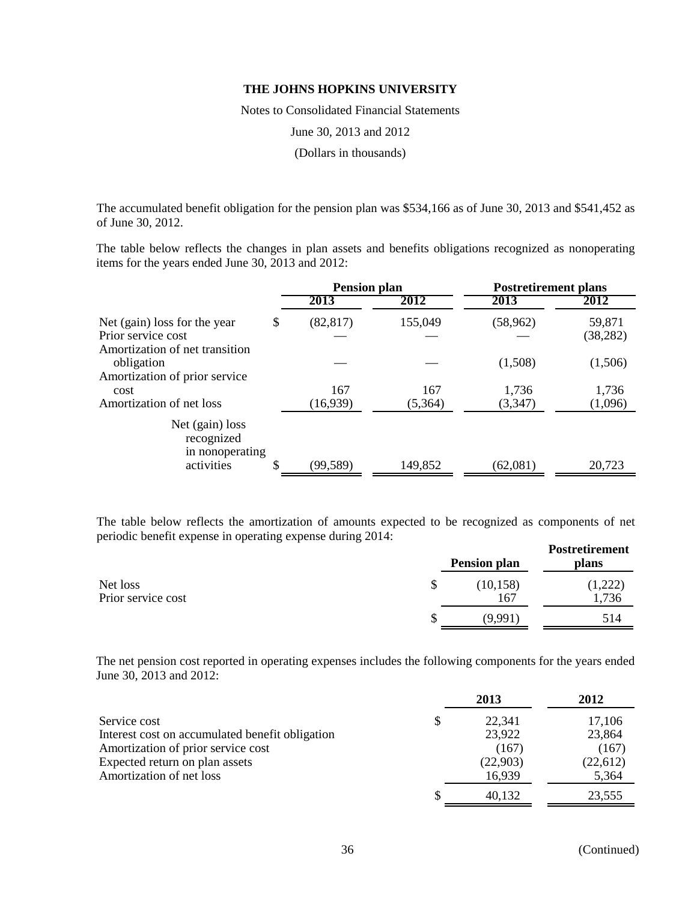# THE JOHNS HOPKINS UNIVERSITY

Notes to Consolidated Financial Statements

June 30, 2013 and 2012

(Dollars in thousands)

The accumulated benefit obligation for the pension plan was $534,166 as of June 30, 2013 and $541,452 as of June 30, 2012.

The table below reflects the changes in plan assets and benefits obligations recognized as nonoperating items for the years ended June 30, 2013 and 2012:

| | Pension plan | | Postretirement plans | |
|---|---|---|---|---|
| | 2013 | 2012 | 2013 | 2012 |
| Net (gain) loss for the year | $ (82,817) | 155,049 | (58,962) | 59,871 |
| Prior service cost | — | — | — | (38,282) |
| Amortization of net transition obligation | — | — | (1,508) | (1,506) |
| Amortization of prior service cost | 167 | 167 | 1,736 | 1,736 |
| Amortization of net loss | (16,939) | (5,364) | (3,347) | (1,096) |
| Net (gain) loss recognized in nonoperating activities | $ (99,589) | 149,852 | (62,081) | 20,723 |

The table below reflects the amortization of amounts expected to be recognized as components of net periodic benefit expense in operating expense during 2014:

| | Pension plan | Postretirement plans |
|---|---|---|
| Net loss | $ (10,158) | (1,222) |
| Prior service cost | 167 | 1,736 |
| | $ (9,991) | 514 |

The net pension cost reported in operating expenses includes the following components for the years ended June 30, 2013 and 2012:

| | 2013 | 2012 |
|---|---|---|
| Service cost | $ 22,341 | 17,106 |
| Interest cost on accumulated benefit obligation | 23,922 | 23,864 |
| Amortization of prior service cost | (167) | (167) |
| Expected return on plan assets | (22,903) | (22,612) |
| Amortization of net loss | 16,939 | 5,364 |
| | $ 40,132 | 23,555 |

(Continued)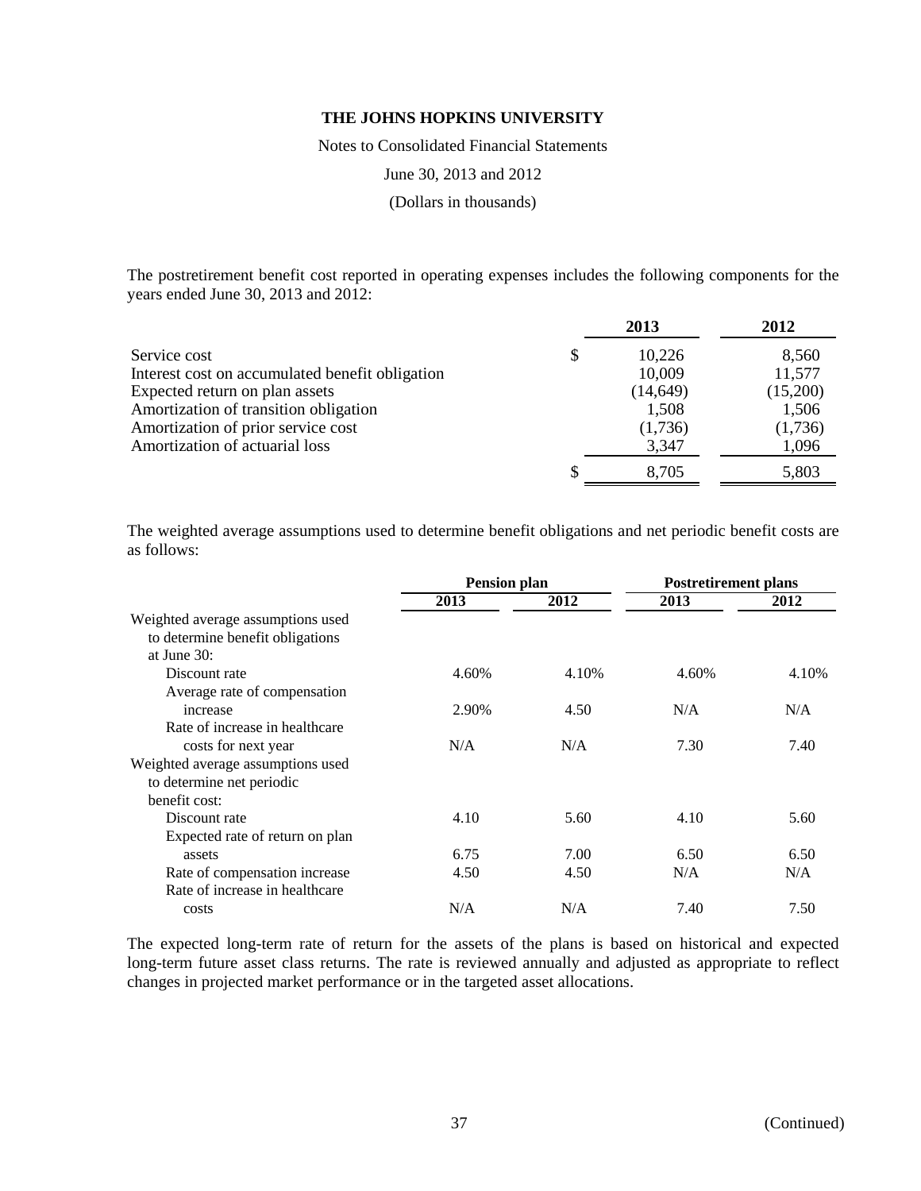**THE JOHNS HOPKINS UNIVERSITY**

Notes to Consolidated Financial Statements

June 30, 2013 and 2012

(Dollars in thousands)

The postretirement benefit cost reported in operating expenses includes the following components for the years ended June 30, 2013 and 2012:

| | 2013 | 2012 |
|---|---|---|
| Service cost | $ 10,226 | 8,560 |
| Interest cost on accumulated benefit obligation | 10,009 | 11,577 |
| Expected return on plan assets | (14,649) | (15,200) |
| Amortization of transition obligation | 1,508 | 1,506 |
| Amortization of prior service cost | (1,736) | (1,736) |
| Amortization of actuarial loss | 3,347 | 1,096 |
| | $ 8,705 | 5,803 |

The weighted average assumptions used to determine benefit obligations and net periodic benefit costs are as follows:

| | Pension plan | | Postretirement plans | |
|---|---|---|---|---|
| | 2013 | 2012 | 2013 | 2012 |
| Weighted average assumptions used to determine benefit obligations at June 30: | | | | |
| Discount rate | 4.60% | 4.10% | 4.60% | 4.10% |
| Average rate of compensation increase | 2.90% | 4.50 | N/A | N/A |
| Rate of increase in healthcare costs for next year | N/A | N/A | 7.30 | 7.40 |
| Weighted average assumptions used to determine net periodic benefit cost: | | | | |
| Discount rate | 4.10 | 5.60 | 4.10 | 5.60 |
| Expected rate of return on plan assets | 6.75 | 7.00 | 6.50 | 6.50 |
| Rate of compensation increase | 4.50 | 4.50 | N/A | N/A |
| Rate of increase in healthcare costs | N/A | N/A | 7.40 | 7.50 |

The expected long-term rate of return for the assets of the plans is based on historical and expected long-term future asset class returns. The rate is reviewed annually and adjusted as appropriate to reflect changes in projected market performance or in the targeted asset allocations.

(Continued)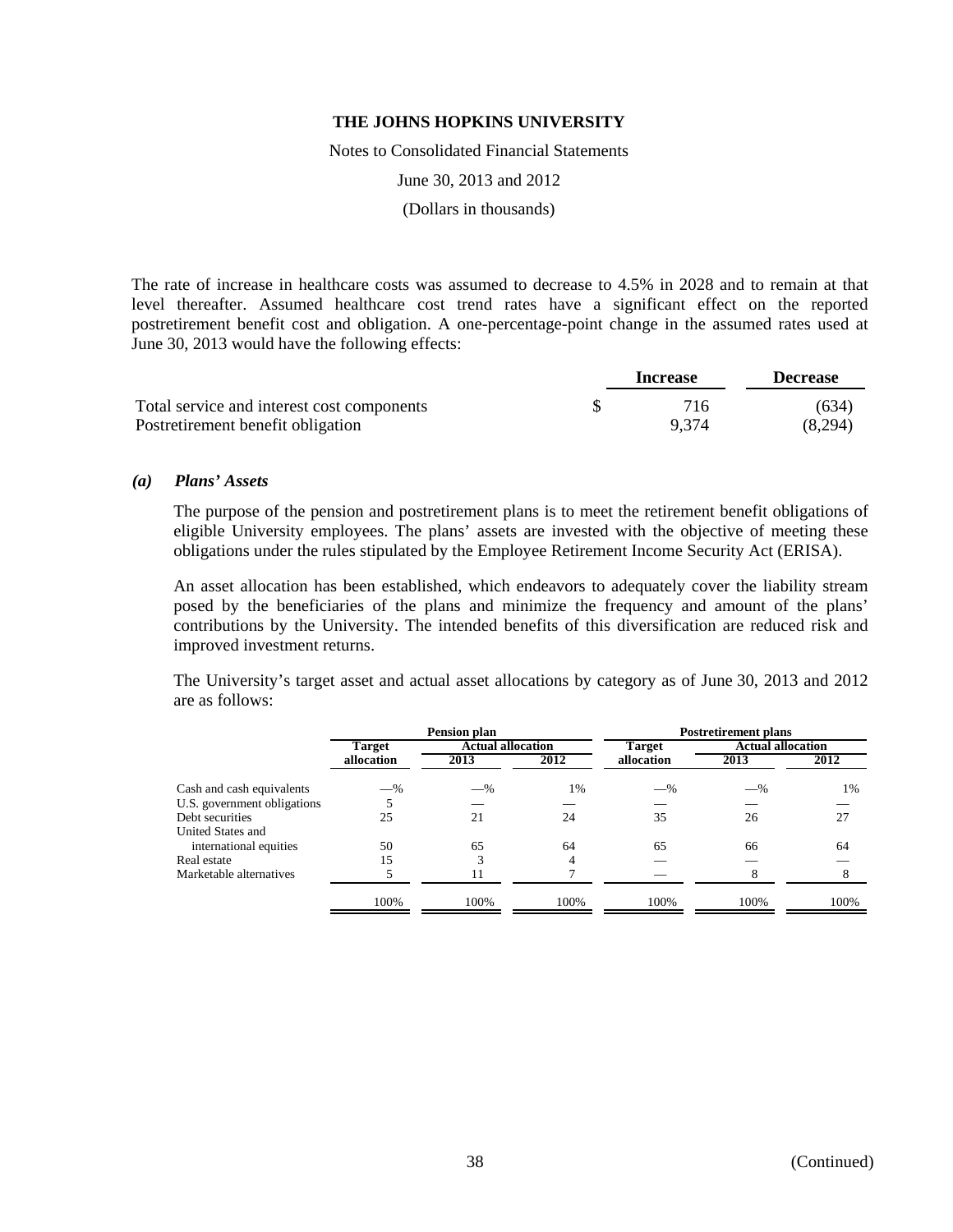The rate of increase in healthcare costs was assumed to decrease to 4.5% in 2028 and to remain at that level thereafter. Assumed healthcare cost trend rates have a significant effect on the reported postretirement benefit cost and obligation. A one-percentage-point change in the assumed rates used at June 30, 2013 would have the following effects:

| | Increase | Decrease |
|---|---|---|
| Total service and interest cost components | $ 716 | (634) |
| Postretirement benefit obligation | 9,374 | (8,294) |

### *(a) Plans' Assets*

The purpose of the pension and postretirement plans is to meet the retirement benefit obligations of eligible University employees. The plans' assets are invested with the objective of meeting these obligations under the rules stipulated by the Employee Retirement Income Security Act (ERISA).

An asset allocation has been established, which endeavors to adequately cover the liability stream posed by the beneficiaries of the plans and minimize the frequency and amount of the plans' contributions by the University. The intended benefits of this diversification are reduced risk and improved investment returns.

The University's target asset and actual asset allocations by category as of June 30, 2013 and 2012 are as follows:

| | Pension plan | | | Postretirement plans | | |
|---|---|---|---|---|---|---|
| | Target allocation | Actual allocation 2013 | Actual allocation 2012 | Target allocation | Actual allocation 2013 | Actual allocation 2012 |
| Cash and cash equivalents | —% | —% | 1% | —% | —% | 1% |
| U.S. government obligations | 5 | — | — | — | — | — |
| Debt securities | 25 | 21 | 24 | 35 | 26 | 27 |
| United States and international equities | 50 | 65 | 64 | 65 | 66 | 64 |
| Real estate | 15 | 3 | 4 | — | — | — |
| Marketable alternatives | 5 | 11 | 7 | — | 8 | 8 |
| | 100% | 100% | 100% | 100% | 100% | 100% |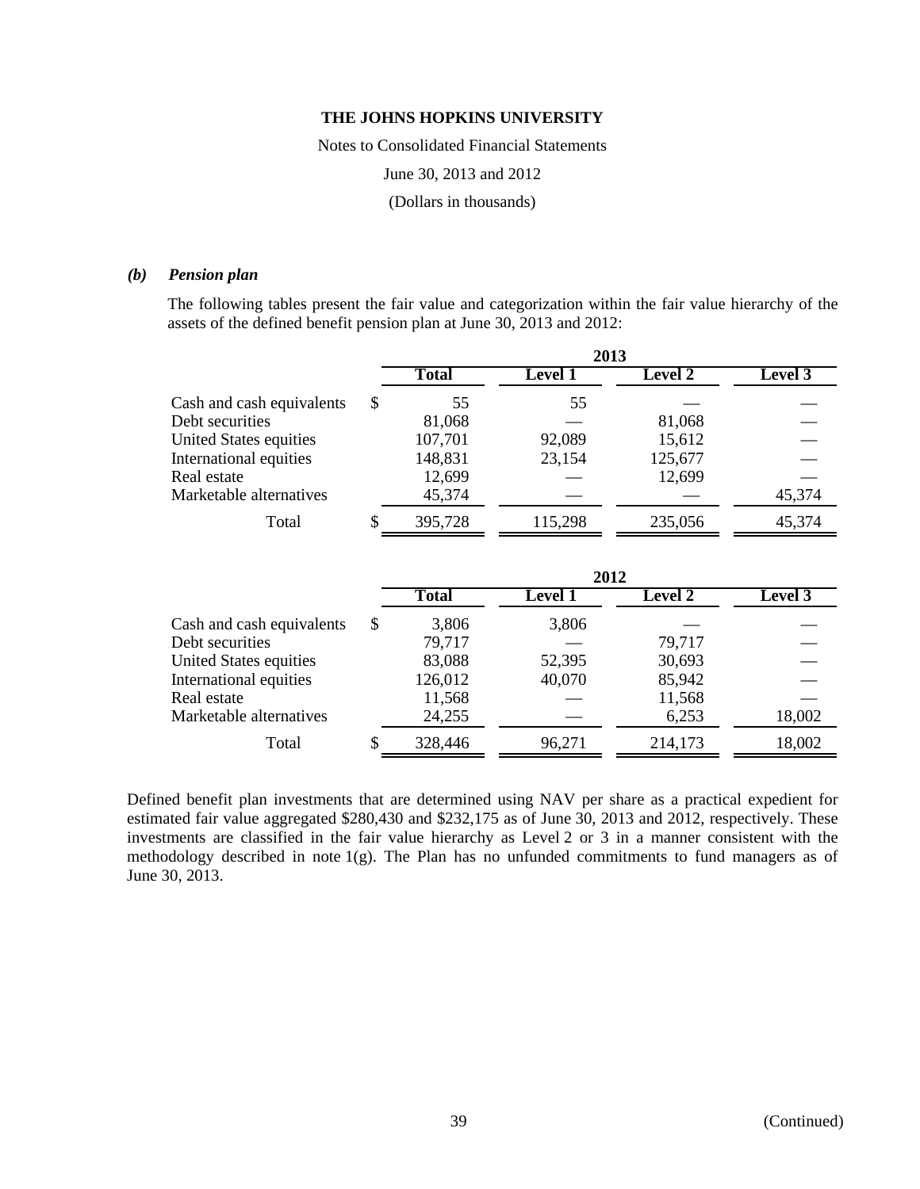**THE JOHNS HOPKINS UNIVERSITY**

Notes to Consolidated Financial Statements

June 30, 2013 and 2012

(Dollars in thousands)

### *(b) Pension plan*

The following tables present the fair value and categorization within the fair value hierarchy of the assets of the defined benefit pension plan at June 30, 2013 and 2012:

| | 2013 | | | |
|---|---|---|---|---|
| | **Total** | **Level 1** | **Level 2** | **Level 3** |
| Cash and cash equivalents | $ 55 | 55 | — | — |
| Debt securities | 81,068 | — | 81,068 | — |
| United States equities | 107,701 | 92,089 | 15,612 | — |
| International equities | 148,831 | 23,154 | 125,677 | — |
| Real estate | 12,699 | — | 12,699 | — |
| Marketable alternatives | 45,374 | — | — | 45,374 |
| Total | $ 395,728 | 115,298 | 235,056 | 45,374 |

| | 2012 | | | |
|---|---|---|---|---|
| | **Total** | **Level 1** | **Level 2** | **Level 3** |
| Cash and cash equivalents | $ 3,806 | 3,806 | — | — |
| Debt securities | 79,717 | — | 79,717 | — |
| United States equities | 83,088 | 52,395 | 30,693 | — |
| International equities | 126,012 | 40,070 | 85,942 | — |
| Real estate | 11,568 | — | 11,568 | — |
| Marketable alternatives | 24,255 | — | 6,253 | 18,002 |
| Total | $ 328,446 | 96,271 | 214,173 | 18,002 |

Defined benefit plan investments that are determined using NAV per share as a practical expedient for estimated fair value aggregated $280,430 and $232,175 as of June 30, 2013 and 2012, respectively. These investments are classified in the fair value hierarchy as Level 2 or 3 in a manner consistent with the methodology described in note 1(g). The Plan has no unfunded commitments to fund managers as of June 30, 2013.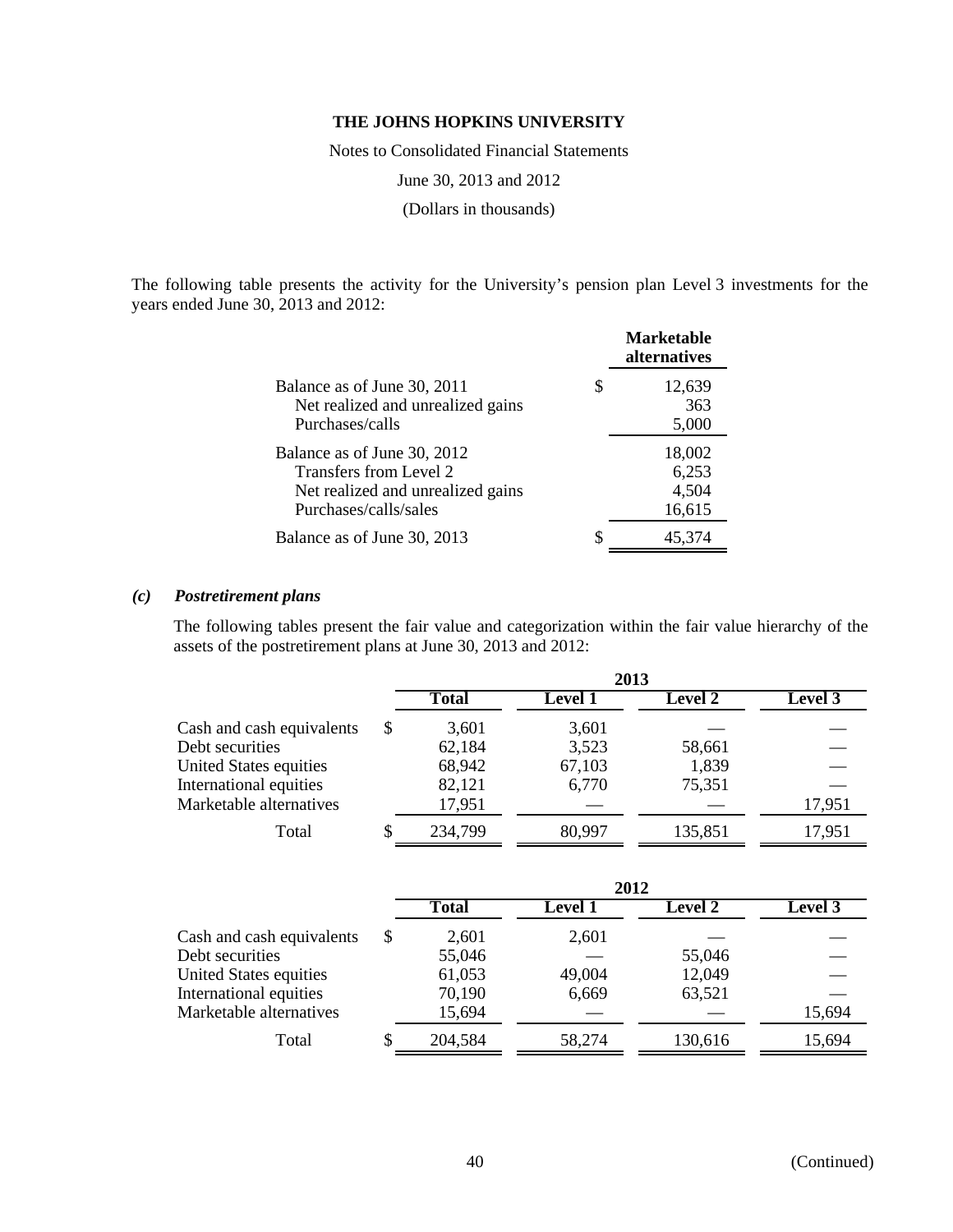The following table presents the activity for the University's pension plan Level 3 investments for the years ended June 30, 2013 and 2012:

| | Marketable alternatives |
|---|---|
| Balance as of June 30, 2011 | $ 12,639 |
| Net realized and unrealized gains | 363 |
| Purchases/calls | 5,000 |
| Balance as of June 30, 2012 | 18,002 |
| Transfers from Level 2 | 6,253 |
| Net realized and unrealized gains | 4,504 |
| Purchases/calls/sales | 16,615 |
| Balance as of June 30, 2013 | $ 45,374 |

### *(c) Postretirement plans*

The following tables present the fair value and categorization within the fair value hierarchy of the assets of the postretirement plans at June 30, 2013 and 2012:

| | 2013 | | | |
|---|---|---|---|---|
| | Total | Level 1 | Level 2 | Level 3 |
| Cash and cash equivalents | $ 3,601 | 3,601 | — | — |
| Debt securities | 62,184 | 3,523 | 58,661 | — |
| United States equities | 68,942 | 67,103 | 1,839 | — |
| International equities | 82,121 | 6,770 | 75,351 | — |
| Marketable alternatives | 17,951 | — | — | 17,951 |
| Total | $ 234,799 | 80,997 | 135,851 | 17,951 |

| | 2012 | | | |
|---|---|---|---|---|
| | Total | Level 1 | Level 2 | Level 3 |
| Cash and cash equivalents | $ 2,601 | 2,601 | — | — |
| Debt securities | 55,046 | — | 55,046 | — |
| United States equities | 61,053 | 49,004 | 12,049 | — |
| International equities | 70,190 | 6,669 | 63,521 | — |
| Marketable alternatives | 15,694 | — | — | 15,694 |
| Total | $ 204,584 | 58,274 | 130,616 | 15,694 |

(Continued)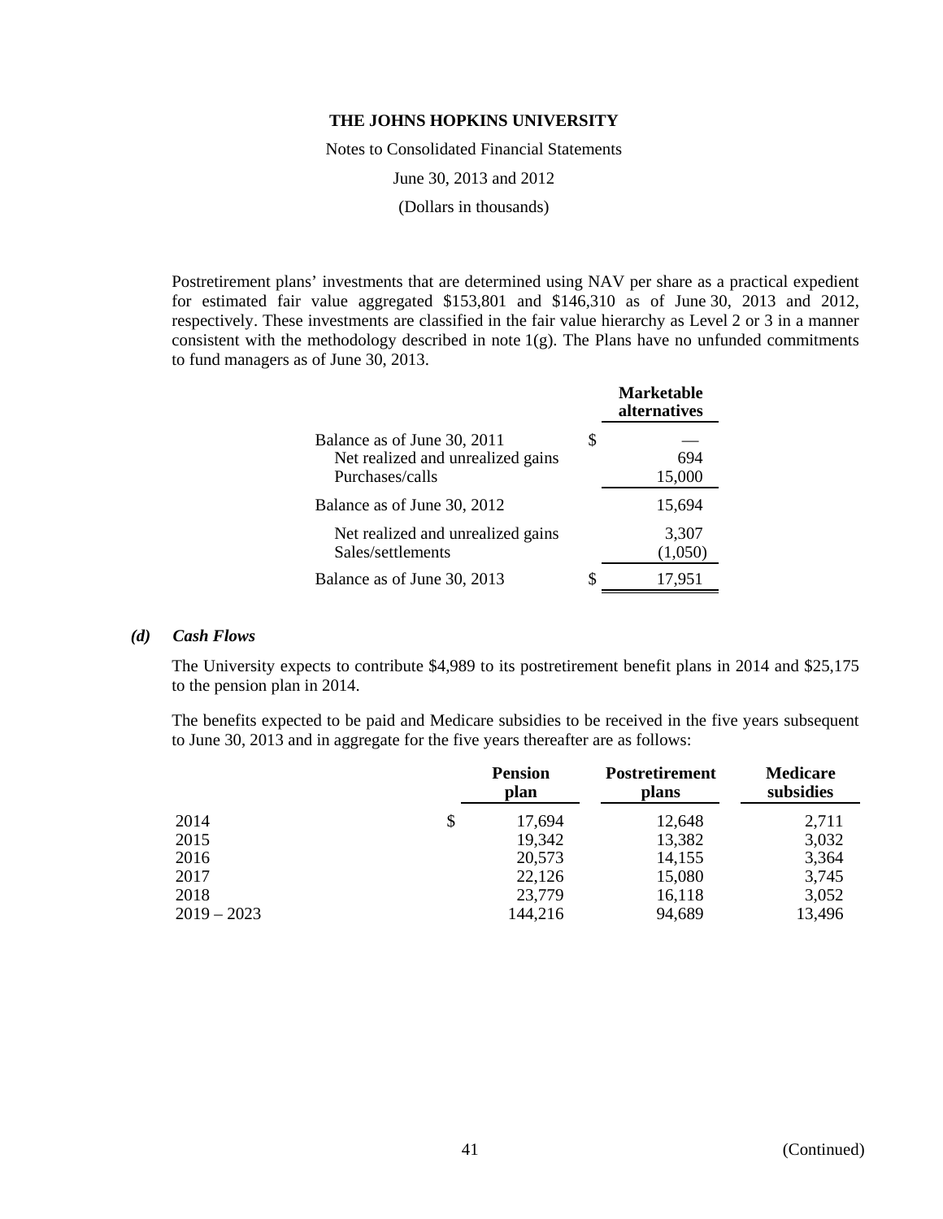**THE JOHNS HOPKINS UNIVERSITY**

Notes to Consolidated Financial Statements

June 30, 2013 and 2012

(Dollars in thousands)

Postretirement plans' investments that are determined using NAV per share as a practical expedient for estimated fair value aggregated $153,801 and $146,310 as of June 30, 2013 and 2012, respectively. These investments are classified in the fair value hierarchy as Level 2 or 3 in a manner consistent with the methodology described in note 1(g). The Plans have no unfunded commitments to fund managers as of June 30, 2013.

| | Marketable alternatives |
|---|---|
| Balance as of June 30, 2011 | $ — |
| Net realized and unrealized gains | 694 |
| Purchases/calls | 15,000 |
| Balance as of June 30, 2012 | 15,694 |
| Net realized and unrealized gains | 3,307 |
| Sales/settlements | (1,050) |
| Balance as of June 30, 2013 | $ 17,951 |

### *(d) Cash Flows*

The University expects to contribute $4,989 to its postretirement benefit plans in 2014 and $25,175 to the pension plan in 2014.

The benefits expected to be paid and Medicare subsidies to be received in the five years subsequent to June 30, 2013 and in aggregate for the five years thereafter are as follows:

| | Pension plan | Postretirement plans | Medicare subsidies |
|---|---|---|---|
| 2014 | $ 17,694 | 12,648 | 2,711 |
| 2015 | 19,342 | 13,382 | 3,032 |
| 2016 | 20,573 | 14,155 | 3,364 |
| 2017 | 22,126 | 15,080 | 3,745 |
| 2018 | 23,779 | 16,118 | 3,052 |
| 2019 – 2023 | 144,216 | 94,689 | 13,496 |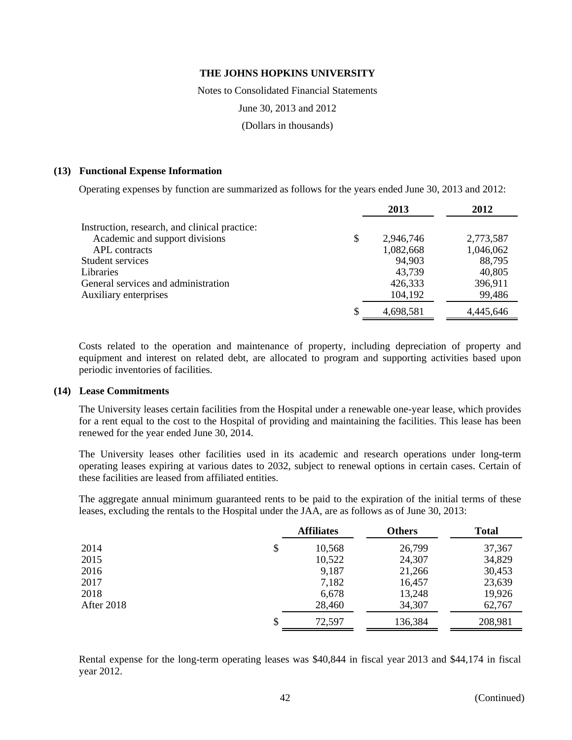THE JOHNS HOPKINS UNIVERSITY

Notes to Consolidated Financial Statements

June 30, 2013 and 2012

(Dollars in thousands)

## (13) Functional Expense Information

Operating expenses by function are summarized as follows for the years ended June 30, 2013 and 2012:

| | 2013 | 2012 |
|---|---|---|
| Instruction, research, and clinical practice: | | |
| Academic and support divisions | $ 2,946,746 | 2,773,587 |
| APL contracts | 1,082,668 | 1,046,062 |
| Student services | 94,903 | 88,795 |
| Libraries | 43,739 | 40,805 |
| General services and administration | 426,333 | 396,911 |
| Auxiliary enterprises | 104,192 | 99,486 |
| | $ 4,698,581 | 4,445,646 |

Costs related to the operation and maintenance of property, including depreciation of property and equipment and interest on related debt, are allocated to program and supporting activities based upon periodic inventories of facilities.

## (14) Lease Commitments

The University leases certain facilities from the Hospital under a renewable one-year lease, which provides for a rent equal to the cost to the Hospital of providing and maintaining the facilities. This lease has been renewed for the year ended June 30, 2014.

The University leases other facilities used in its academic and research operations under long-term operating leases expiring at various dates to 2032, subject to renewal options in certain cases. Certain of these facilities are leased from affiliated entities.

The aggregate annual minimum guaranteed rents to be paid to the expiration of the initial terms of these leases, excluding the rentals to the Hospital under the JAA, are as follows as of June 30, 2013:

| | Affiliates | Others | Total |
|---|---|---|---|
| 2014 | $ 10,568 | 26,799 | 37,367 |
| 2015 | 10,522 | 24,307 | 34,829 |
| 2016 | 9,187 | 21,266 | 30,453 |
| 2017 | 7,182 | 16,457 | 23,639 |
| 2018 | 6,678 | 13,248 | 19,926 |
| After 2018 | 28,460 | 34,307 | 62,767 |
| | $ 72,597 | 136,384 | 208,981 |

Rental expense for the long-term operating leases was $40,844 in fiscal year 2013 and $44,174 in fiscal year 2012.

(Continued)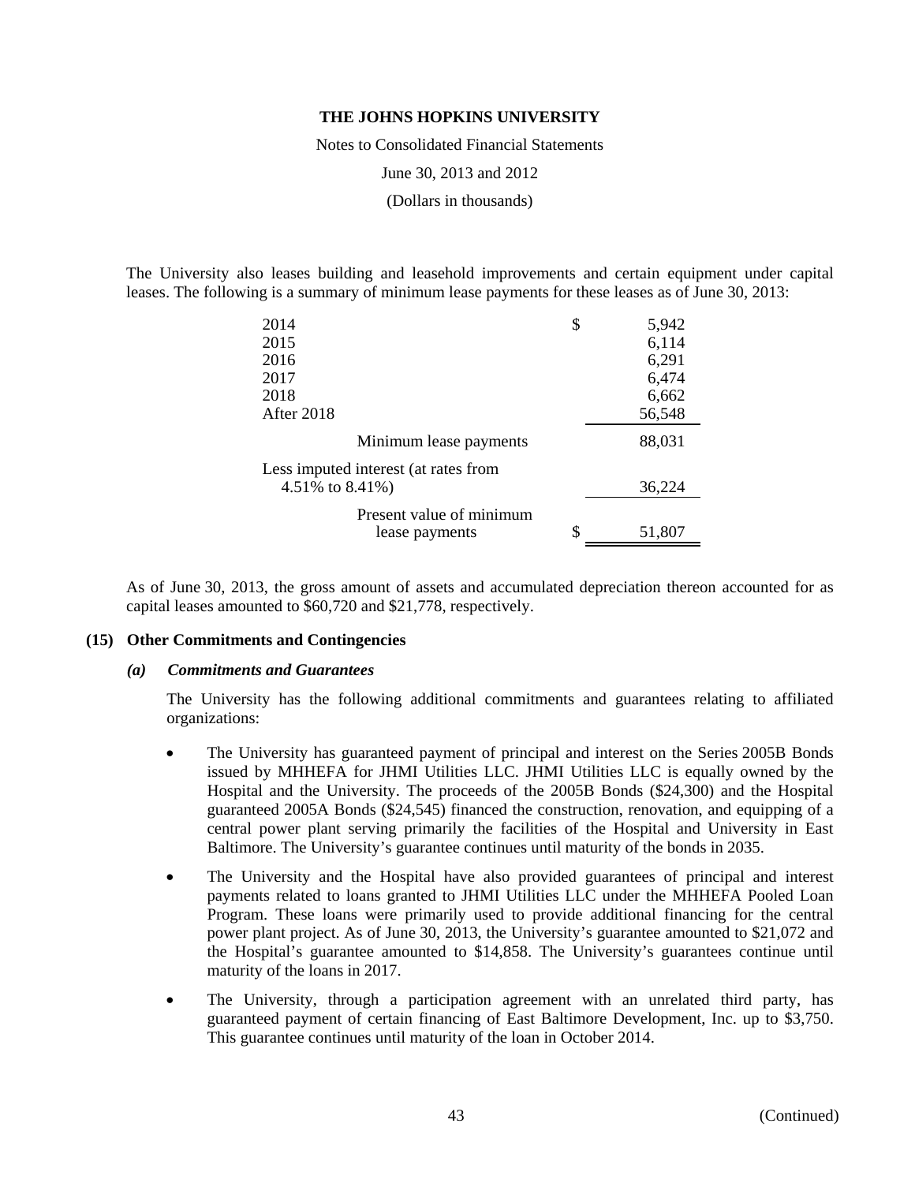The University also leases building and leasehold improvements and certain equipment under capital leases. The following is a summary of minimum lease payments for these leases as of June 30, 2013:

| | |
|---|---|
| 2014 | $ 5,942 |
| 2015 | 6,114 |
| 2016 | 6,291 |
| 2017 | 6,474 |
| 2018 | 6,662 |
| After 2018 | 56,548 |
| Minimum lease payments | 88,031 |
| Less imputed interest (at rates from 4.51% to 8.41%) | 36,224 |
| Present value of minimum lease payments | $ 51,807 |

As of June 30, 2013, the gross amount of assets and accumulated depreciation thereon accounted for as capital leases amounted to $60,720 and $21,778, respectively.

## (15) Other Commitments and Contingencies

### *(a) Commitments and Guarantees*

The University has the following additional commitments and guarantees relating to affiliated organizations:

- The University has guaranteed payment of principal and interest on the Series 2005B Bonds issued by MHHEFA for JHMI Utilities LLC. JHMI Utilities LLC is equally owned by the Hospital and the University. The proceeds of the 2005B Bonds ($24,300) and the Hospital guaranteed 2005A Bonds ($24,545) financed the construction, renovation, and equipping of a central power plant serving primarily the facilities of the Hospital and University in East Baltimore. The University's guarantee continues until maturity of the bonds in 2035.
- The University and the Hospital have also provided guarantees of principal and interest payments related to loans granted to JHMI Utilities LLC under the MHHEFA Pooled Loan Program. These loans were primarily used to provide additional financing for the central power plant project. As of June 30, 2013, the University's guarantee amounted to $21,072 and the Hospital's guarantee amounted to $14,858. The University's guarantees continue until maturity of the loans in 2017.
- The University, through a participation agreement with an unrelated third party, has guaranteed payment of certain financing of East Baltimore Development, Inc. up to $3,750. This guarantee continues until maturity of the loan in October 2014.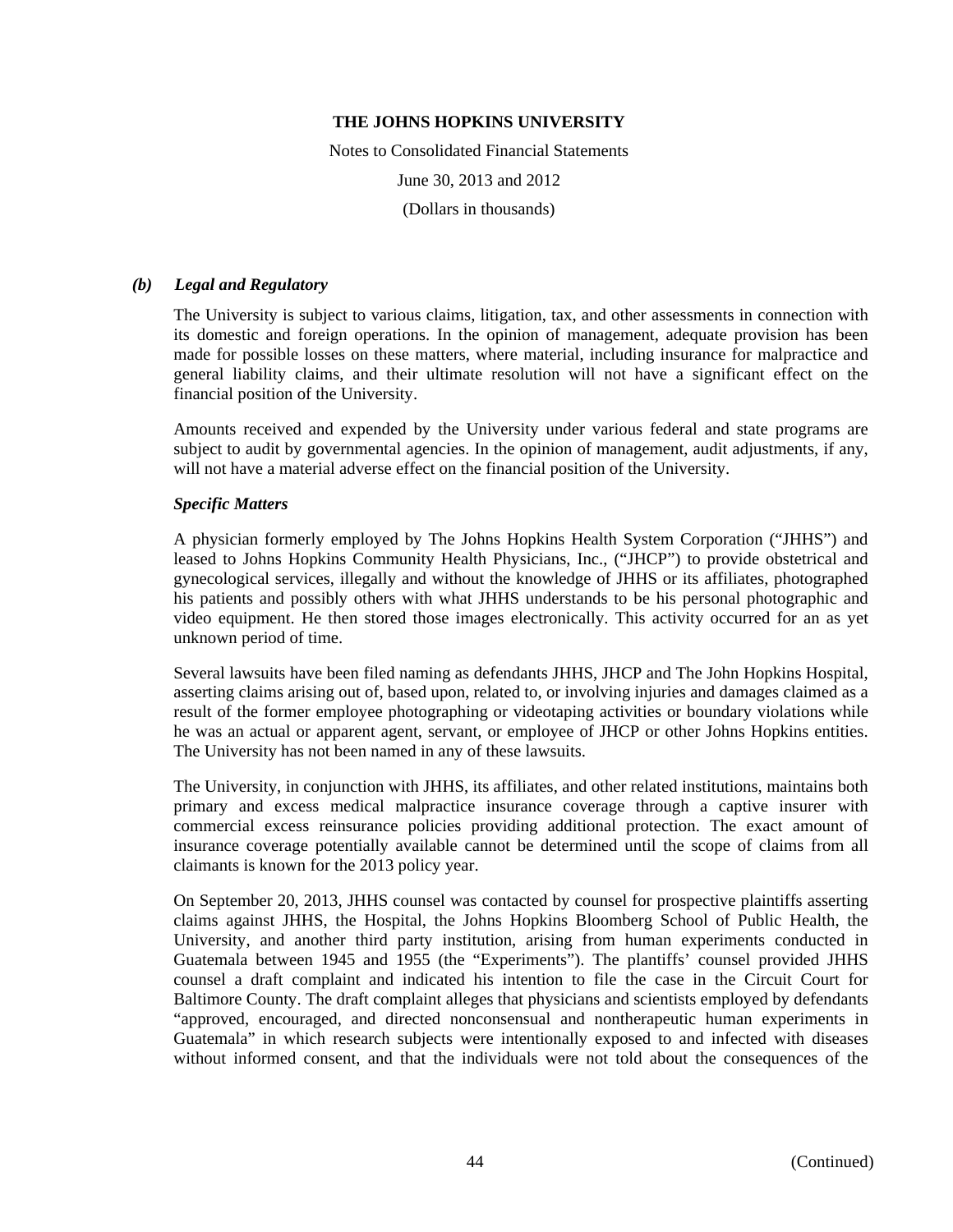### *(b) Legal and Regulatory*

The University is subject to various claims, litigation, tax, and other assessments in connection with its domestic and foreign operations. In the opinion of management, adequate provision has been made for possible losses on these matters, where material, including insurance for malpractice and general liability claims, and their ultimate resolution will not have a significant effect on the financial position of the University.

Amounts received and expended by the University under various federal and state programs are subject to audit by governmental agencies. In the opinion of management, audit adjustments, if any, will not have a material adverse effect on the financial position of the University.

#### *Specific Matters*

A physician formerly employed by The Johns Hopkins Health System Corporation ("JHHS") and leased to Johns Hopkins Community Health Physicians, Inc., ("JHCP") to provide obstetrical and gynecological services, illegally and without the knowledge of JHHS or its affiliates, photographed his patients and possibly others with what JHHS understands to be his personal photographic and video equipment. He then stored those images electronically. This activity occurred for an as yet unknown period of time.

Several lawsuits have been filed naming as defendants JHHS, JHCP and The John Hopkins Hospital, asserting claims arising out of, based upon, related to, or involving injuries and damages claimed as a result of the former employee photographing or videotaping activities or boundary violations while he was an actual or apparent agent, servant, or employee of JHCP or other Johns Hopkins entities. The University has not been named in any of these lawsuits.

The University, in conjunction with JHHS, its affiliates, and other related institutions, maintains both primary and excess medical malpractice insurance coverage through a captive insurer with commercial excess reinsurance policies providing additional protection. The exact amount of insurance coverage potentially available cannot be determined until the scope of claims from all claimants is known for the 2013 policy year.

On September 20, 2013, JHHS counsel was contacted by counsel for prospective plaintiffs asserting claims against JHHS, the Hospital, the Johns Hopkins Bloomberg School of Public Health, the University, and another third party institution, arising from human experiments conducted in Guatemala between 1945 and 1955 (the "Experiments"). The plantiffs' counsel provided JHHS counsel a draft complaint and indicated his intention to file the case in the Circuit Court for Baltimore County. The draft complaint alleges that physicians and scientists employed by defendants "approved, encouraged, and directed nonconsensual and nontherapeutic human experiments in Guatemala" in which research subjects were intentionally exposed to and infected with diseases without informed consent, and that the individuals were not told about the consequences of the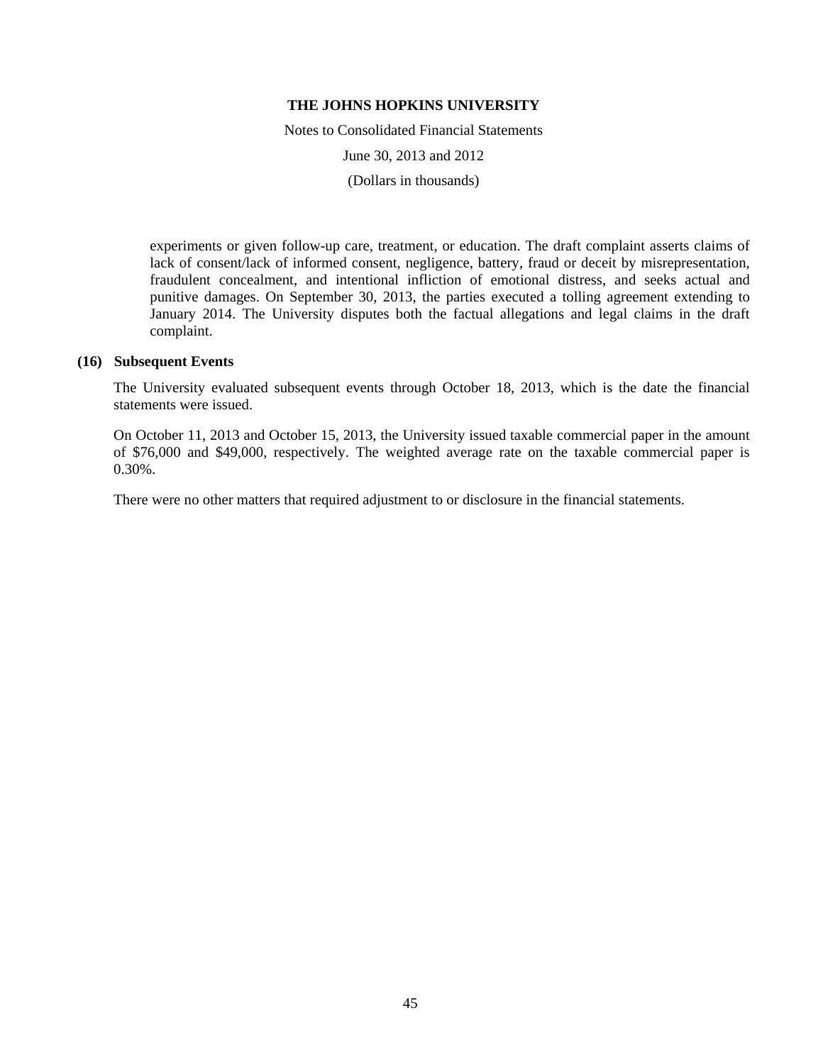experiments or given follow-up care, treatment, or education. The draft complaint asserts claims of lack of consent/lack of informed consent, negligence, battery, fraud or deceit by misrepresentation, fraudulent concealment, and intentional infliction of emotional distress, and seeks actual and punitive damages. On September 30, 2013, the parties executed a tolling agreement extending to January 2014. The University disputes both the factual allegations and legal claims in the draft complaint.

## (16) Subsequent Events

The University evaluated subsequent events through October 18, 2013, which is the date the financial statements were issued.

On October 11, 2013 and October 15, 2013, the University issued taxable commercial paper in the amount of $76,000 and $49,000, respectively. The weighted average rate on the taxable commercial paper is 0.30%.

There were no other matters that required adjustment to or disclosure in the financial statements.